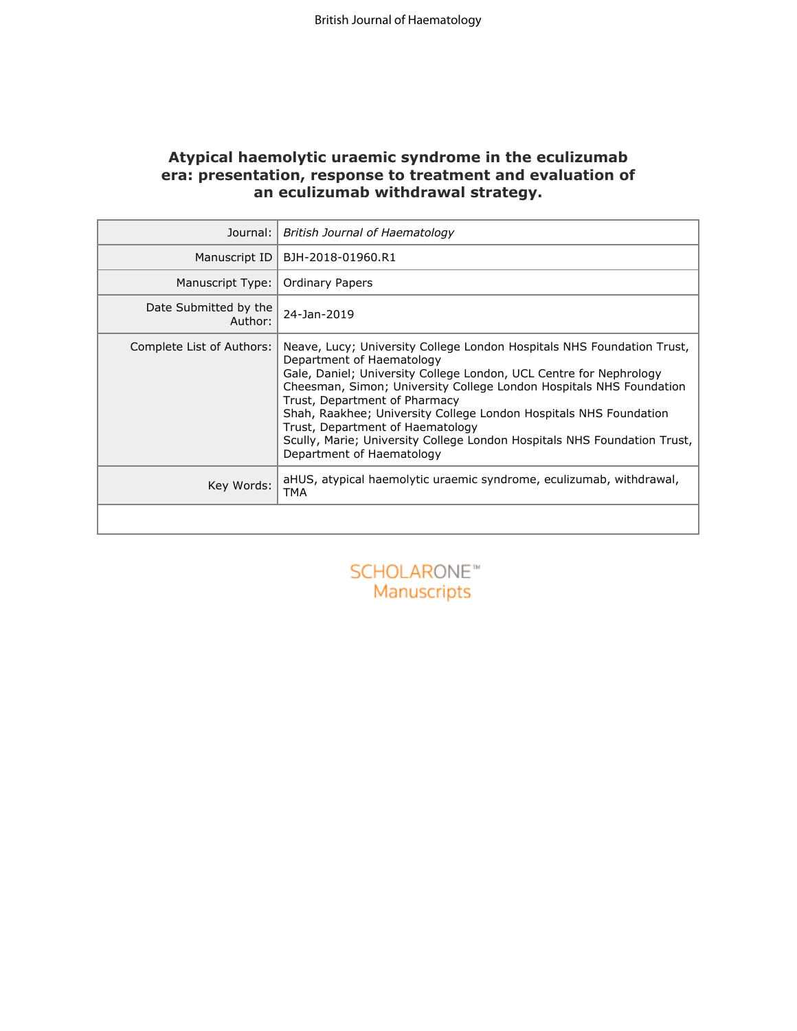# Atypical haemolytic uraemic syndrome in the eculizumab era: presentation, response to treatment and evaluation of an eculizumab withdrawal strategy.

| | |
|---|---|
| Journal: | *British Journal of Haematology* |
| Manuscript ID | BJH-2018-01960.R1 |
| Manuscript Type: | Ordinary Papers |
| Date Submitted by the Author: | 24-Jan-2019 |
| Complete List of Authors: | Neave, Lucy; University College London Hospitals NHS Foundation Trust, Department of Haematology<br>Gale, Daniel; University College London, UCL Centre for Nephrology<br>Cheesman, Simon; University College London Hospitals NHS Foundation Trust, Department of Pharmacy<br>Shah, Raakhee; University College London Hospitals NHS Foundation Trust, Department of Haematology<br>Scully, Marie; University College London Hospitals NHS Foundation Trust, Department of Haematology |
| Key Words: | aHUS, atypical haemolytic uraemic syndrome, eculizumab, withdrawal, TMA |

SCHOLARONE™ Manuscripts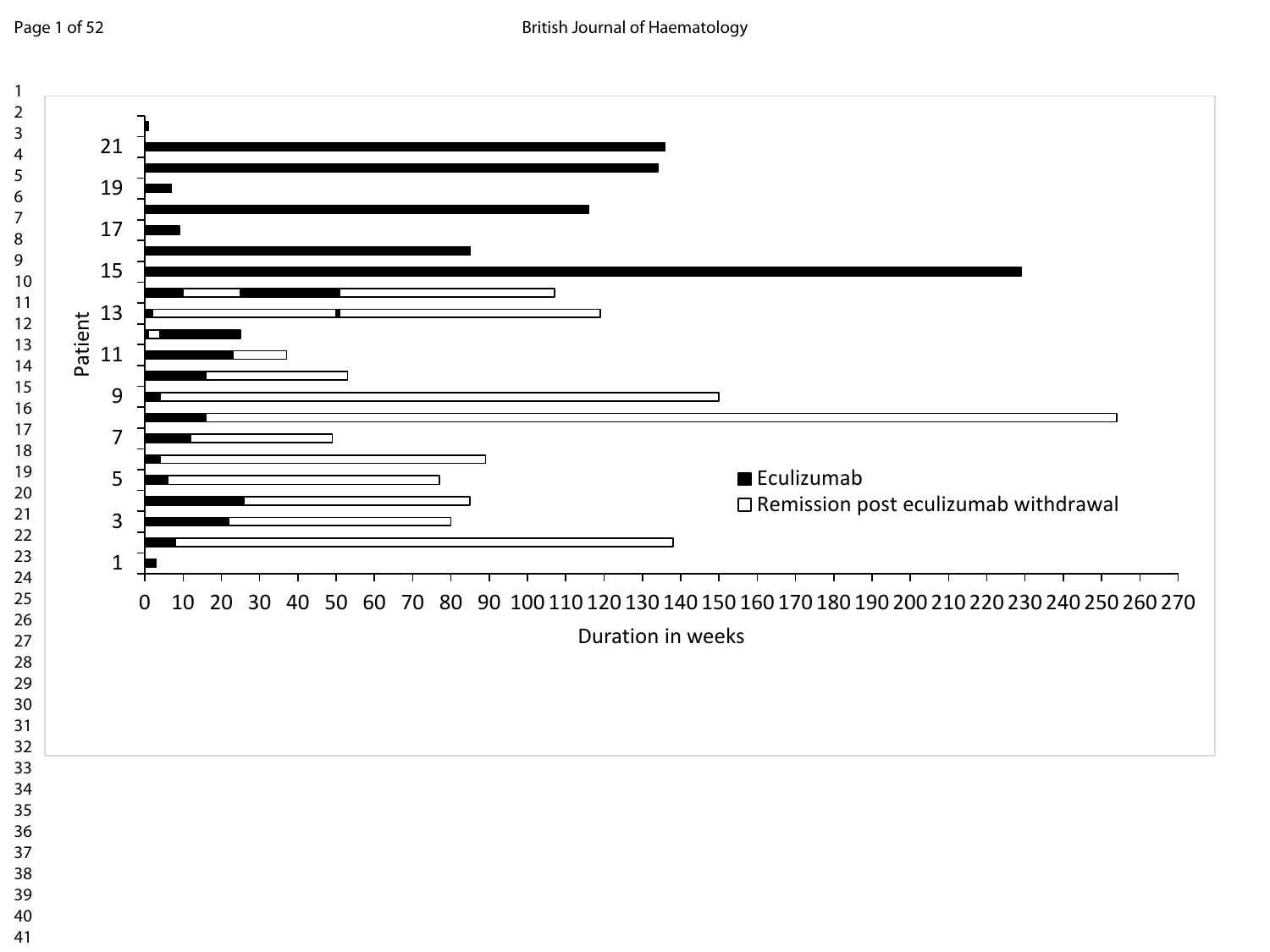Patient

1
3
5
7
9
11
13
15
17
19
21

0 10 20 30 40 50 60 70 80 90 100 110 120 130 140 150 160 170 180 190 200 210 220 230 240 250 260 270

Duration in weeks

■ Eculizumab
□ Remission post eculizumab withdrawal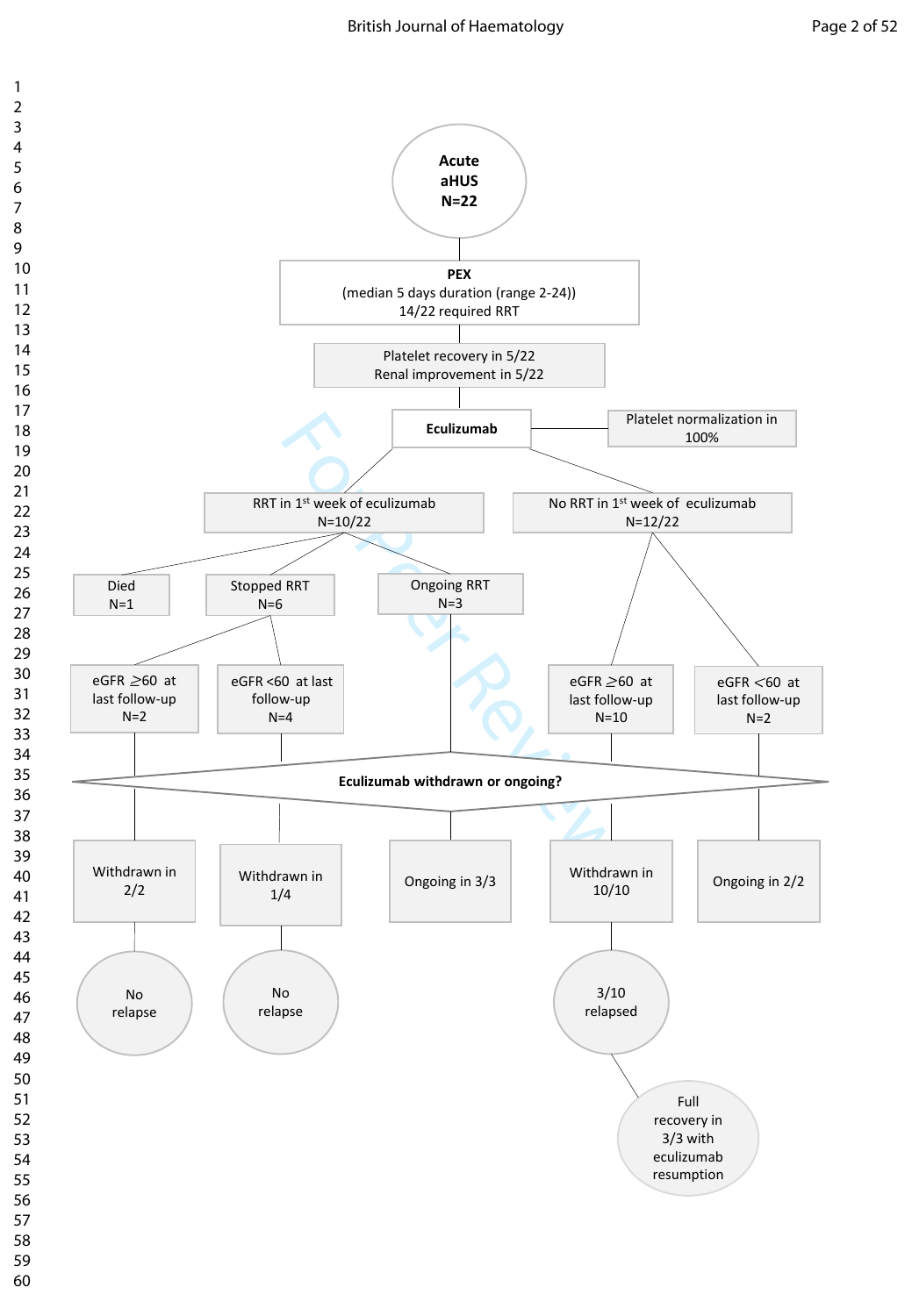Acute aHUS
N=22

**PEX**
(median 5 days duration (range 2-24))
14/22 required RRT

Platelet recovery in 5/22
Renal improvement in 5/22

**Eculizumab**

Platelet normalization in 100%

RRT in 1st week of eculizumab
N=10/22

No RRT in 1st week of eculizumab
N=12/22

Died
N=1

Stopped RRT
N=6

Ongoing RRT
N=3

eGFR ≥60 at last follow-up
N=2

eGFR <60 at last follow-up
N=4

eGFR ≥60 at last follow-up
N=10

eGFR <60 at last follow-up
N=2

**Eculizumab withdrawn or ongoing?**

Withdrawn in 2/2

Withdrawn in 1/4

Ongoing in 3/3

Withdrawn in 10/10

Ongoing in 2/2

No relapse

No relapse

3/10 relapsed

Full recovery in 3/3 with eculizumab resumption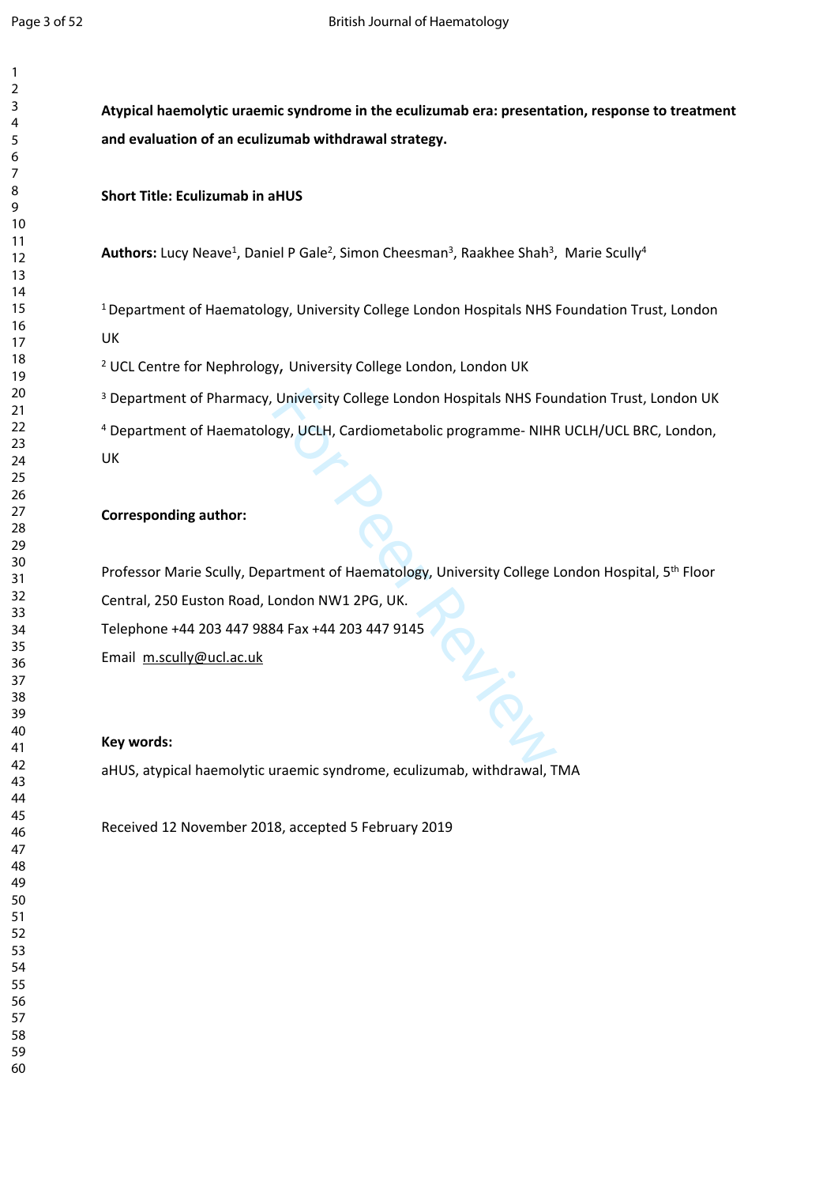**Atypical haemolytic uraemic syndrome in the eculizumab era: presentation, response to treatment and evaluation of an eculizumab withdrawal strategy.**

**Short Title: Eculizumab in aHUS**

**Authors:** Lucy Neave[1], Daniel P Gale[2], Simon Cheesman[3], Raakhee Shah[3], Marie Scully[4]

[1] Department of Haematology, University College London Hospitals NHS Foundation Trust, London UK

[2] UCL Centre for Nephrology, University College London, London UK

[3] Department of Pharmacy, University College London Hospitals NHS Foundation Trust, London UK

[4] Department of Haematology, UCLH, Cardiometabolic programme- NIHR UCLH/UCL BRC, London, UK

**Corresponding author:**

Professor Marie Scully, Department of Haematology, University College London Hospital, 5th Floor Central, 250 Euston Road, London NW1 2PG, UK.

Telephone +44 203 447 9884 Fax +44 203 447 9145

Email m.scully@ucl.ac.uk

**Key words:**

aHUS, atypical haemolytic uraemic syndrome, eculizumab, withdrawal, TMA

Received 12 November 2018, accepted 5 February 2019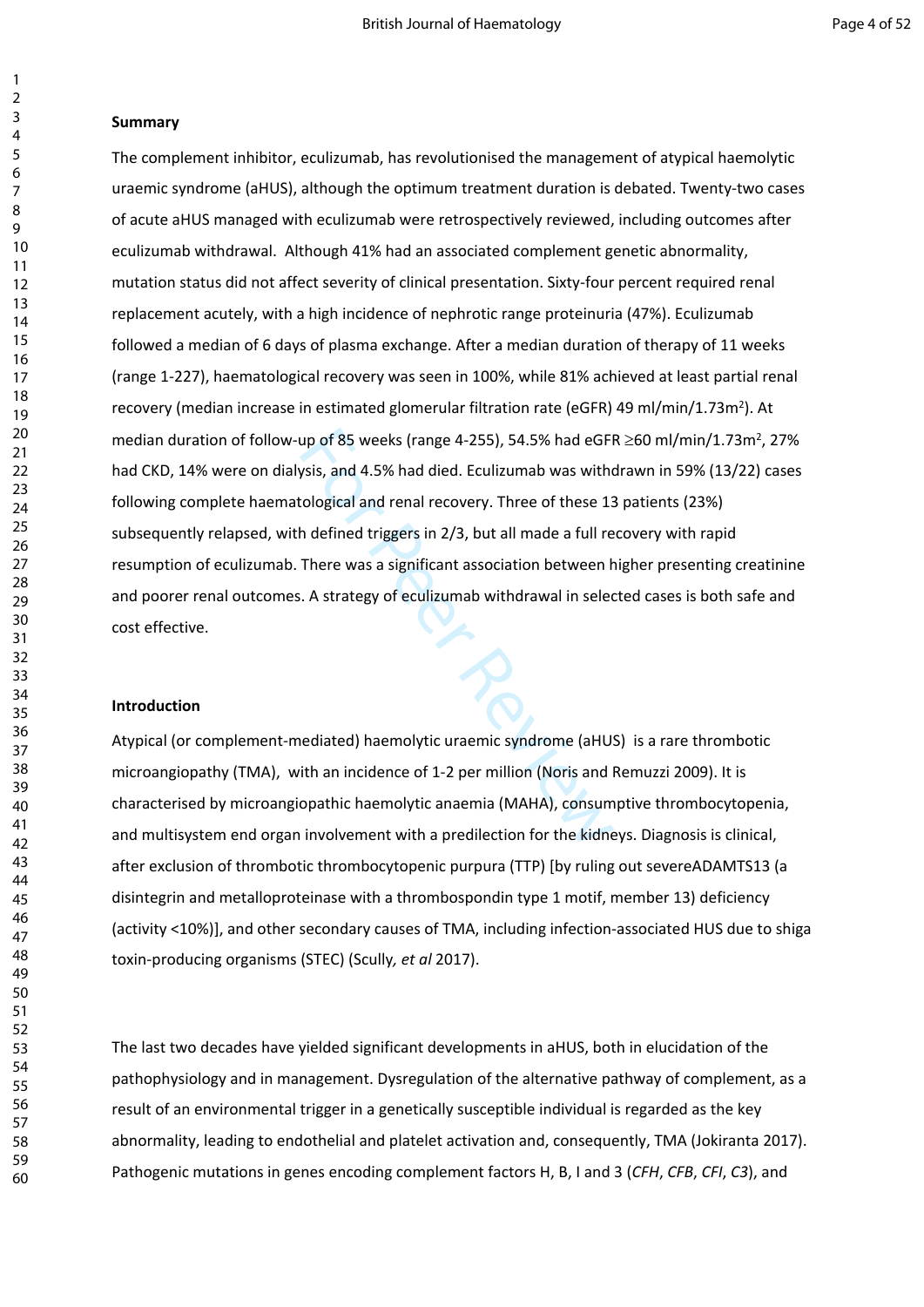**Summary**

The complement inhibitor, eculizumab, has revolutionised the management of atypical haemolytic uraemic syndrome (aHUS), although the optimum treatment duration is debated. Twenty-two cases of acute aHUS managed with eculizumab were retrospectively reviewed, including outcomes after eculizumab withdrawal. Although 41% had an associated complement genetic abnormality, mutation status did not affect severity of clinical presentation. Sixty-four percent required renal replacement acutely, with a high incidence of nephrotic range proteinuria (47%). Eculizumab followed a median of 6 days of plasma exchange. After a median duration of therapy of 11 weeks (range 1-227), haematological recovery was seen in 100%, while 81% achieved at least partial renal recovery (median increase in estimated glomerular filtration rate (eGFR) 49 ml/min/1.73m$^2$). At median duration of follow-up of 85 weeks (range 4-255), 54.5% had eGFR $\geq$60 ml/min/1.73m$^2$, 27% had CKD, 14% were on dialysis, and 4.5% had died. Eculizumab was withdrawn in 59% (13/22) cases following complete haematological and renal recovery. Three of these 13 patients (23%) subsequently relapsed, with defined triggers in 2/3, but all made a full recovery with rapid resumption of eculizumab. There was a significant association between higher presenting creatinine and poorer renal outcomes. A strategy of eculizumab withdrawal in selected cases is both safe and cost effective.

**Introduction**

Atypical (or complement-mediated) haemolytic uraemic syndrome (aHUS) is a rare thrombotic microangiopathy (TMA), with an incidence of 1-2 per million (Noris and Remuzzi 2009). It is characterised by microangiopathic haemolytic anaemia (MAHA), consumptive thrombocytopenia, and multisystem end organ involvement with a predilection for the kidneys. Diagnosis is clinical, after exclusion of thrombotic thrombocytopenic purpura (TTP) [by ruling out severeADAMTS13 (a disintegrin and metalloproteinase with a thrombospondin type 1 motif, member 13) deficiency (activity <10%)], and other secondary causes of TMA, including infection-associated HUS due to shiga toxin-producing organisms (STEC) (Scully*, et al* 2017).

The last two decades have yielded significant developments in aHUS, both in elucidation of the pathophysiology and in management. Dysregulation of the alternative pathway of complement, as a result of an environmental trigger in a genetically susceptible individual is regarded as the key abnormality, leading to endothelial and platelet activation and, consequently, TMA (Jokiranta 2017). Pathogenic mutations in genes encoding complement factors H, B, I and 3 (*CFH*, *CFB*, *CFI*, *C3*), and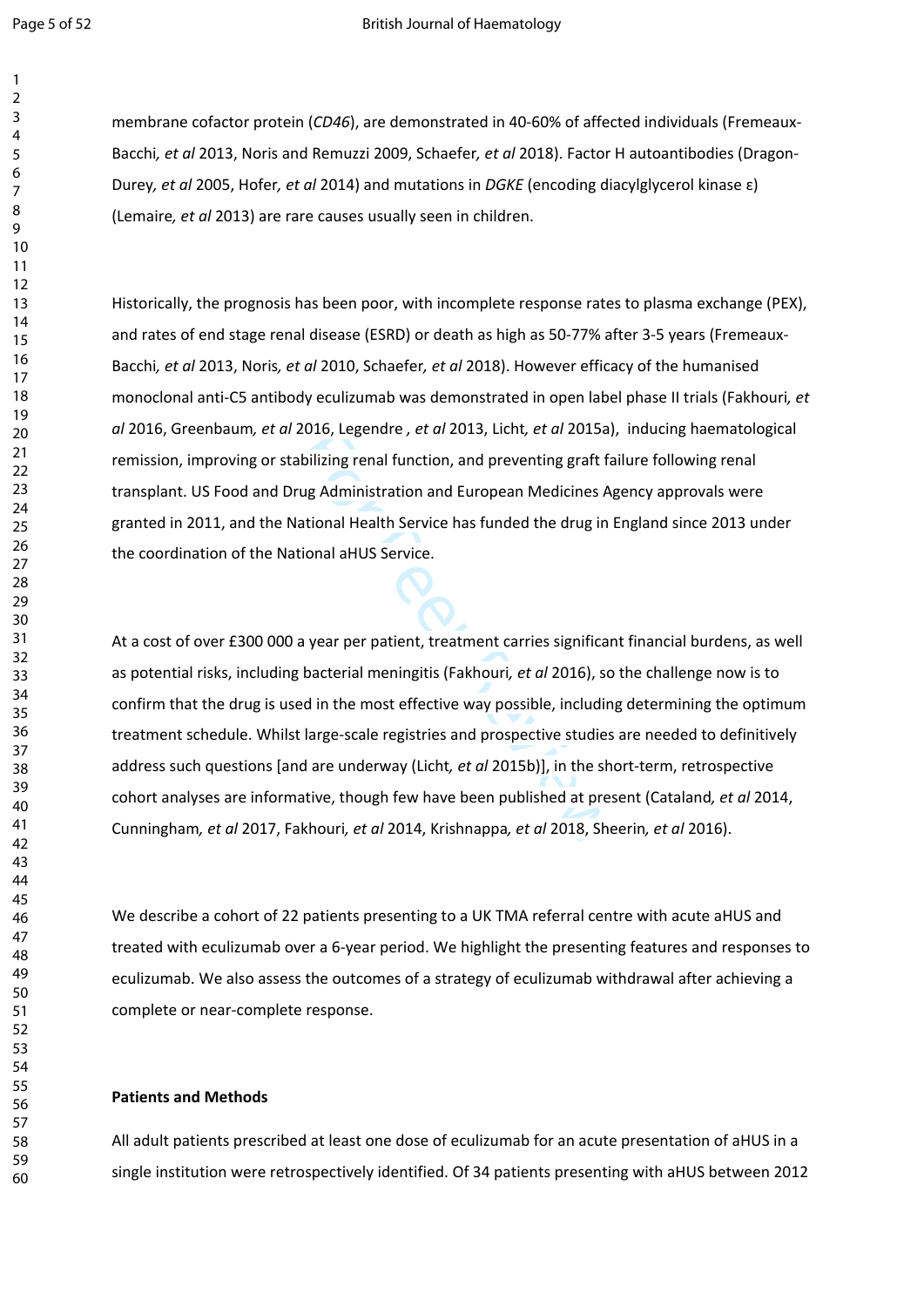membrane cofactor protein (*CD46*), are demonstrated in 40-60% of affected individuals (Fremeaux-Bacchi*, et al* 2013, Noris and Remuzzi 2009, Schaefer*, et al* 2018). Factor H autoantibodies (Dragon-Durey*, et al* 2005, Hofer*, et al* 2014) and mutations in *DGKE* (encoding diacylglycerol kinase ε) (Lemaire*, et al* 2013) are rare causes usually seen in children.

Historically, the prognosis has been poor, with incomplete response rates to plasma exchange (PEX), and rates of end stage renal disease (ESRD) or death as high as 50-77% after 3-5 years (Fremeaux-Bacchi*, et al* 2013, Noris*, et al* 2010, Schaefer*, et al* 2018). However efficacy of the humanised monoclonal anti-C5 antibody eculizumab was demonstrated in open label phase II trials (Fakhouri*, et al* 2016, Greenbaum*, et al* 2016, Legendre *, et al* 2013, Licht*, et al* 2015a), inducing haematological remission, improving or stabilizing renal function, and preventing graft failure following renal transplant. US Food and Drug Administration and European Medicines Agency approvals were granted in 2011, and the National Health Service has funded the drug in England since 2013 under the coordination of the National aHUS Service.

At a cost of over £300 000 a year per patient, treatment carries significant financial burdens, as well as potential risks, including bacterial meningitis (Fakhouri*, et al* 2016), so the challenge now is to confirm that the drug is used in the most effective way possible, including determining the optimum treatment schedule. Whilst large-scale registries and prospective studies are needed to definitively address such questions [and are underway (Licht*, et al* 2015b)], in the short-term, retrospective cohort analyses are informative, though few have been published at present (Cataland*, et al* 2014, Cunningham*, et al* 2017, Fakhouri*, et al* 2014, Krishnappa*, et al* 2018, Sheerin*, et al* 2016).

We describe a cohort of 22 patients presenting to a UK TMA referral centre with acute aHUS and treated with eculizumab over a 6-year period. We highlight the presenting features and responses to eculizumab. We also assess the outcomes of a strategy of eculizumab withdrawal after achieving a complete or near-complete response.

**Patients and Methods**

All adult patients prescribed at least one dose of eculizumab for an acute presentation of aHUS in a single institution were retrospectively identified. Of 34 patients presenting with aHUS between 2012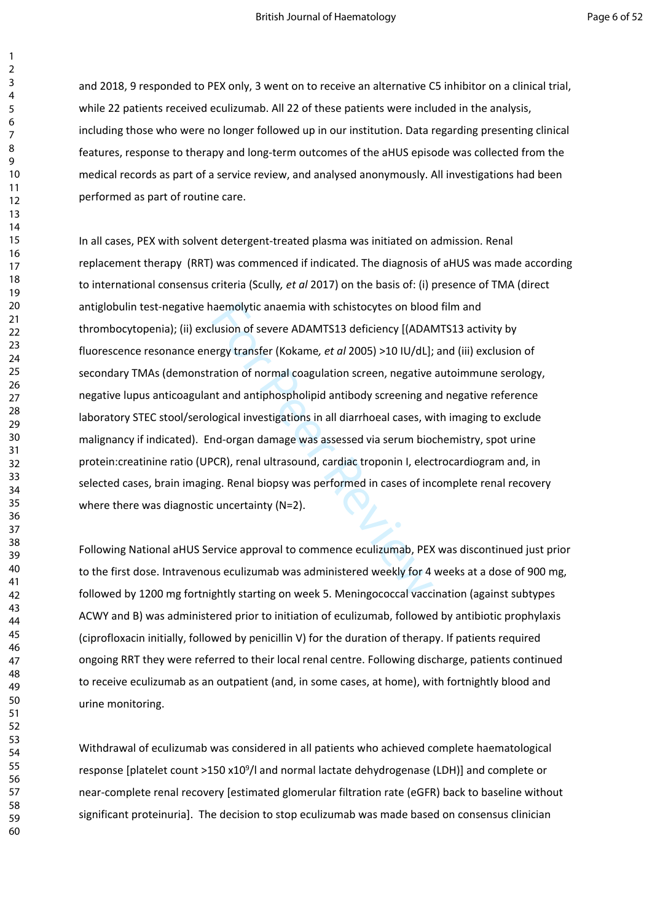and 2018, 9 responded to PEX only, 3 went on to receive an alternative C5 inhibitor on a clinical trial, while 22 patients received eculizumab. All 22 of these patients were included in the analysis, including those who were no longer followed up in our institution. Data regarding presenting clinical features, response to therapy and long-term outcomes of the aHUS episode was collected from the medical records as part of a service review, and analysed anonymously. All investigations had been performed as part of routine care.

In all cases, PEX with solvent detergent-treated plasma was initiated on admission. Renal replacement therapy (RRT) was commenced if indicated. The diagnosis of aHUS was made according to international consensus criteria (Scully*, et al* 2017) on the basis of: (i) presence of TMA (direct antiglobulin test-negative haemolytic anaemia with schistocytes on blood film and thrombocytopenia); (ii) exclusion of severe ADAMTS13 deficiency [(ADAMTS13 activity by fluorescence resonance energy transfer (Kokame*, et al* 2005) >10 IU/dL]; and (iii) exclusion of secondary TMAs (demonstration of normal coagulation screen, negative autoimmune serology, negative lupus anticoagulant and antiphospholipid antibody screening and negative reference laboratory STEC stool/serological investigations in all diarrhoeal cases, with imaging to exclude malignancy if indicated). End-organ damage was assessed via serum biochemistry, spot urine protein:creatinine ratio (UPCR), renal ultrasound, cardiac troponin I, electrocardiogram and, in selected cases, brain imaging. Renal biopsy was performed in cases of incomplete renal recovery where there was diagnostic uncertainty (N=2).

Following National aHUS Service approval to commence eculizumab, PEX was discontinued just prior to the first dose. Intravenous eculizumab was administered weekly for 4 weeks at a dose of 900 mg, followed by 1200 mg fortnightly starting on week 5. Meningococcal vaccination (against subtypes ACWY and B) was administered prior to initiation of eculizumab, followed by antibiotic prophylaxis (ciprofloxacin initially, followed by penicillin V) for the duration of therapy. If patients required ongoing RRT they were referred to their local renal centre. Following discharge, patients continued to receive eculizumab as an outpatient (and, in some cases, at home), with fortnightly blood and urine monitoring.

Withdrawal of eculizumab was considered in all patients who achieved complete haematological response [platelet count >150 x$10^9$/l and normal lactate dehydrogenase (LDH)] and complete or near-complete renal recovery [estimated glomerular filtration rate (eGFR) back to baseline without significant proteinuria]. The decision to stop eculizumab was made based on consensus clinician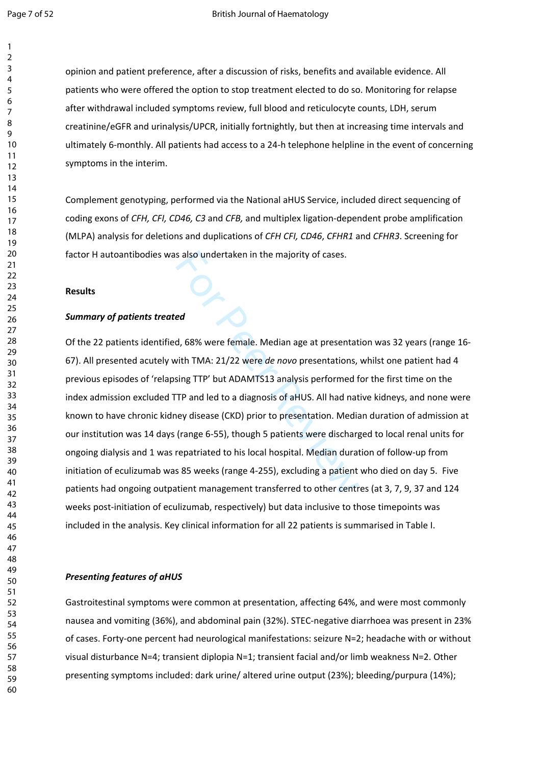opinion and patient preference, after a discussion of risks, benefits and available evidence. All patients who were offered the option to stop treatment elected to do so. Monitoring for relapse after withdrawal included symptoms review, full blood and reticulocyte counts, LDH, serum creatinine/eGFR and urinalysis/UPCR, initially fortnightly, but then at increasing time intervals and ultimately 6-monthly. All patients had access to a 24-h telephone helpline in the event of concerning symptoms in the interim.

Complement genotyping, performed via the National aHUS Service, included direct sequencing of coding exons of *CFH, CFI, CD46, C3* and *CFB,* and multiplex ligation-dependent probe amplification (MLPA) analysis for deletions and duplications of *CFH CFI, CD46*, *CFHR1* and *CFHR3*. Screening for factor H autoantibodies was also undertaken in the majority of cases.

## Results

### *Summary of patients treated*

Of the 22 patients identified, 68% were female. Median age at presentation was 32 years (range 16-67). All presented acutely with TMA: 21/22 were *de novo* presentations, whilst one patient had 4 previous episodes of 'relapsing TTP' but ADAMTS13 analysis performed for the first time on the index admission excluded TTP and led to a diagnosis of aHUS. All had native kidneys, and none were known to have chronic kidney disease (CKD) prior to presentation. Median duration of admission at our institution was 14 days (range 6-55), though 5 patients were discharged to local renal units for ongoing dialysis and 1 was repatriated to his local hospital. Median duration of follow-up from initiation of eculizumab was 85 weeks (range 4-255), excluding a patient who died on day 5. Five patients had ongoing outpatient management transferred to other centres (at 3, 7, 9, 37 and 124 weeks post-initiation of eculizumab, respectively) but data inclusive to those timepoints was included in the analysis. Key clinical information for all 22 patients is summarised in Table I.

### *Presenting features of aHUS*

Gastroitestinal symptoms were common at presentation, affecting 64%, and were most commonly nausea and vomiting (36%), and abdominal pain (32%). STEC-negative diarrhoea was present in 23% of cases. Forty-one percent had neurological manifestations: seizure N=2; headache with or without visual disturbance N=4; transient diplopia N=1; transient facial and/or limb weakness N=2. Other presenting symptoms included: dark urine/ altered urine output (23%); bleeding/purpura (14%);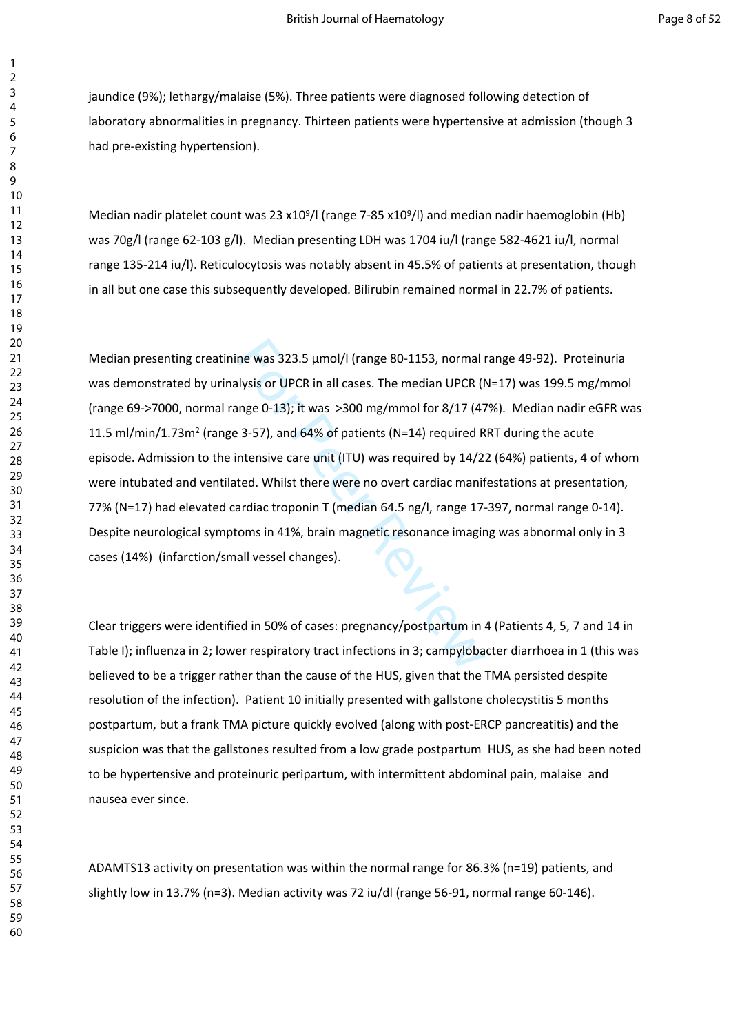jaundice (9%); lethargy/malaise (5%). Three patients were diagnosed following detection of laboratory abnormalities in pregnancy. Thirteen patients were hypertensive at admission (though 3 had pre-existing hypertension).

Median nadir platelet count was 23 $x10^9$/l (range 7-85 $x10^9$/l) and median nadir haemoglobin (Hb) was 70g/l (range 62-103 g/l). Median presenting LDH was 1704 iu/l (range 582-4621 iu/l, normal range 135-214 iu/l). Reticulocytosis was notably absent in 45.5% of patients at presentation, though in all but one case this subsequently developed. Bilirubin remained normal in 22.7% of patients.

Median presenting creatinine was 323.5 µmol/l (range 80-1153, normal range 49-92). Proteinuria was demonstrated by urinalysis or UPCR in all cases. The median UPCR (N=17) was 199.5 mg/mmol (range 69->7000, normal range 0-13); it was >300 mg/mmol for 8/17 (47%). Median nadir eGFR was 11.5 ml/min/1.73$m^2$ (range 3-57), and 64% of patients (N=14) required RRT during the acute episode. Admission to the intensive care unit (ITU) was required by 14/22 (64%) patients, 4 of whom were intubated and ventilated. Whilst there were no overt cardiac manifestations at presentation, 77% (N=17) had elevated cardiac troponin T (median 64.5 ng/l, range 17-397, normal range 0-14). Despite neurological symptoms in 41%, brain magnetic resonance imaging was abnormal only in 3 cases (14%) (infarction/small vessel changes).

Clear triggers were identified in 50% of cases: pregnancy/postpartum in 4 (Patients 4, 5, 7 and 14 in Table I); influenza in 2; lower respiratory tract infections in 3; campylobacter diarrhoea in 1 (this was believed to be a trigger rather than the cause of the HUS, given that the TMA persisted despite resolution of the infection). Patient 10 initially presented with gallstone cholecystitis 5 months postpartum, but a frank TMA picture quickly evolved (along with post-ERCP pancreatitis) and the suspicion was that the gallstones resulted from a low grade postpartum HUS, as she had been noted to be hypertensive and proteinuric peripartum, with intermittent abdominal pain, malaise and nausea ever since.

ADAMTS13 activity on presentation was within the normal range for 86.3% (n=19) patients, and slightly low in 13.7% (n=3). Median activity was 72 iu/dl (range 56-91, normal range 60-146).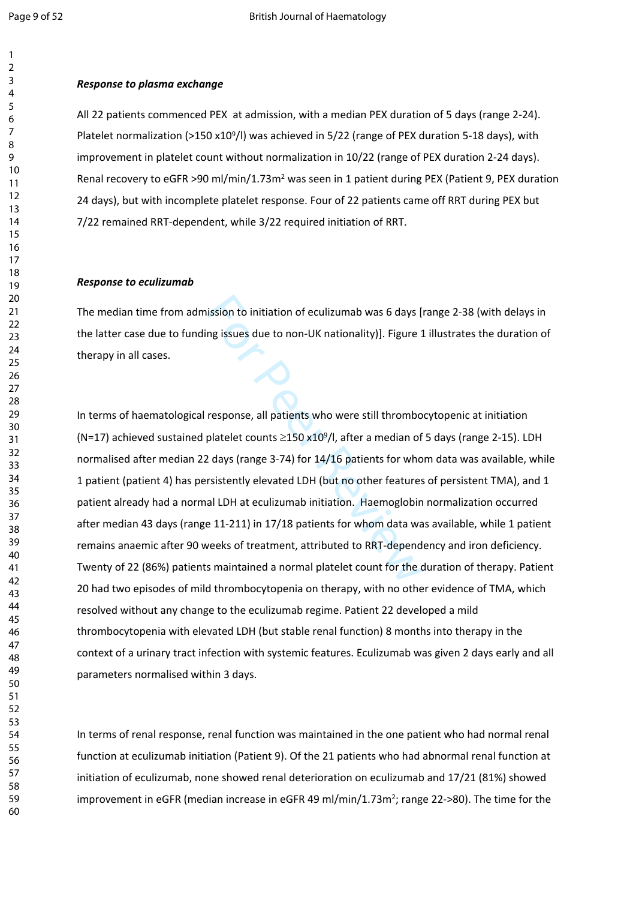***Response to plasma exchange***

All 22 patients commenced PEX at admission, with a median PEX duration of 5 days (range 2-24). Platelet normalization (>150 x$10^9$/l) was achieved in 5/22 (range of PEX duration 5-18 days), with improvement in platelet count without normalization in 10/22 (range of PEX duration 2-24 days). Renal recovery to eGFR >90 ml/min/1.73m$^2$ was seen in 1 patient during PEX (Patient 9, PEX duration 24 days), but with incomplete platelet response. Four of 22 patients came off RRT during PEX but 7/22 remained RRT-dependent, while 3/22 required initiation of RRT.

***Response to eculizumab***

The median time from admission to initiation of eculizumab was 6 days [range 2-38 (with delays in the latter case due to funding issues due to non-UK nationality)]. Figure 1 illustrates the duration of therapy in all cases.

In terms of haematological response, all patients who were still thrombocytopenic at initiation (N=17) achieved sustained platelet counts ≥150 x$10^9$/l, after a median of 5 days (range 2-15). LDH normalised after median 22 days (range 3-74) for 14/16 patients for whom data was available, while 1 patient (patient 4) has persistently elevated LDH (but no other features of persistent TMA), and 1 patient already had a normal LDH at eculizumab initiation. Haemoglobin normalization occurred after median 43 days (range 11-211) in 17/18 patients for whom data was available, while 1 patient remains anaemic after 90 weeks of treatment, attributed to RRT-dependency and iron deficiency. Twenty of 22 (86%) patients maintained a normal platelet count for the duration of therapy. Patient 20 had two episodes of mild thrombocytopenia on therapy, with no other evidence of TMA, which resolved without any change to the eculizumab regime. Patient 22 developed a mild thrombocytopenia with elevated LDH (but stable renal function) 8 months into therapy in the context of a urinary tract infection with systemic features. Eculizumab was given 2 days early and all parameters normalised within 3 days.

In terms of renal response, renal function was maintained in the one patient who had normal renal function at eculizumab initiation (Patient 9). Of the 21 patients who had abnormal renal function at initiation of eculizumab, none showed renal deterioration on eculizumab and 17/21 (81%) showed improvement in eGFR (median increase in eGFR 49 ml/min/1.73m$^2$; range 22->80). The time for the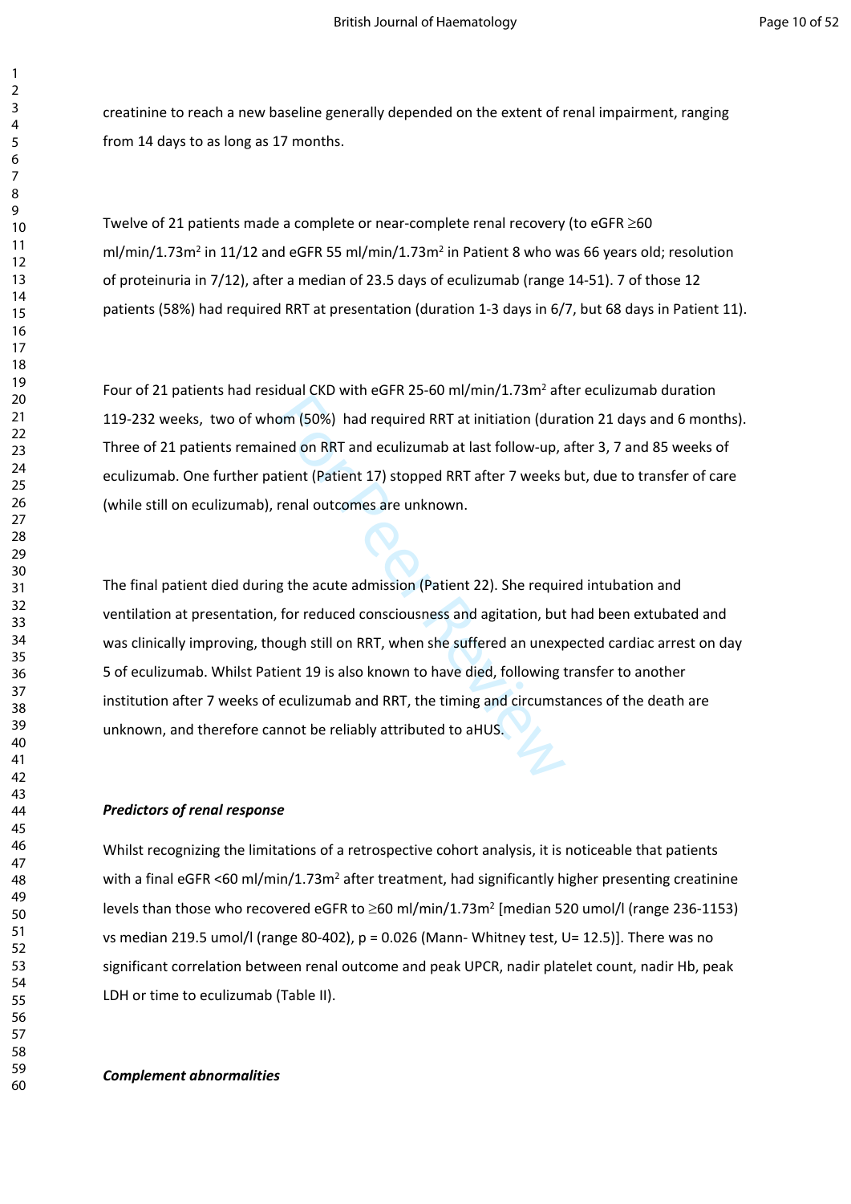creatinine to reach a new baseline generally depended on the extent of renal impairment, ranging from 14 days to as long as 17 months.

Twelve of 21 patients made a complete or near-complete renal recovery (to eGFR $\geq$60 ml/min/1.73m$^2$ in 11/12 and eGFR 55 ml/min/1.73m$^2$ in Patient 8 who was 66 years old; resolution of proteinuria in 7/12), after a median of 23.5 days of eculizumab (range 14-51). 7 of those 12 patients (58%) had required RRT at presentation (duration 1-3 days in 6/7, but 68 days in Patient 11).

Four of 21 patients had residual CKD with eGFR 25-60 ml/min/1.73m$^2$ after eculizumab duration 119-232 weeks, two of whom (50%) had required RRT at initiation (duration 21 days and 6 months). Three of 21 patients remained on RRT and eculizumab at last follow-up, after 3, 7 and 85 weeks of eculizumab. One further patient (Patient 17) stopped RRT after 7 weeks but, due to transfer of care (while still on eculizumab), renal outcomes are unknown.

The final patient died during the acute admission (Patient 22). She required intubation and ventilation at presentation, for reduced consciousness and agitation, but had been extubated and was clinically improving, though still on RRT, when she suffered an unexpected cardiac arrest on day 5 of eculizumab. Whilst Patient 19 is also known to have died, following transfer to another institution after 7 weeks of eculizumab and RRT, the timing and circumstances of the death are unknown, and therefore cannot be reliably attributed to aHUS.

***Predictors of renal response***

Whilst recognizing the limitations of a retrospective cohort analysis, it is noticeable that patients with a final eGFR <60 ml/min/1.73m$^2$ after treatment, had significantly higher presenting creatinine levels than those who recovered eGFR to $\geq$60 ml/min/1.73m$^2$ [median 520 umol/l (range 236-1153) vs median 219.5 umol/l (range 80-402), $p = 0.026$ (Mann- Whitney test, $U = 12.5$)]. There was no significant correlation between renal outcome and peak UPCR, nadir platelet count, nadir Hb, peak LDH or time to eculizumab (Table II).

***Complement abnormalities***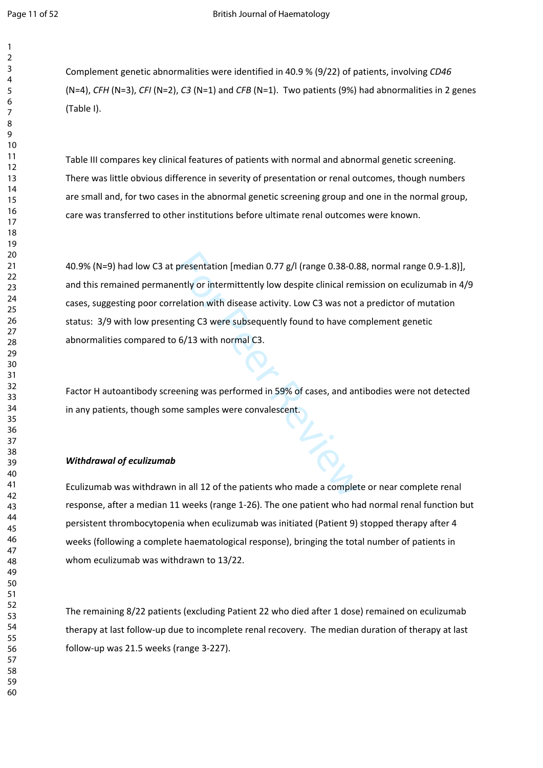Complement genetic abnormalities were identified in 40.9 % (9/22) of patients, involving *CD46* (N=4), *CFH* (N=3), *CFI* (N=2), *C3* (N=1) and *CFB* (N=1). Two patients (9%) had abnormalities in 2 genes (Table I).

Table III compares key clinical features of patients with normal and abnormal genetic screening. There was little obvious difference in severity of presentation or renal outcomes, though numbers are small and, for two cases in the abnormal genetic screening group and one in the normal group, care was transferred to other institutions before ultimate renal outcomes were known.

40.9% (N=9) had low C3 at presentation [median 0.77 g/l (range 0.38-0.88, normal range 0.9-1.8)], and this remained permanently or intermittently low despite clinical remission on eculizumab in 4/9 cases, suggesting poor correlation with disease activity. Low C3 was not a predictor of mutation status: 3/9 with low presenting C3 were subsequently found to have complement genetic abnormalities compared to 6/13 with normal C3.

Factor H autoantibody screening was performed in 59% of cases, and antibodies were not detected in any patients, though some samples were convalescent.

***Withdrawal of eculizumab***

Eculizumab was withdrawn in all 12 of the patients who made a complete or near complete renal response, after a median 11 weeks (range 1-26). The one patient who had normal renal function but persistent thrombocytopenia when eculizumab was initiated (Patient 9) stopped therapy after 4 weeks (following a complete haematological response), bringing the total number of patients in whom eculizumab was withdrawn to 13/22.

The remaining 8/22 patients (excluding Patient 22 who died after 1 dose) remained on eculizumab therapy at last follow-up due to incomplete renal recovery. The median duration of therapy at last follow-up was 21.5 weeks (range 3-227).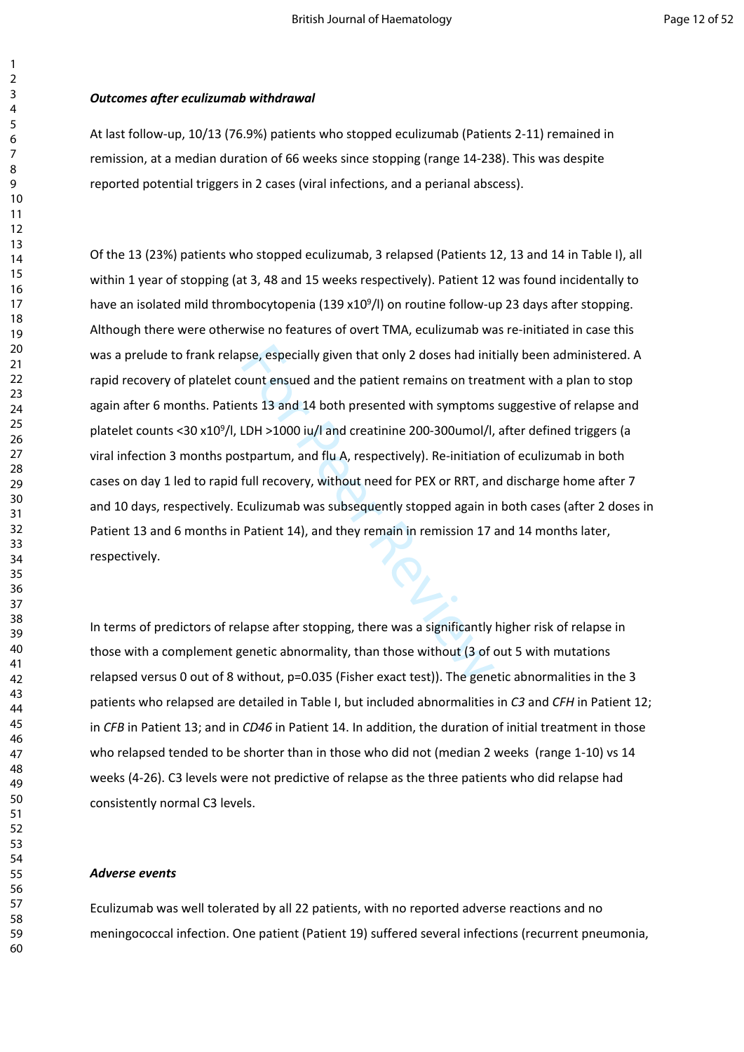***Outcomes after eculizumab withdrawal***

At last follow-up, 10/13 (76.9%) patients who stopped eculizumab (Patients 2-11) remained in remission, at a median duration of 66 weeks since stopping (range 14-238). This was despite reported potential triggers in 2 cases (viral infections, and a perianal abscess).

Of the 13 (23%) patients who stopped eculizumab, 3 relapsed (Patients 12, 13 and 14 in Table I), all within 1 year of stopping (at 3, 48 and 15 weeks respectively). Patient 12 was found incidentally to have an isolated mild thrombocytopenia (139 x$10^9$/l) on routine follow-up 23 days after stopping. Although there were otherwise no features of overt TMA, eculizumab was re-initiated in case this was a prelude to frank relapse, especially given that only 2 doses had initially been administered. A rapid recovery of platelet count ensued and the patient remains on treatment with a plan to stop again after 6 months. Patients 13 and 14 both presented with symptoms suggestive of relapse and platelet counts <30 x$10^9$/l, LDH >1000 iu/l and creatinine 200-300umol/l, after defined triggers (a viral infection 3 months postpartum, and flu A, respectively). Re-initiation of eculizumab in both cases on day 1 led to rapid full recovery, without need for PEX or RRT, and discharge home after 7 and 10 days, respectively. Eculizumab was subsequently stopped again in both cases (after 2 doses in Patient 13 and 6 months in Patient 14), and they remain in remission 17 and 14 months later, respectively.

In terms of predictors of relapse after stopping, there was a significantly higher risk of relapse in those with a complement genetic abnormality, than those without (3 of out 5 with mutations relapsed versus 0 out of 8 without, p=0.035 (Fisher exact test)). The genetic abnormalities in the 3 patients who relapsed are detailed in Table I, but included abnormalities in *C3* and *CFH* in Patient 12; in *CFB* in Patient 13; and in *CD46* in Patient 14. In addition, the duration of initial treatment in those who relapsed tended to be shorter than in those who did not (median 2 weeks (range 1-10) vs 14 weeks (4-26). C3 levels were not predictive of relapse as the three patients who did relapse had consistently normal C3 levels.

***Adverse events***

Eculizumab was well tolerated by all 22 patients, with no reported adverse reactions and no meningococcal infection. One patient (Patient 19) suffered several infections (recurrent pneumonia,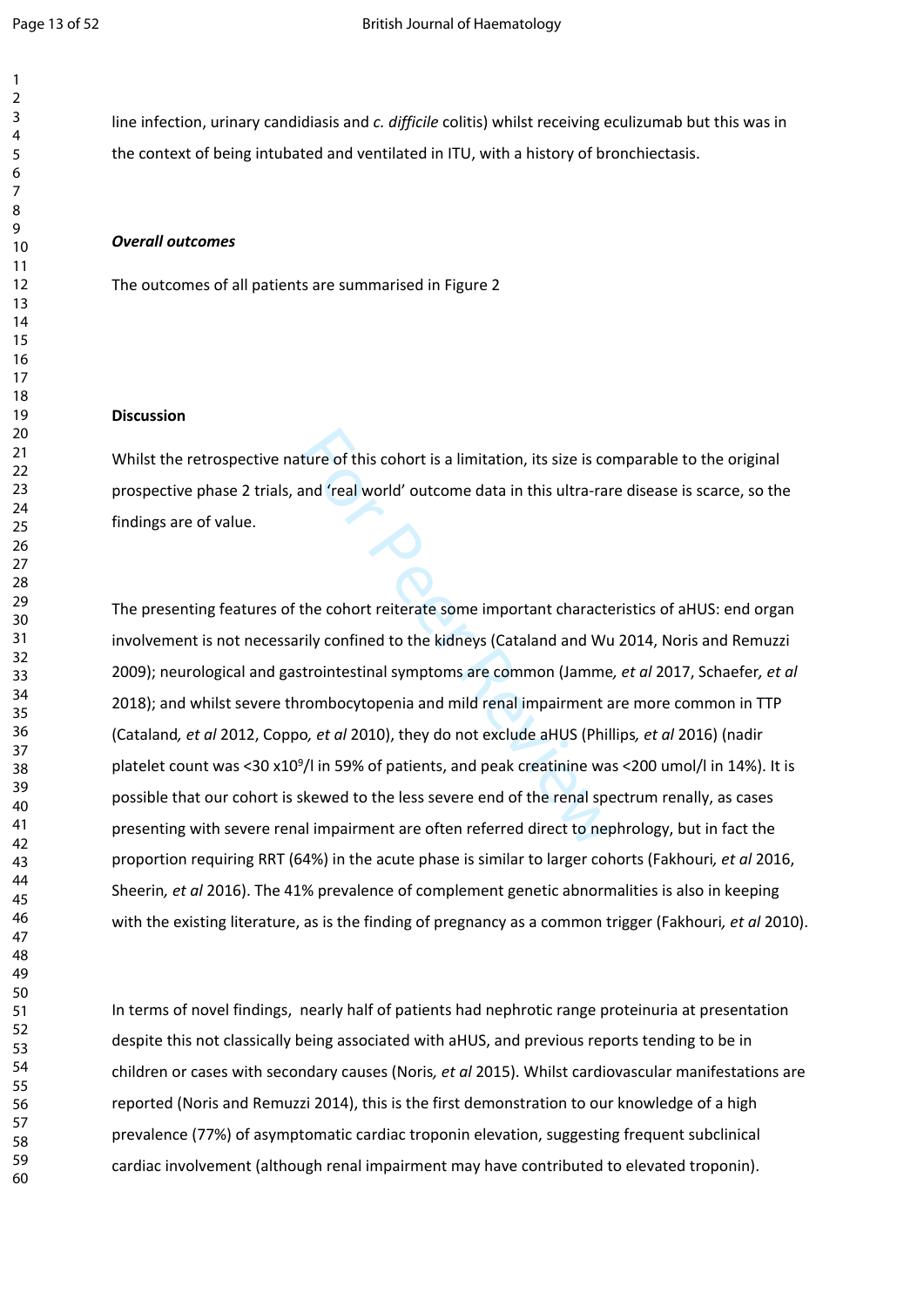line infection, urinary candidiasis and *c. difficile* colitis) whilst receiving eculizumab but this was in the context of being intubated and ventilated in ITU, with a history of bronchiectasis.

### *Overall outcomes*

The outcomes of all patients are summarised in Figure 2

## Discussion

Whilst the retrospective nature of this cohort is a limitation, its size is comparable to the original prospective phase 2 trials, and 'real world' outcome data in this ultra-rare disease is scarce, so the findings are of value.

The presenting features of the cohort reiterate some important characteristics of aHUS: end organ involvement is not necessarily confined to the kidneys (Cataland and Wu 2014, Noris and Remuzzi 2009); neurological and gastrointestinal symptoms are common (Jamme*, et al* 2017, Schaefer*, et al* 2018); and whilst severe thrombocytopenia and mild renal impairment are more common in TTP (Cataland*, et al* 2012, Coppo*, et al* 2010), they do not exclude aHUS (Phillips*, et al* 2016) (nadir platelet count was <30 x10$^{9}$/l in 59% of patients, and peak creatinine was <200 umol/l in 14%). It is possible that our cohort is skewed to the less severe end of the renal spectrum renally, as cases presenting with severe renal impairment are often referred direct to nephrology, but in fact the proportion requiring RRT (64%) in the acute phase is similar to larger cohorts (Fakhouri*, et al* 2016, Sheerin*, et al* 2016). The 41% prevalence of complement genetic abnormalities is also in keeping with the existing literature, as is the finding of pregnancy as a common trigger (Fakhouri*, et al* 2010).

In terms of novel findings, nearly half of patients had nephrotic range proteinuria at presentation despite this not classically being associated with aHUS, and previous reports tending to be in children or cases with secondary causes (Noris*, et al* 2015). Whilst cardiovascular manifestations are reported (Noris and Remuzzi 2014), this is the first demonstration to our knowledge of a high prevalence (77%) of asymptomatic cardiac troponin elevation, suggesting frequent subclinical cardiac involvement (although renal impairment may have contributed to elevated troponin).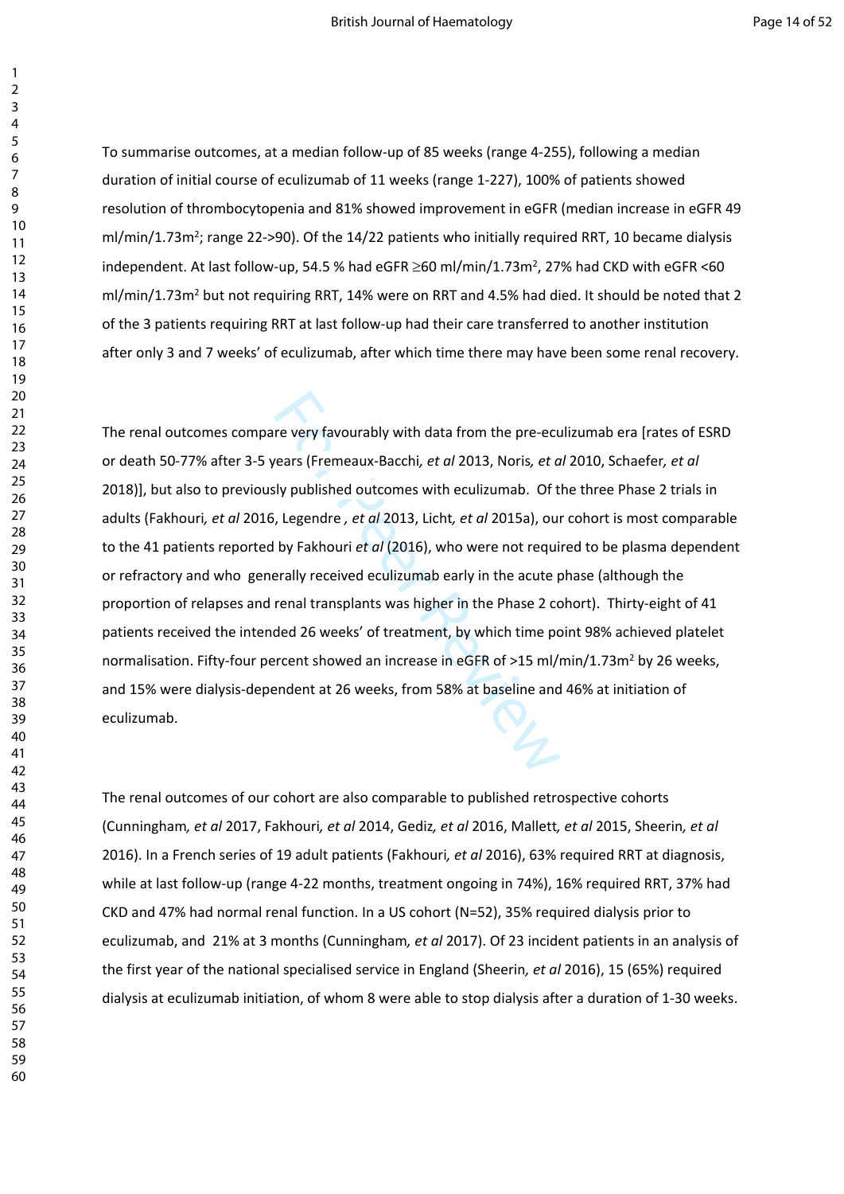To summarise outcomes, at a median follow-up of 85 weeks (range 4-255), following a median duration of initial course of eculizumab of 11 weeks (range 1-227), 100% of patients showed resolution of thrombocytopenia and 81% showed improvement in eGFR (median increase in eGFR 49 ml/min/1.73m$^2$; range 22->90). Of the 14/22 patients who initially required RRT, 10 became dialysis independent. At last follow-up, 54.5 % had eGFR ≥60 ml/min/1.73m$^2$, 27% had CKD with eGFR <60 ml/min/1.73m$^2$ but not requiring RRT, 14% were on RRT and 4.5% had died. It should be noted that 2 of the 3 patients requiring RRT at last follow-up had their care transferred to another institution after only 3 and 7 weeks' of eculizumab, after which time there may have been some renal recovery.

The renal outcomes compare very favourably with data from the pre-eculizumab era [rates of ESRD or death 50-77% after 3-5 years (Fremeaux-Bacchi*, et al* 2013, Noris*, et al* 2010, Schaefer*, et al* 2018)], but also to previously published outcomes with eculizumab. Of the three Phase 2 trials in adults (Fakhouri*, et al* 2016, Legendre *, et al* 2013, Licht*, et al* 2015a), our cohort is most comparable to the 41 patients reported by Fakhouri *et al* (2016), who were not required to be plasma dependent or refractory and who generally received eculizumab early in the acute phase (although the proportion of relapses and renal transplants was higher in the Phase 2 cohort). Thirty-eight of 41 patients received the intended 26 weeks' of treatment, by which time point 98% achieved platelet normalisation. Fifty-four percent showed an increase in eGFR of >15 ml/min/1.73m$^2$ by 26 weeks, and 15% were dialysis-dependent at 26 weeks, from 58% at baseline and 46% at initiation of eculizumab.

The renal outcomes of our cohort are also comparable to published retrospective cohorts (Cunningham*, et al* 2017, Fakhouri*, et al* 2014, Gediz*, et al* 2016, Mallett*, et al* 2015, Sheerin*, et al* 2016). In a French series of 19 adult patients (Fakhouri*, et al* 2016), 63% required RRT at diagnosis, while at last follow-up (range 4-22 months, treatment ongoing in 74%), 16% required RRT, 37% had CKD and 47% had normal renal function. In a US cohort (N=52), 35% required dialysis prior to eculizumab, and 21% at 3 months (Cunningham*, et al* 2017). Of 23 incident patients in an analysis of the first year of the national specialised service in England (Sheerin*, et al* 2016), 15 (65%) required dialysis at eculizumab initiation, of whom 8 were able to stop dialysis after a duration of 1-30 weeks.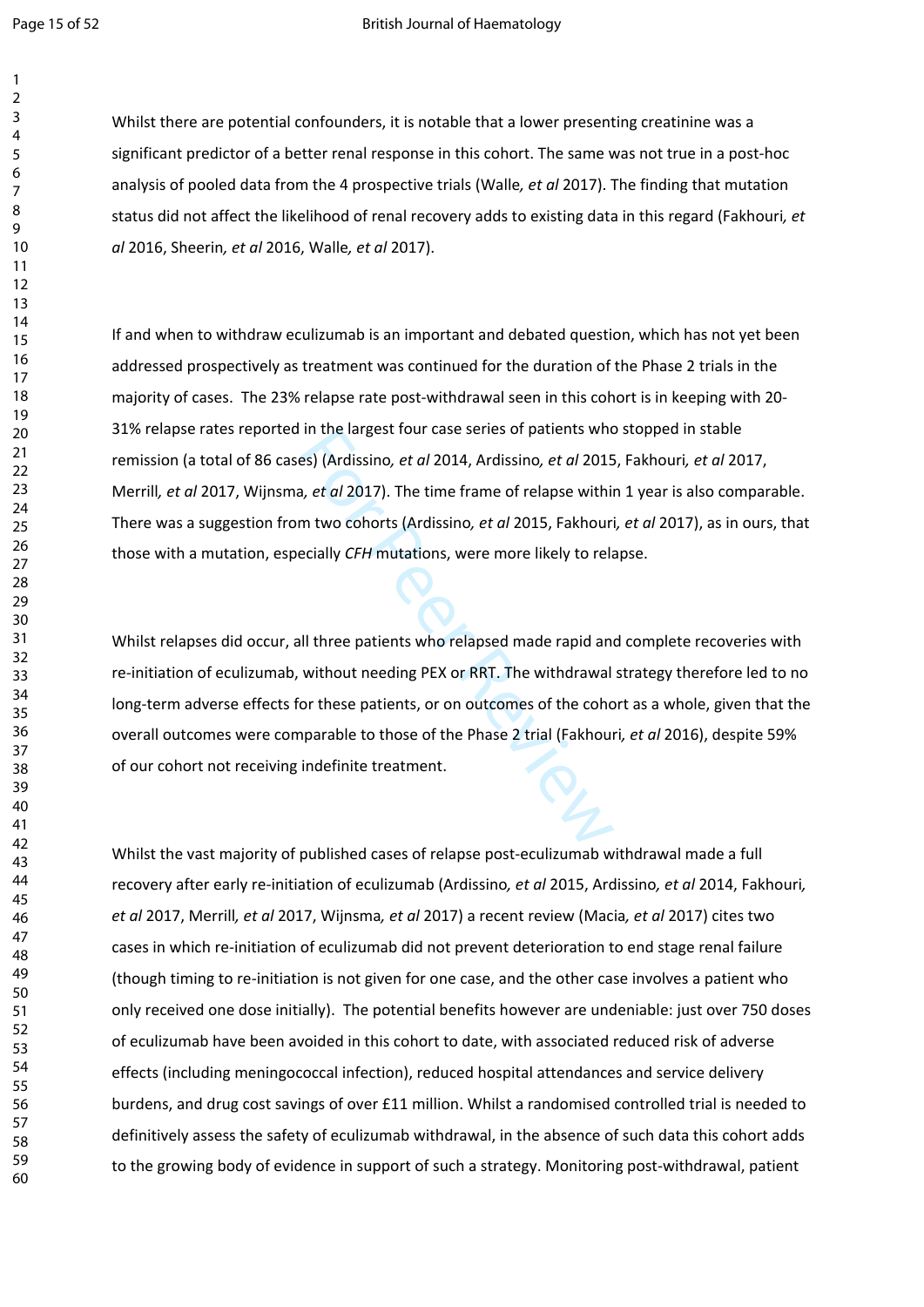Whilst there are potential confounders, it is notable that a lower presenting creatinine was a significant predictor of a better renal response in this cohort. The same was not true in a post-hoc analysis of pooled data from the 4 prospective trials (Walle*, et al* 2017). The finding that mutation status did not affect the likelihood of renal recovery adds to existing data in this regard (Fakhouri*, et al* 2016, Sheerin*, et al* 2016, Walle*, et al* 2017).

If and when to withdraw eculizumab is an important and debated question, which has not yet been addressed prospectively as treatment was continued for the duration of the Phase 2 trials in the majority of cases. The 23% relapse rate post-withdrawal seen in this cohort is in keeping with 20-31% relapse rates reported in the largest four case series of patients who stopped in stable remission (a total of 86 cases) (Ardissino*, et al* 2014, Ardissino*, et al* 2015, Fakhouri*, et al* 2017, Merrill*, et al* 2017, Wijnsma*, et al* 2017). The time frame of relapse within 1 year is also comparable. There was a suggestion from two cohorts (Ardissino*, et al* 2015, Fakhouri*, et al* 2017), as in ours, that those with a mutation, especially *CFH* mutations, were more likely to relapse.

Whilst relapses did occur, all three patients who relapsed made rapid and complete recoveries with re-initiation of eculizumab, without needing PEX or RRT. The withdrawal strategy therefore led to no long-term adverse effects for these patients, or on outcomes of the cohort as a whole, given that the overall outcomes were comparable to those of the Phase 2 trial (Fakhouri*, et al* 2016), despite 59% of our cohort not receiving indefinite treatment.

Whilst the vast majority of published cases of relapse post-eculizumab withdrawal made a full recovery after early re-initiation of eculizumab (Ardissino*, et al* 2015, Ardissino*, et al* 2014, Fakhouri*, et al* 2017, Merrill*, et al* 2017, Wijnsma*, et al* 2017) a recent review (Macia*, et al* 2017) cites two cases in which re-initiation of eculizumab did not prevent deterioration to end stage renal failure (though timing to re-initiation is not given for one case, and the other case involves a patient who only received one dose initially). The potential benefits however are undeniable: just over 750 doses of eculizumab have been avoided in this cohort to date, with associated reduced risk of adverse effects (including meningococcal infection), reduced hospital attendances and service delivery burdens, and drug cost savings of over £11 million. Whilst a randomised controlled trial is needed to definitively assess the safety of eculizumab withdrawal, in the absence of such data this cohort adds to the growing body of evidence in support of such a strategy. Monitoring post-withdrawal, patient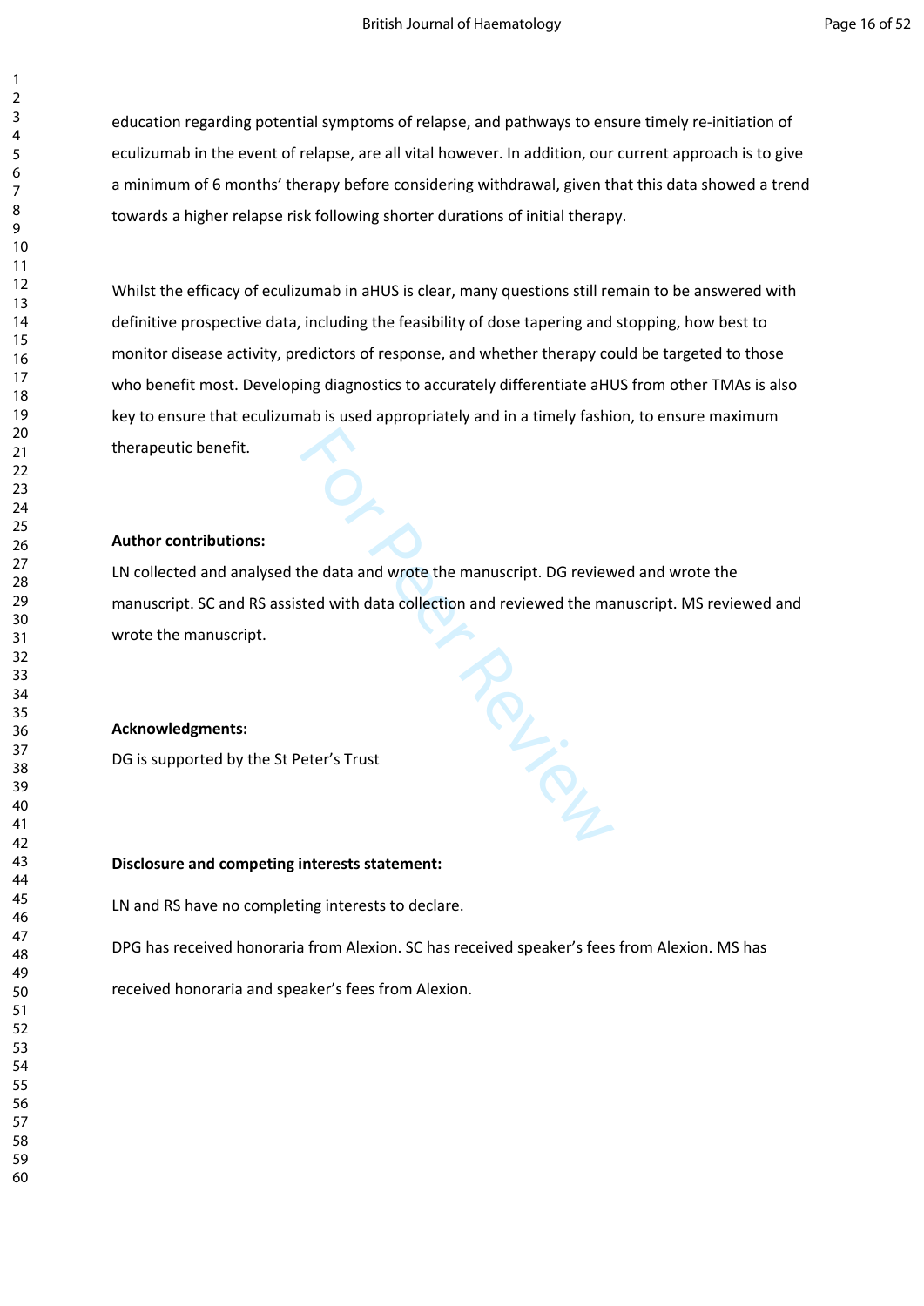education regarding potential symptoms of relapse, and pathways to ensure timely re-initiation of eculizumab in the event of relapse, are all vital however. In addition, our current approach is to give a minimum of 6 months' therapy before considering withdrawal, given that this data showed a trend towards a higher relapse risk following shorter durations of initial therapy.

Whilst the efficacy of eculizumab in aHUS is clear, many questions still remain to be answered with definitive prospective data, including the feasibility of dose tapering and stopping, how best to monitor disease activity, predictors of response, and whether therapy could be targeted to those who benefit most. Developing diagnostics to accurately differentiate aHUS from other TMAs is also key to ensure that eculizumab is used appropriately and in a timely fashion, to ensure maximum therapeutic benefit.

**Author contributions:**

LN collected and analysed the data and wrote the manuscript. DG reviewed and wrote the manuscript. SC and RS assisted with data collection and reviewed the manuscript. MS reviewed and wrote the manuscript.

**Acknowledgments:**

DG is supported by the St Peter's Trust

**Disclosure and competing interests statement:**

LN and RS have no completing interests to declare.

DPG has received honoraria from Alexion. SC has received speaker's fees from Alexion. MS has received honoraria and speaker's fees from Alexion.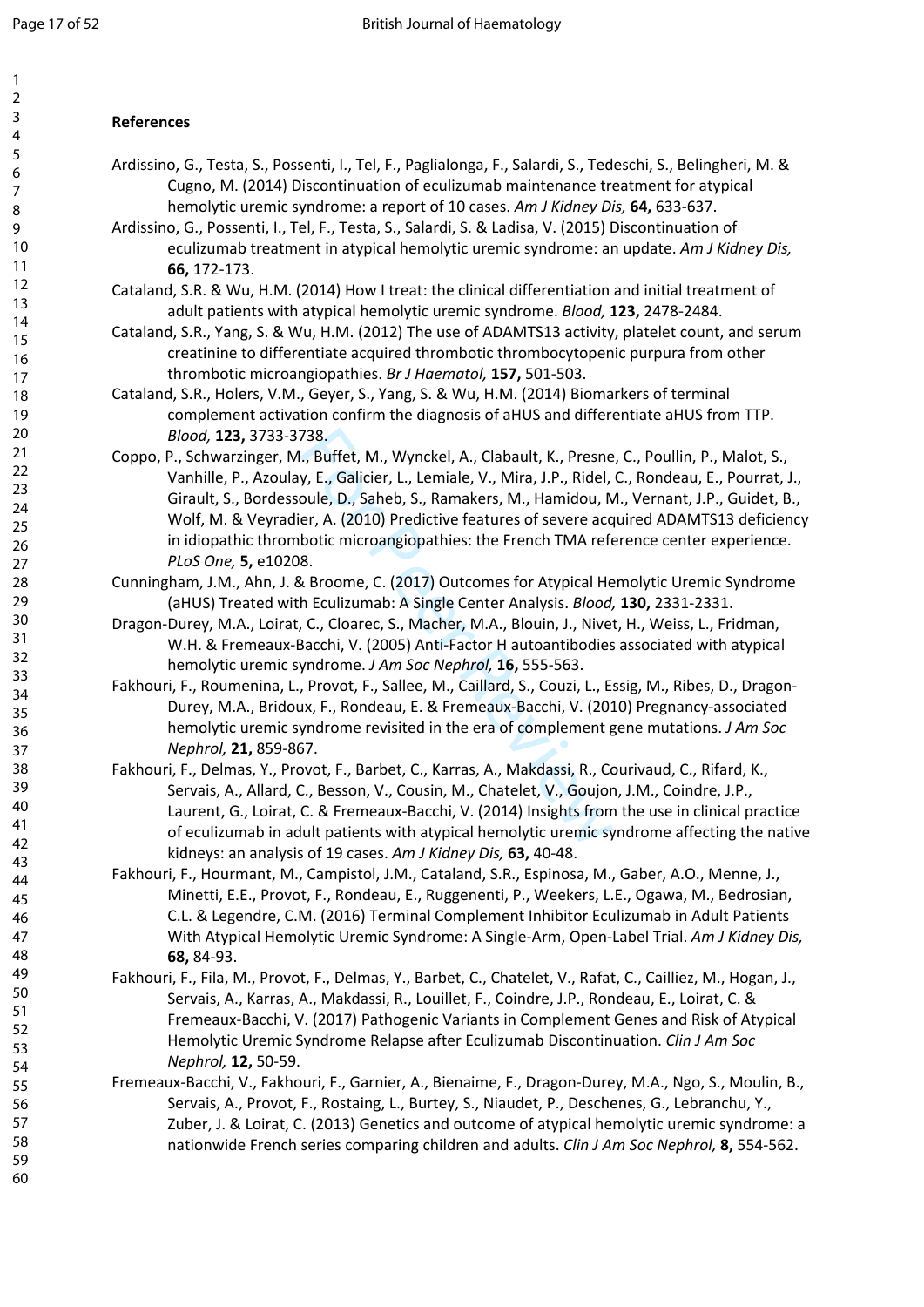## References

Ardissino, G., Testa, S., Possenti, I., Tel, F., Paglialonga, F., Salardi, S., Tedeschi, S., Belingheri, M. & Cugno, M. (2014) Discontinuation of eculizumab maintenance treatment for atypical hemolytic uremic syndrome: a report of 10 cases. *Am J Kidney Dis,* **64,** 633-637.

Ardissino, G., Possenti, I., Tel, F., Testa, S., Salardi, S. & Ladisa, V. (2015) Discontinuation of eculizumab treatment in atypical hemolytic uremic syndrome: an update. *Am J Kidney Dis,* **66,** 172-173.

Cataland, S.R. & Wu, H.M. (2014) How I treat: the clinical differentiation and initial treatment of adult patients with atypical hemolytic uremic syndrome. *Blood,* **123,** 2478-2484.

Cataland, S.R., Yang, S. & Wu, H.M. (2012) The use of ADAMTS13 activity, platelet count, and serum creatinine to differentiate acquired thrombotic thrombocytopenic purpura from other thrombotic microangiopathies. *Br J Haematol,* **157,** 501-503.

Cataland, S.R., Holers, V.M., Geyer, S., Yang, S. & Wu, H.M. (2014) Biomarkers of terminal complement activation confirm the diagnosis of aHUS and differentiate aHUS from TTP. *Blood,* **123,** 3733-3738.

Coppo, P., Schwarzinger, M., Buffet, M., Wynckel, A., Clabault, K., Presne, C., Poullin, P., Malot, S., Vanhille, P., Azoulay, E., Galicier, L., Lemiale, V., Mira, J.P., Ridel, C., Rondeau, E., Pourrat, J., Girault, S., Bordessoule, D., Saheb, S., Ramakers, M., Hamidou, M., Vernant, J.P., Guidet, B., Wolf, M. & Veyradier, A. (2010) Predictive features of severe acquired ADAMTS13 deficiency in idiopathic thrombotic microangiopathies: the French TMA reference center experience. *PLoS One,* **5,** e10208.

Cunningham, J.M., Ahn, J. & Broome, C. (2017) Outcomes for Atypical Hemolytic Uremic Syndrome (aHUS) Treated with Eculizumab: A Single Center Analysis. *Blood,* **130,** 2331-2331.

Dragon-Durey, M.A., Loirat, C., Cloarec, S., Macher, M.A., Blouin, J., Nivet, H., Weiss, L., Fridman, W.H. & Fremeaux-Bacchi, V. (2005) Anti-Factor H autoantibodies associated with atypical hemolytic uremic syndrome. *J Am Soc Nephrol,* **16,** 555-563.

Fakhouri, F., Roumenina, L., Provot, F., Sallee, M., Caillard, S., Couzi, L., Essig, M., Ribes, D., Dragon-Durey, M.A., Bridoux, F., Rondeau, E. & Fremeaux-Bacchi, V. (2010) Pregnancy-associated hemolytic uremic syndrome revisited in the era of complement gene mutations. *J Am Soc Nephrol,* **21,** 859-867.

Fakhouri, F., Delmas, Y., Provot, F., Barbet, C., Karras, A., Makdassi, R., Courivaud, C., Rifard, K., Servais, A., Allard, C., Besson, V., Cousin, M., Chatelet, V., Goujon, J.M., Coindre, J.P., Laurent, G., Loirat, C. & Fremeaux-Bacchi, V. (2014) Insights from the use in clinical practice of eculizumab in adult patients with atypical hemolytic uremic syndrome affecting the native kidneys: an analysis of 19 cases. *Am J Kidney Dis,* **63,** 40-48.

Fakhouri, F., Hourmant, M., Campistol, J.M., Cataland, S.R., Espinosa, M., Gaber, A.O., Menne, J., Minetti, E.E., Provot, F., Rondeau, E., Ruggenenti, P., Weekers, L.E., Ogawa, M., Bedrosian, C.L. & Legendre, C.M. (2016) Terminal Complement Inhibitor Eculizumab in Adult Patients With Atypical Hemolytic Uremic Syndrome: A Single-Arm, Open-Label Trial. *Am J Kidney Dis,* **68,** 84-93.

Fakhouri, F., Fila, M., Provot, F., Delmas, Y., Barbet, C., Chatelet, V., Rafat, C., Cailliez, M., Hogan, J., Servais, A., Karras, A., Makdassi, R., Louillet, F., Coindre, J.P., Rondeau, E., Loirat, C. & Fremeaux-Bacchi, V. (2017) Pathogenic Variants in Complement Genes and Risk of Atypical Hemolytic Uremic Syndrome Relapse after Eculizumab Discontinuation. *Clin J Am Soc Nephrol,* **12,** 50-59.

Fremeaux-Bacchi, V., Fakhouri, F., Garnier, A., Bienaime, F., Dragon-Durey, M.A., Ngo, S., Moulin, B., Servais, A., Provot, F., Rostaing, L., Burtey, S., Niaudet, P., Deschenes, G., Lebranchu, Y., Zuber, J. & Loirat, C. (2013) Genetics and outcome of atypical hemolytic uremic syndrome: a nationwide French series comparing children and adults. *Clin J Am Soc Nephrol,* **8,** 554-562.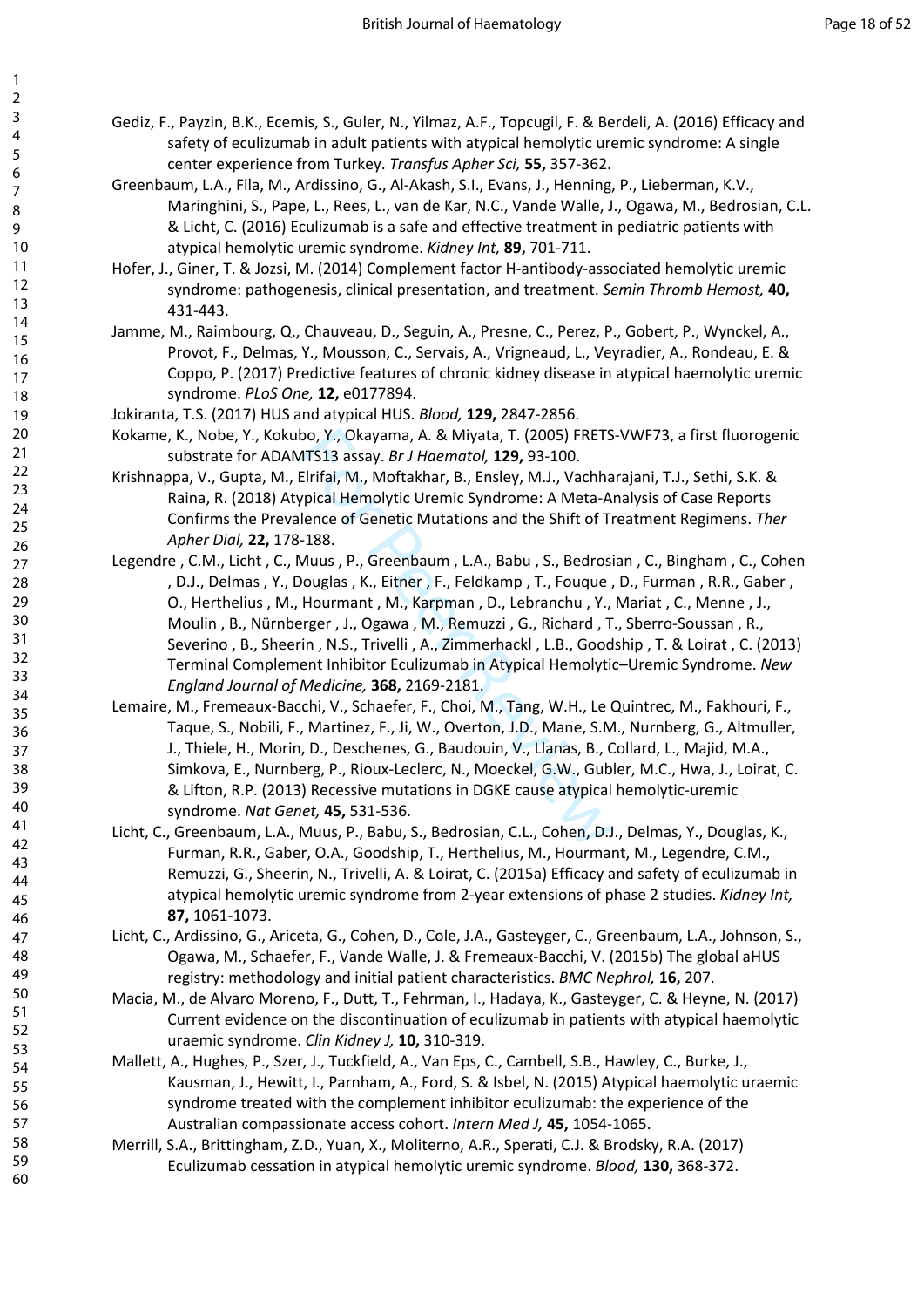Gediz, F., Payzin, B.K., Ecemis, S., Guler, N., Yilmaz, A.F., Topcugil, F. & Berdeli, A. (2016) Efficacy and safety of eculizumab in adult patients with atypical hemolytic uremic syndrome: A single center experience from Turkey. *Transfus Apher Sci,* **55,** 357-362.

Greenbaum, L.A., Fila, M., Ardissino, G., Al-Akash, S.I., Evans, J., Henning, P., Lieberman, K.V., Maringhini, S., Pape, L., Rees, L., van de Kar, N.C., Vande Walle, J., Ogawa, M., Bedrosian, C.L. & Licht, C. (2016) Eculizumab is a safe and effective treatment in pediatric patients with atypical hemolytic uremic syndrome. *Kidney Int,* **89,** 701-711.

Hofer, J., Giner, T. & Jozsi, M. (2014) Complement factor H-antibody-associated hemolytic uremic syndrome: pathogenesis, clinical presentation, and treatment. *Semin Thromb Hemost,* **40,** 431-443.

Jamme, M., Raimbourg, Q., Chauveau, D., Seguin, A., Presne, C., Perez, P., Gobert, P., Wynckel, A., Provot, F., Delmas, Y., Mousson, C., Servais, A., Vrigneaud, L., Veyradier, A., Rondeau, E. & Coppo, P. (2017) Predictive features of chronic kidney disease in atypical haemolytic uremic syndrome. *PLoS One,* **12,** e0177894.

Jokiranta, T.S. (2017) HUS and atypical HUS. *Blood,* **129,** 2847-2856.

Kokame, K., Nobe, Y., Kokubo, Y., Okayama, A. & Miyata, T. (2005) FRETS-VWF73, a first fluorogenic substrate for ADAMTS13 assay. *Br J Haematol,* **129,** 93-100.

Krishnappa, V., Gupta, M., Elrifai, M., Moftakhar, B., Ensley, M.J., Vachharajani, T.J., Sethi, S.K. & Raina, R. (2018) Atypical Hemolytic Uremic Syndrome: A Meta-Analysis of Case Reports Confirms the Prevalence of Genetic Mutations and the Shift of Treatment Regimens. *Ther Apher Dial,* **22,** 178-188.

Legendre , C.M., Licht , C., Muus , P., Greenbaum , L.A., Babu , S., Bedrosian , C., Bingham , C., Cohen , D.J., Delmas , Y., Douglas , K., Eitner , F., Feldkamp , T., Fouque , D., Furman , R.R., Gaber , O., Herthelius , M., Hourmant , M., Karpman , D., Lebranchu , Y., Mariat , C., Menne , J., Moulin , B., Nürnberger , J., Ogawa , M., Remuzzi , G., Richard , T., Sberro-Soussan , R., Severino , B., Sheerin , N.S., Trivelli , A., Zimmerhackl , L.B., Goodship , T. & Loirat , C. (2013) Terminal Complement Inhibitor Eculizumab in Atypical Hemolytic–Uremic Syndrome. *New England Journal of Medicine,* **368,** 2169-2181.

Lemaire, M., Fremeaux-Bacchi, V., Schaefer, F., Choi, M., Tang, W.H., Le Quintrec, M., Fakhouri, F., Taque, S., Nobili, F., Martinez, F., Ji, W., Overton, J.D., Mane, S.M., Nurnberg, G., Altmuller, J., Thiele, H., Morin, D., Deschenes, G., Baudouin, V., Llanas, B., Collard, L., Majid, M.A., Simkova, E., Nurnberg, P., Rioux-Leclerc, N., Moeckel, G.W., Gubler, M.C., Hwa, J., Loirat, C. & Lifton, R.P. (2013) Recessive mutations in DGKE cause atypical hemolytic-uremic syndrome. *Nat Genet,* **45,** 531-536.

Licht, C., Greenbaum, L.A., Muus, P., Babu, S., Bedrosian, C.L., Cohen, D.J., Delmas, Y., Douglas, K., Furman, R.R., Gaber, O.A., Goodship, T., Herthelius, M., Hourmant, M., Legendre, C.M., Remuzzi, G., Sheerin, N., Trivelli, A. & Loirat, C. (2015a) Efficacy and safety of eculizumab in atypical hemolytic uremic syndrome from 2-year extensions of phase 2 studies. *Kidney Int,* **87,** 1061-1073.

Licht, C., Ardissino, G., Ariceta, G., Cohen, D., Cole, J.A., Gasteyger, C., Greenbaum, L.A., Johnson, S., Ogawa, M., Schaefer, F., Vande Walle, J. & Fremeaux-Bacchi, V. (2015b) The global aHUS registry: methodology and initial patient characteristics. *BMC Nephrol,* **16,** 207.

Macia, M., de Alvaro Moreno, F., Dutt, T., Fehrman, I., Hadaya, K., Gasteyger, C. & Heyne, N. (2017) Current evidence on the discontinuation of eculizumab in patients with atypical haemolytic uraemic syndrome. *Clin Kidney J,* **10,** 310-319.

Mallett, A., Hughes, P., Szer, J., Tuckfield, A., Van Eps, C., Cambell, S.B., Hawley, C., Burke, J., Kausman, J., Hewitt, I., Parnham, A., Ford, S. & Isbel, N. (2015) Atypical haemolytic uraemic syndrome treated with the complement inhibitor eculizumab: the experience of the Australian compassionate access cohort. *Intern Med J,* **45,** 1054-1065.

Merrill, S.A., Brittingham, Z.D., Yuan, X., Moliterno, A.R., Sperati, C.J. & Brodsky, R.A. (2017) Eculizumab cessation in atypical hemolytic uremic syndrome. *Blood,* **130,** 368-372.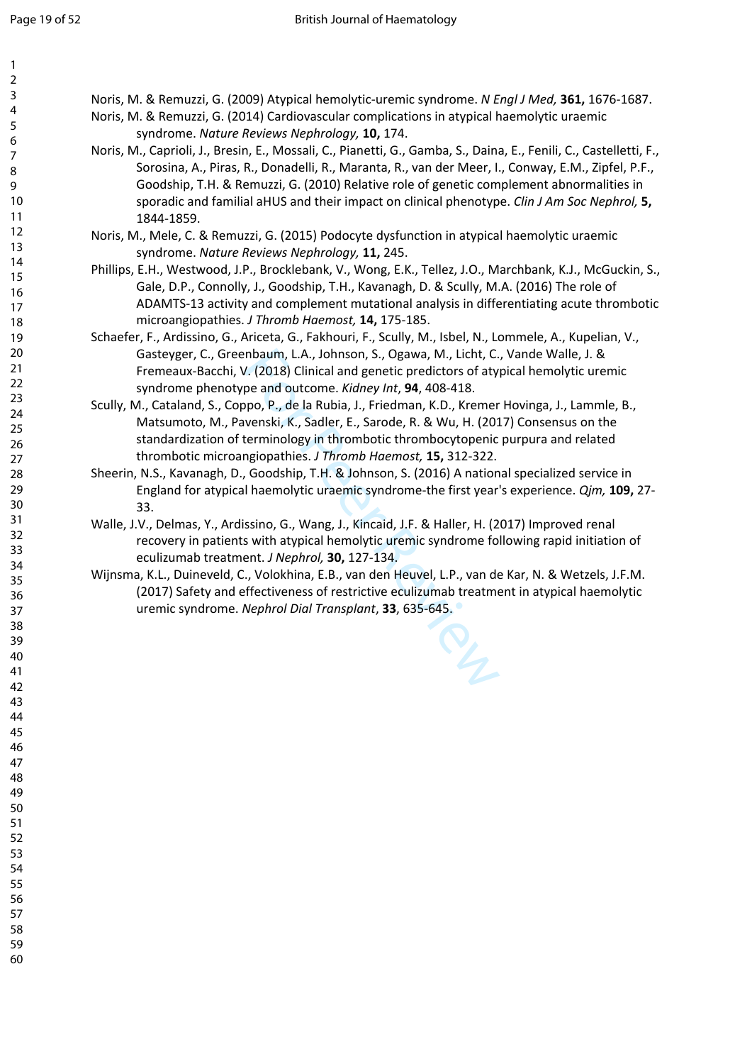Noris, M. & Remuzzi, G. (2009) Atypical hemolytic-uremic syndrome. *N Engl J Med,* **361,** 1676-1687.

Noris, M. & Remuzzi, G. (2014) Cardiovascular complications in atypical haemolytic uraemic syndrome. *Nature Reviews Nephrology,* **10,** 174.

Noris, M., Caprioli, J., Bresin, E., Mossali, C., Pianetti, G., Gamba, S., Daina, E., Fenili, C., Castelletti, F., Sorosina, A., Piras, R., Donadelli, R., Maranta, R., van der Meer, I., Conway, E.M., Zipfel, P.F., Goodship, T.H. & Remuzzi, G. (2010) Relative role of genetic complement abnormalities in sporadic and familial aHUS and their impact on clinical phenotype. *Clin J Am Soc Nephrol,* **5,** 1844-1859.

Noris, M., Mele, C. & Remuzzi, G. (2015) Podocyte dysfunction in atypical haemolytic uraemic syndrome. *Nature Reviews Nephrology,* **11,** 245.

Phillips, E.H., Westwood, J.P., Brocklebank, V., Wong, E.K., Tellez, J.O., Marchbank, K.J., McGuckin, S., Gale, D.P., Connolly, J., Goodship, T.H., Kavanagh, D. & Scully, M.A. (2016) The role of ADAMTS-13 activity and complement mutational analysis in differentiating acute thrombotic microangiopathies. *J Thromb Haemost,* **14,** 175-185.

Schaefer, F., Ardissino, G., Ariceta, G., Fakhouri, F., Scully, M., Isbel, N., Lommele, A., Kupelian, V., Gasteyger, C., Greenbaum, L.A., Johnson, S., Ogawa, M., Licht, C., Vande Walle, J. & Fremeaux-Bacchi, V. (2018) Clinical and genetic predictors of atypical hemolytic uremic syndrome phenotype and outcome. *Kidney Int*, **94**, 408-418.

Scully, M., Cataland, S., Coppo, P., de la Rubia, J., Friedman, K.D., Kremer Hovinga, J., Lammle, B., Matsumoto, M., Pavenski, K., Sadler, E., Sarode, R. & Wu, H. (2017) Consensus on the standardization of terminology in thrombotic thrombocytopenic purpura and related thrombotic microangiopathies. *J Thromb Haemost,* **15,** 312-322.

Sheerin, N.S., Kavanagh, D., Goodship, T.H. & Johnson, S. (2016) A national specialized service in England for atypical haemolytic uraemic syndrome-the first year's experience. *Qjm,* **109,** 27-33.

Walle, J.V., Delmas, Y., Ardissino, G., Wang, J., Kincaid, J.F. & Haller, H. (2017) Improved renal recovery in patients with atypical hemolytic uremic syndrome following rapid initiation of eculizumab treatment. *J Nephrol,* **30,** 127-134.

Wijnsma, K.L., Duineveld, C., Volokhina, E.B., van den Heuvel, L.P., van de Kar, N. & Wetzels, J.F.M. (2017) Safety and effectiveness of restrictive eculizumab treatment in atypical haemolytic uremic syndrome. *Nephrol Dial Transplant*, **33**, 635-645.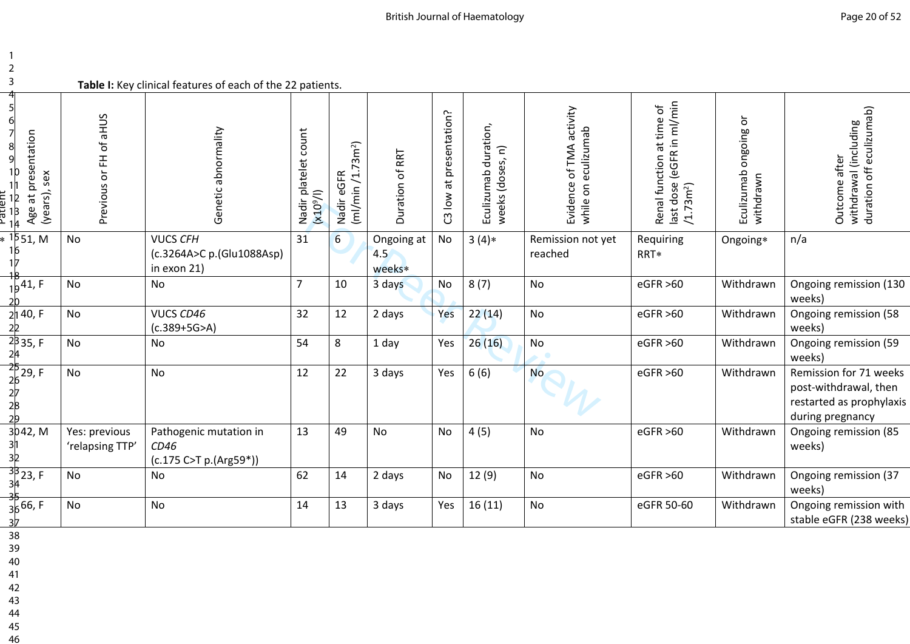**Table I:** Key clinical features of each of the 22 patients.

| Patient | Age at presentation (years), sex | Previous or FH of aHUS | Genetic abnormality | Nadir platelet count ($x10^9$/l) | Nadir eGFR (ml/min /1.73m²) | Duration of RRT | C3 low at presentation? | Eculizumab duration, weeks (doses, n) | Evidence of TMA activity while on eculizumab | Renal function at time of last dose (eGFR in ml/min /1.73m²) | Eculizumab ongoing or withdrawn | Outcome after withdrawal (including duration off eculizumab) |
|---|---|---|---|---|---|---|---|---|---|---|---|---|
| * | 51, M | No | VUCS *CFH* (c.3264A>C p.(Glu1088Asp) in exon 21) | 31 | 6 | Ongoing at 4.5 weeks* | No | 3 (4)* | Remission not yet reached | Requiring RRT* | Ongoing* | n/a |
| | 41, F | No | No | 7 | 10 | 3 days | No | 8 (7) | No | eGFR >60 | Withdrawn | Ongoing remission (130 weeks) |
| | 40, F | No | VUCS *CD46* (c.389+5G>A) | 32 | 12 | 2 days | Yes | 22 (14) | No | eGFR >60 | Withdrawn | Ongoing remission (58 weeks) |
| | 35, F | No | No | 54 | 8 | 1 day | Yes | 26 (16) | No | eGFR >60 | Withdrawn | Ongoing remission (59 weeks) |
| | 29, F | No | No | 12 | 22 | 3 days | Yes | 6 (6) | No | eGFR >60 | Withdrawn | Remission for 71 weeks post-withdrawal, then restarted as prophylaxis during pregnancy |
| | 42, M | Yes: previous 'relapsing TTP' | Pathogenic mutation in *CD46* (c.175 C>T p.(Arg59*)) | 13 | 49 | No | No | 4 (5) | No | eGFR >60 | Withdrawn | Ongoing remission (85 weeks) |
| | 23, F | No | No | 62 | 14 | 2 days | No | 12 (9) | No | eGFR >60 | Withdrawn | Ongoing remission (37 weeks) |
| | 66, F | No | No | 14 | 13 | 3 days | Yes | 16 (11) | No | eGFR 50-60 | Withdrawn | Ongoing remission with stable eGFR (238 weeks) |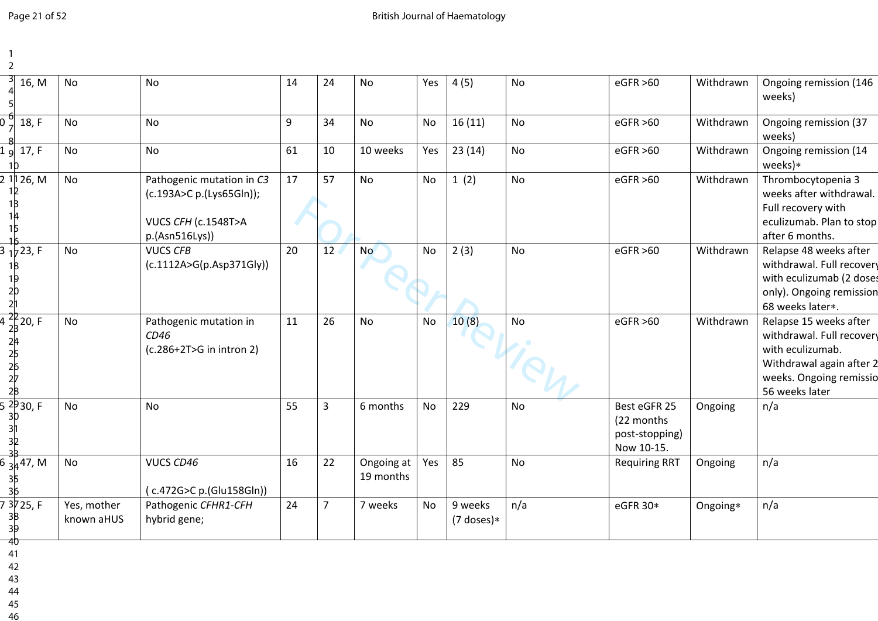| | | | | | | | | | | | |
|---|---|---|---|---|---|---|---|---|---|---|---|
| 16, M | No | No | 14 | 24 | No | Yes | 4 (5) | No | eGFR >60 | Withdrawn | Ongoing remission (146 weeks) |
| 18, F | No | No | 9 | 34 | No | No | 16 (11) | No | eGFR >60 | Withdrawn | Ongoing remission (37 weeks) |
| 17, F | No | No | 61 | 10 | 10 weeks | Yes | 23 (14) | No | eGFR >60 | Withdrawn | Ongoing remission (14 weeks)* |
| 26, M | No | Pathogenic mutation in *C3* (c.193A>C p.(Lys65Gln)); VUCS *CFH* (c.1548T>A p.(Asn516Lys)) | 17 | 57 | No | No | 1 (2) | No | eGFR >60 | Withdrawn | Thrombocytopenia 3 weeks after withdrawal. Full recovery with eculizumab. Plan to stop after 6 months. |
| 23, F | No | VUCS *CFB* (c.1112A>G(p.Asp371Gly)) | 20 | 12 | No | No | 2 (3) | No | eGFR >60 | Withdrawn | Relapse 48 weeks after withdrawal. Full recovery with eculizumab (2 doses only). Ongoing remission 68 weeks later*. |
| 20, F | No | Pathogenic mutation in *CD46* (c.286+2T>G in intron 2) | 11 | 26 | No | No | 10 (8) | No | eGFR >60 | Withdrawn | Relapse 15 weeks after withdrawal. Full recovery with eculizumab. Withdrawal again after 2 weeks. Ongoing remissio 56 weeks later |
| 30, F | No | No | 55 | 3 | 6 months | No | 229 | No | Best eGFR 25 (22 months post-stopping) Now 10-15. | Ongoing | n/a |
| 47, M | No | VUCS *CD46* ( c.472G>C p.(Glu158Gln)) | 16 | 22 | Ongoing at 19 months | Yes | 85 | No | Requiring RRT | Ongoing | n/a |
| 25, F | Yes, mother known aHUS | Pathogenic *CFHR1-CFH* hybrid gene; | 24 | 7 | 7 weeks | No | 9 weeks (7 doses)* | n/a | eGFR 30* | Ongoing* | n/a |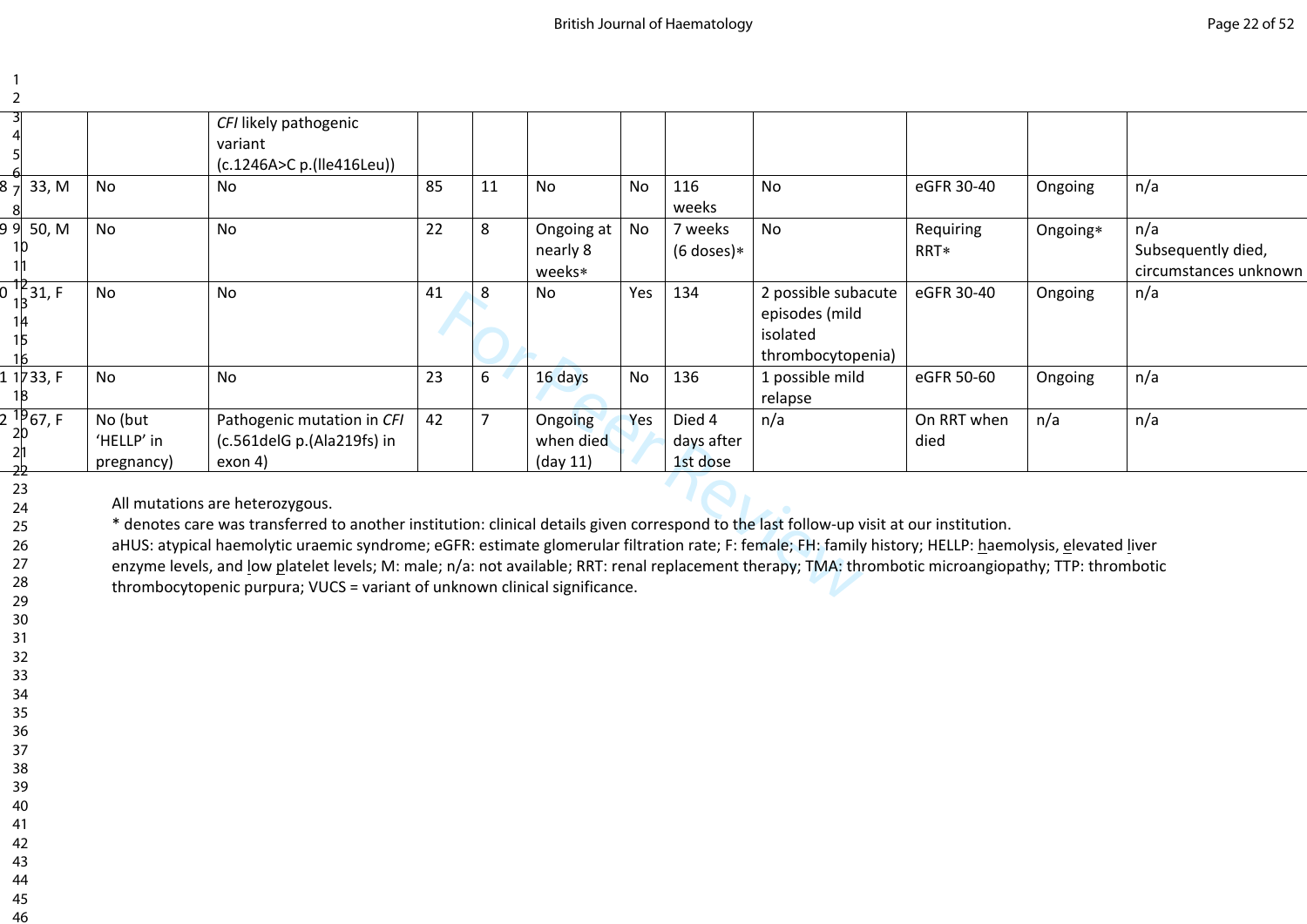| | | | | | | | | | | | |
|---|---|---|---|---|---|---|---|---|---|---|---|
| | | *CFI* likely pathogenic variant (c.1246A>C p.(Ile416Leu)) | | | | | | | | | |
| 33, M | No | No | 85 | 11 | No | No | 116 weeks | No | eGFR 30-40 | Ongoing | n/a |
| 50, M | No | No | 22 | 8 | Ongoing at nearly 8 weeks* | No | 7 weeks (6 doses)* | No | Requiring RRT* | Ongoing* | n/a Subsequently died, circumstances unknown |
| 31, F | No | No | 41 | 8 | No | Yes | 134 | 2 possible subacute episodes (mild isolated thrombocytopenia) | eGFR 30-40 | Ongoing | n/a |
| 33, F | No | No | 23 | 6 | 16 days | No | 136 | 1 possible mild relapse | eGFR 50-60 | Ongoing | n/a |
| 67, F | No (but 'HELLP' in pregnancy) | Pathogenic mutation in *CFI* (c.561delG p.(Ala219fs) in exon 4) | 42 | 7 | Ongoing when died (day 11) | Yes | Died 4 days after 1st dose | n/a | On RRT when died | n/a | n/a |

All mutations are heterozygous.

* denotes care was transferred to another institution: clinical details given correspond to the last follow-up visit at our institution.

aHUS: atypical haemolytic uraemic syndrome; eGFR: estimate glomerular filtration rate; F: female; FH: family history; HELLP: haemolysis, elevated liver enzyme levels, and low platelet levels; M: male; n/a: not available; RRT: renal replacement therapy; TMA: thrombotic microangiopathy; TTP: thrombotic thrombocytopenic purpura; VUCS = variant of unknown clinical significance.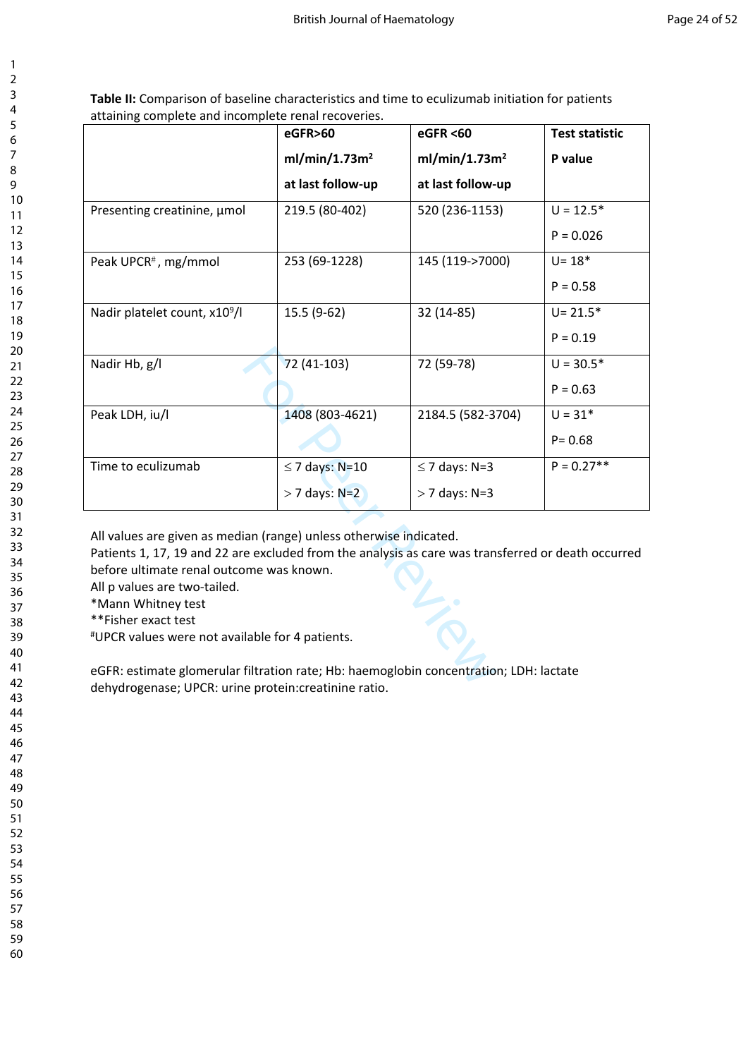**Table II:** Comparison of baseline characteristics and time to eculizumab initiation for patients attaining complete and incomplete renal recoveries.

| | eGFR>60 ml/min/1.73m$^2$ at last follow-up | eGFR <60 ml/min/1.73m$^2$ at last follow-up | Test statistic P value |
|---|---|---|---|
| Presenting creatinine, µmol | 219.5 (80-402) | 520 (236-1153) | U = 12.5* P = 0.026 |
| Peak UPCR[#], mg/mmol | 253 (69-1228) | 145 (119->7000) | U= 18* P = 0.58 |
| Nadir platelet count, x10$^9$/l | 15.5 (9-62) | 32 (14-85) | U= 21.5* P = 0.19 |
| Nadir Hb, g/l | 72 (41-103) | 72 (59-78) | U = 30.5* P = 0.63 |
| Peak LDH, iu/l | 1408 (803-4621) | 2184.5 (582-3704) | U = 31* P= 0.68 |
| Time to eculizumab | ≤ 7 days: N=10 > 7 days: N=2 | ≤ 7 days: N=3 > 7 days: N=3 | P = 0.27** |

All values are given as median (range) unless otherwise indicated.
Patients 1, 17, 19 and 22 are excluded from the analysis as care was transferred or death occurred before ultimate renal outcome was known.
All p values are two-tailed.
*Mann Whitney test
**Fisher exact test
[#]UPCR values were not available for 4 patients.

eGFR: estimate glomerular filtration rate; Hb: haemoglobin concentration; LDH: lactate dehydrogenase; UPCR: urine protein:creatinine ratio.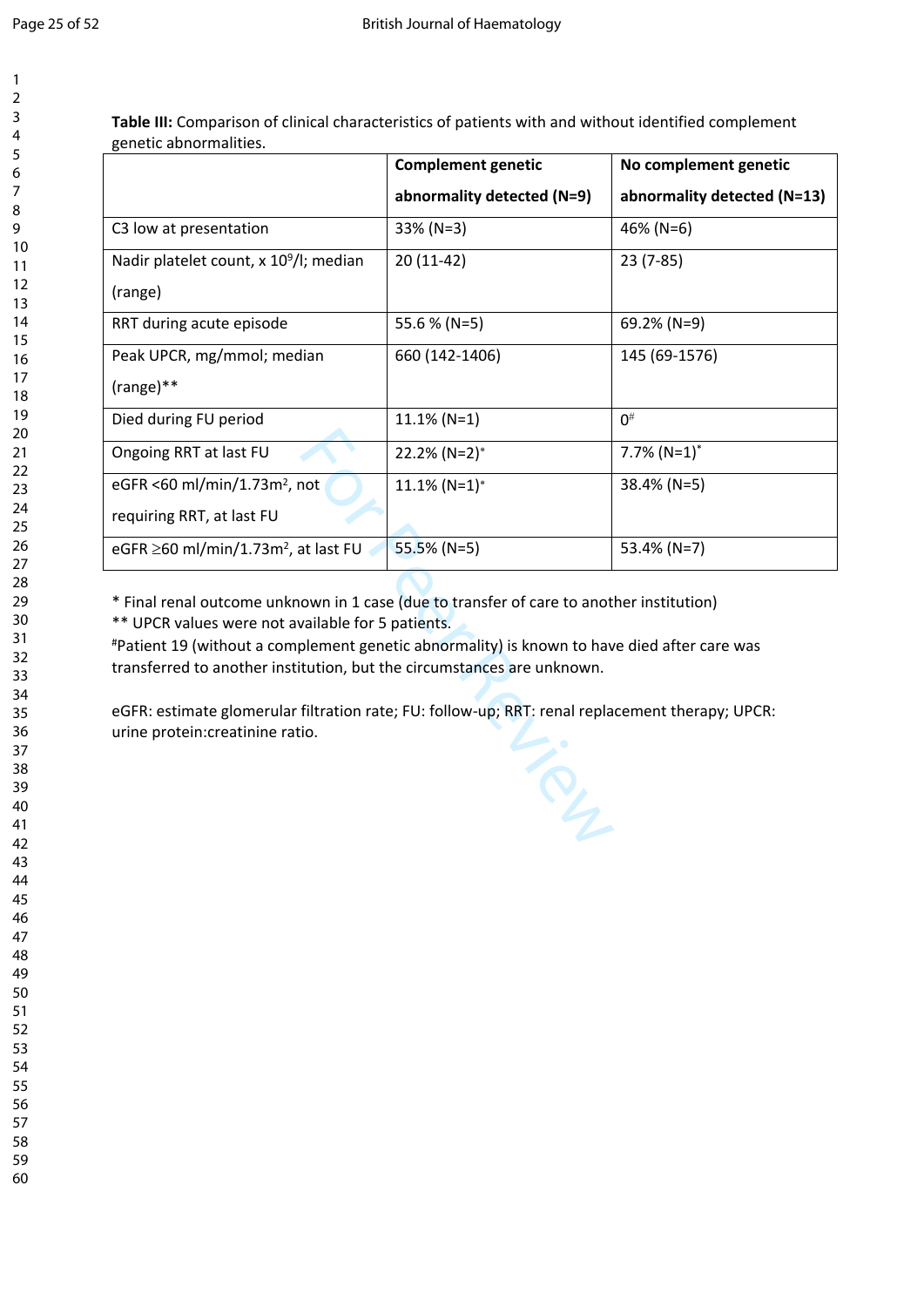**Table III:** Comparison of clinical characteristics of patients with and without identified complement genetic abnormalities.

| | **Complement genetic abnormality detected (N=9)** | **No complement genetic abnormality detected (N=13)** |
|---|---|---|
| C3 low at presentation | 33% (N=3) | 46% (N=6) |
| Nadir platelet count, x $10^9$/l; median (range) | 20 (11-42) | 23 (7-85) |
| RRT during acute episode | 55.6 % (N=5) | 69.2% (N=9) |
| Peak UPCR, mg/mmol; median (range)** | 660 (142-1406) | 145 (69-1576) |
| Died during FU period | 11.1% (N=1) | 0# |
| Ongoing RRT at last FU | 22.2% (N=2)* | 7.7% (N=1)* |
| eGFR <60 ml/min/1.73m$^2$, not requiring RRT, at last FU | 11.1% (N=1)* | 38.4% (N=5) |
| eGFR ≥60 ml/min/1.73m$^2$, at last FU | 55.5% (N=5) | 53.4% (N=7) |

* Final renal outcome unknown in 1 case (due to transfer of care to another institution)

** UPCR values were not available for 5 patients.

#Patient 19 (without a complement genetic abnormality) is known to have died after care was transferred to another institution, but the circumstances are unknown.

eGFR: estimate glomerular filtration rate; FU: follow-up; RRT: renal replacement therapy; UPCR: urine protein:creatinine ratio.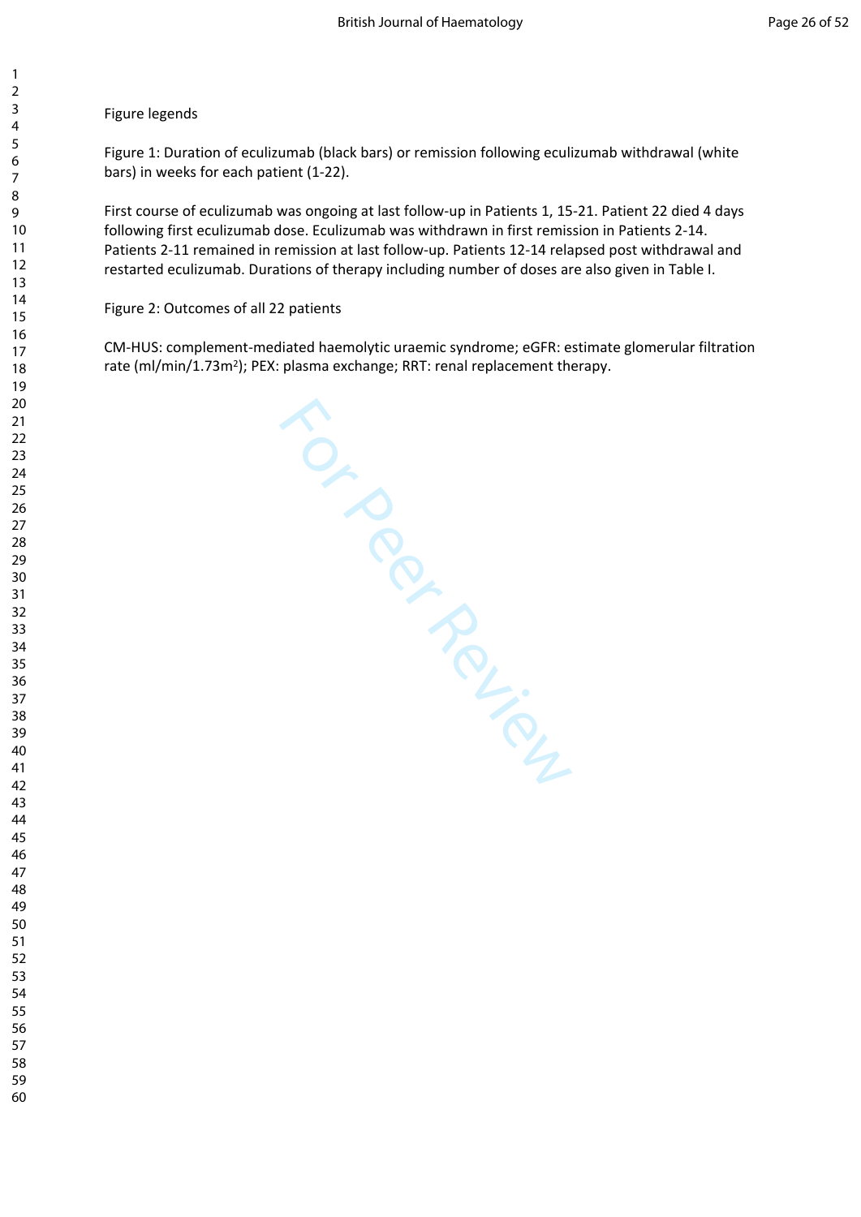Figure legends

Figure 1: Duration of eculizumab (black bars) or remission following eculizumab withdrawal (white bars) in weeks for each patient (1-22).

First course of eculizumab was ongoing at last follow-up in Patients 1, 15-21. Patient 22 died 4 days following first eculizumab dose. Eculizumab was withdrawn in first remission in Patients 2-14. Patients 2-11 remained in remission at last follow-up. Patients 12-14 relapsed post withdrawal and restarted eculizumab. Durations of therapy including number of doses are also given in Table I.

Figure 2: Outcomes of all 22 patients

CM-HUS: complement-mediated haemolytic uraemic syndrome; eGFR: estimate glomerular filtration rate (ml/min/1.73m$^2$); PEX: plasma exchange; RRT: renal replacement therapy.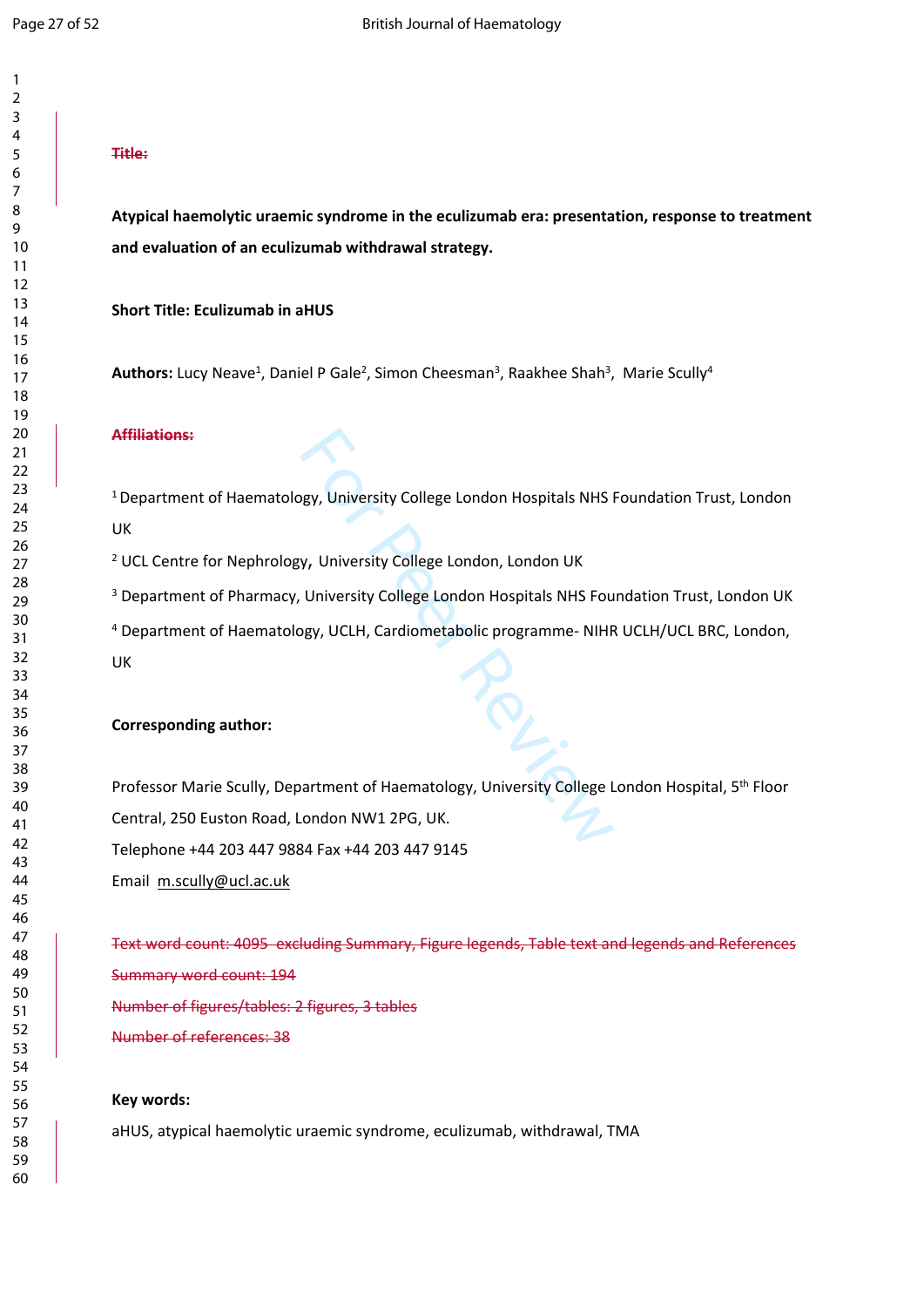~~Title:~~

**Atypical haemolytic uraemic syndrome in the eculizumab era: presentation, response to treatment and evaluation of an eculizumab withdrawal strategy.**

**Short Title: Eculizumab in aHUS**

**Authors:** Lucy Neave[1], Daniel P Gale[2], Simon Cheesman[3], Raakhee Shah[3], Marie Scully[4]

~~Affiliations:~~

[1] Department of Haematology, University College London Hospitals NHS Foundation Trust, London UK

[2] UCL Centre for Nephrology, University College London, London UK

[3] Department of Pharmacy, University College London Hospitals NHS Foundation Trust, London UK

[4] Department of Haematology, UCLH, Cardiometabolic programme- NIHR UCLH/UCL BRC, London, UK

**Corresponding author:**

Professor Marie Scully, Department of Haematology, University College London Hospital, 5th Floor Central, 250 Euston Road, London NW1 2PG, UK.

Telephone +44 203 447 9884 Fax +44 203 447 9145

Email m.scully@ucl.ac.uk

~~Text word count: 4095 excluding Summary, Figure legends, Table text and legends and References~~

~~Summary word count: 194~~

~~Number of figures/tables: 2 figures, 3 tables~~

~~Number of references: 38~~

**Key words:**

aHUS, atypical haemolytic uraemic syndrome, eculizumab, withdrawal, TMA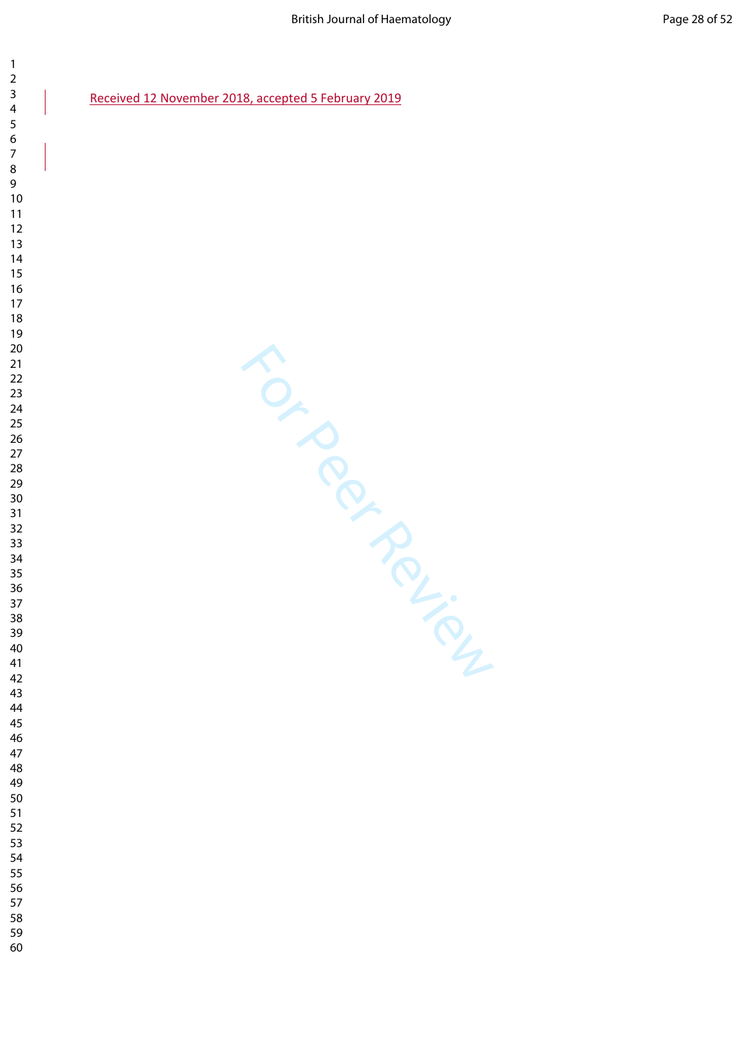Received 12 November 2018, accepted 5 February 2019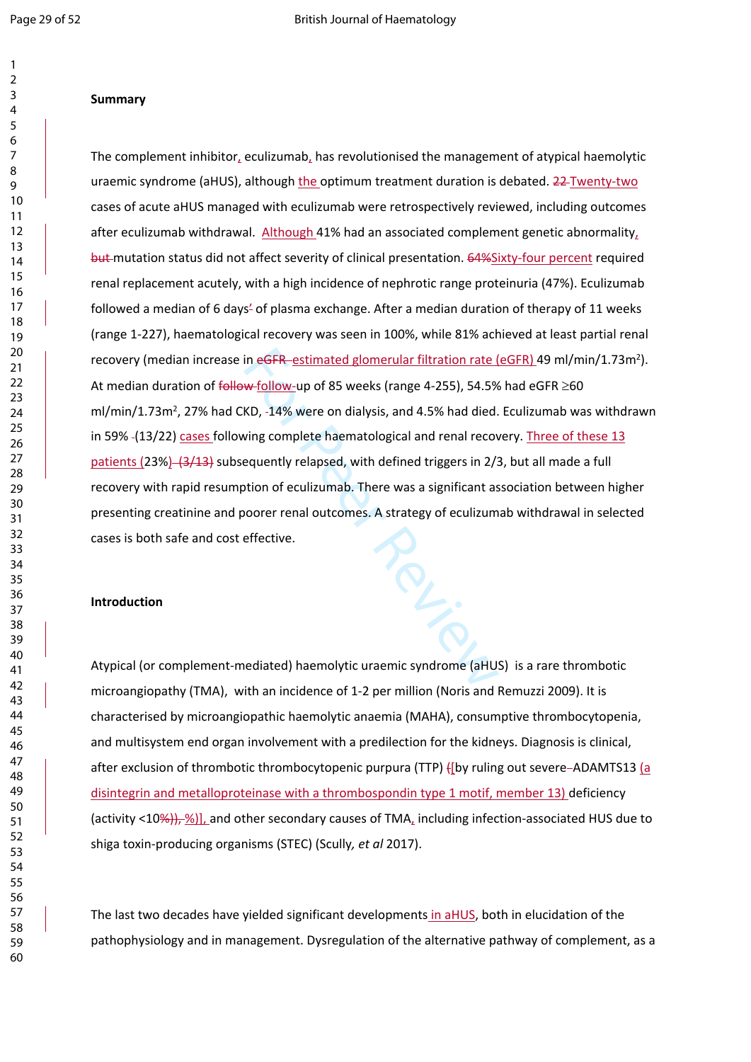**Summary**

The complement inhibitor, eculizumab, has revolutionised the management of atypical haemolytic uraemic syndrome (aHUS), although the optimum treatment duration is debated. Twenty-two cases of acute aHUS managed with eculizumab were retrospectively reviewed, including outcomes after eculizumab withdrawal. Although 41% had an associated complement genetic abnormality, mutation status did not affect severity of clinical presentation. Sixty-four percent required renal replacement acutely, with a high incidence of nephrotic range proteinuria (47%). Eculizumab followed a median of 6 days' of plasma exchange. After a median duration of therapy of 11 weeks (range 1-227), haematological recovery was seen in 100%, while 81% achieved at least partial renal recovery (median increase in estimated glomerular filtration rate (eGFR) 49 ml/min/1.73m$^2$). At median duration of follow-up of 85 weeks (range 4-255), 54.5% had eGFR ≥60 ml/min/1.73m$^2$, 27% had CKD, 14% were on dialysis, and 4.5% had died. Eculizumab was withdrawn in 59% (13/22) cases following complete haematological and renal recovery. Three of these 13 patients (23%) subsequently relapsed, with defined triggers in 2/3, but all made a full recovery with rapid resumption of eculizumab. There was a significant association between higher presenting creatinine and poorer renal outcomes. A strategy of eculizumab withdrawal in selected cases is both safe and cost effective.

**Introduction**

Atypical (or complement-mediated) haemolytic uraemic syndrome (aHUS) is a rare thrombotic microangiopathy (TMA), with an incidence of 1-2 per million (Noris and Remuzzi 2009). It is characterised by microangiopathic haemolytic anaemia (MAHA), consumptive thrombocytopenia, and multisystem end organ involvement with a predilection for the kidneys. Diagnosis is clinical, after exclusion of thrombotic thrombocytopenic purpura (TTP) [by ruling out severe ADAMTS13 (a disintegrin and metalloproteinase with a thrombospondin type 1 motif, member 13) deficiency (activity <10%)], and other secondary causes of TMA, including infection-associated HUS due to shiga toxin-producing organisms (STEC) (Scully, *et al* 2017).

The last two decades have yielded significant developments in aHUS, both in elucidation of the pathophysiology and in management. Dysregulation of the alternative pathway of complement, as a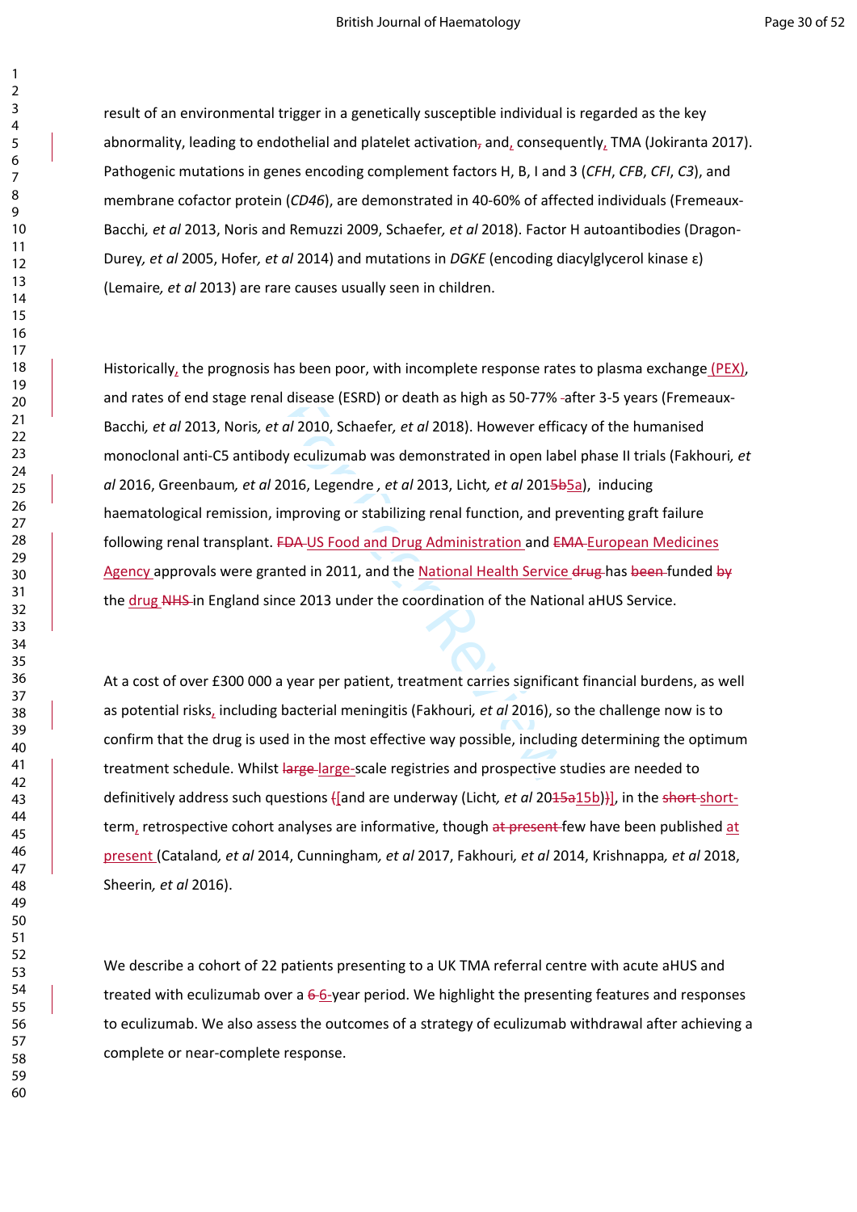result of an environmental trigger in a genetically susceptible individual is regarded as the key abnormality, leading to endothelial and platelet activation~~,~~ and, consequently, TMA (Jokiranta 2017). Pathogenic mutations in genes encoding complement factors H, B, I and 3 (*CFH*, *CFB*, *CFI*, *C3*), and membrane cofactor protein (*CD46*), are demonstrated in 40-60% of affected individuals (Fremeaux-Bacchi*, et al* 2013, Noris and Remuzzi 2009, Schaefer*, et al* 2018). Factor H autoantibodies (Dragon-Durey*, et al* 2005, Hofer*, et al* 2014) and mutations in *DGKE* (encoding diacylglycerol kinase ε) (Lemaire*, et al* 2013) are rare causes usually seen in children.

Historically, the prognosis has been poor, with incomplete response rates to plasma exchange (PEX), and rates of end stage renal disease (ESRD) or death as high as 50-77% after 3-5 years (Fremeaux-Bacchi*, et al* 2013, Noris*, et al* 2010, Schaefer*, et al* 2018). However efficacy of the humanised monoclonal anti-C5 antibody eculizumab was demonstrated in open label phase II trials (Fakhouri*, et al* 2016, Greenbaum*, et al* 2016, Legendre *, et al* 2013, Licht*, et al* 201~~5b~~5a), inducing haematological remission, improving or stabilizing renal function, and preventing graft failure following renal transplant. ~~FDA~~ US Food and Drug Administration and ~~EMA~~ European Medicines Agency approvals were granted in 2011, and the National Health Service ~~drug~~ has ~~been~~ funded ~~by~~ the drug ~~NHS~~ in England since 2013 under the coordination of the National aHUS Service.

At a cost of over £300 000 a year per patient, treatment carries significant financial burdens, as well as potential risks, including bacterial meningitis (Fakhouri*, et al* 2016), so the challenge now is to confirm that the drug is used in the most effective way possible, including determining the optimum treatment schedule. Whilst ~~large~~ large-scale registries and prospective studies are needed to definitively address such questions ~~(~~[and are underway (Licht*, et al* 20~~15a~~15b)~~)~~], in the ~~short~~ short-term, retrospective cohort analyses are informative, though ~~at present~~ few have been published at present (Cataland*, et al* 2014, Cunningham*, et al* 2017, Fakhouri*, et al* 2014, Krishnappa*, et al* 2018, Sheerin*, et al* 2016).

We describe a cohort of 22 patients presenting to a UK TMA referral centre with acute aHUS and treated with eculizumab over a ~~6~~ 6-year period. We highlight the presenting features and responses to eculizumab. We also assess the outcomes of a strategy of eculizumab withdrawal after achieving a complete or near-complete response.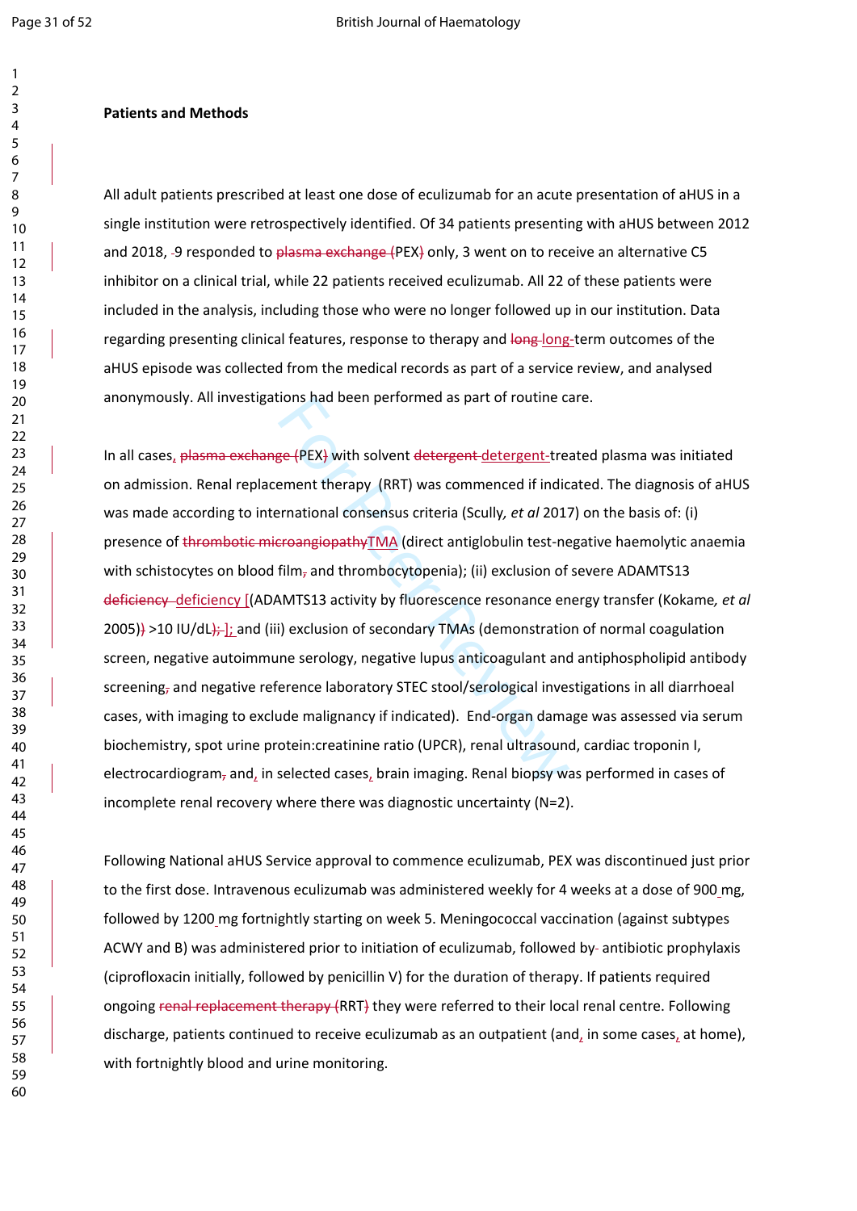**Patients and Methods**

All adult patients prescribed at least one dose of eculizumab for an acute presentation of aHUS in a single institution were retrospectively identified. Of 34 patients presenting with aHUS between 2012 and 2018, 9 responded to PEX only, 3 went on to receive an alternative C5 inhibitor on a clinical trial, while 22 patients received eculizumab. All 22 of these patients were included in the analysis, including those who were no longer followed up in our institution. Data regarding presenting clinical features, response to therapy and long-term outcomes of the aHUS episode was collected from the medical records as part of a service review, and analysed anonymously. All investigations had been performed as part of routine care.

In all cases, PEX with solvent detergent-treated plasma was initiated on admission. Renal replacement therapy (RRT) was commenced if indicated. The diagnosis of aHUS was made according to international consensus criteria (Scully*, et al* 2017) on the basis of: (i) presence of TMA (direct antiglobulin test-negative haemolytic anaemia with schistocytes on blood film and thrombocytopenia); (ii) exclusion of severe ADAMTS13 deficiency [(ADAMTS13 activity by fluorescence resonance energy transfer (Kokame*, et al* 2005) >10 IU/dL]; and (iii) exclusion of secondary TMAs (demonstration of normal coagulation screen, negative autoimmune serology, negative lupus anticoagulant and antiphospholipid antibody screening and negative reference laboratory STEC stool/serological investigations in all diarrhoeal cases, with imaging to exclude malignancy if indicated). End-organ damage was assessed via serum biochemistry, spot urine protein:creatinine ratio (UPCR), renal ultrasound, cardiac troponin I, electrocardiogram and, in selected cases, brain imaging. Renal biopsy was performed in cases of incomplete renal recovery where there was diagnostic uncertainty (N=2).

Following National aHUS Service approval to commence eculizumab, PEX was discontinued just prior to the first dose. Intravenous eculizumab was administered weekly for 4 weeks at a dose of 900 mg, followed by 1200 mg fortnightly starting on week 5. Meningococcal vaccination (against subtypes ACWY and B) was administered prior to initiation of eculizumab, followed by antibiotic prophylaxis (ciprofloxacin initially, followed by penicillin V) for the duration of therapy. If patients required ongoing RRT they were referred to their local renal centre. Following discharge, patients continued to receive eculizumab as an outpatient (and, in some cases, at home), with fortnightly blood and urine monitoring.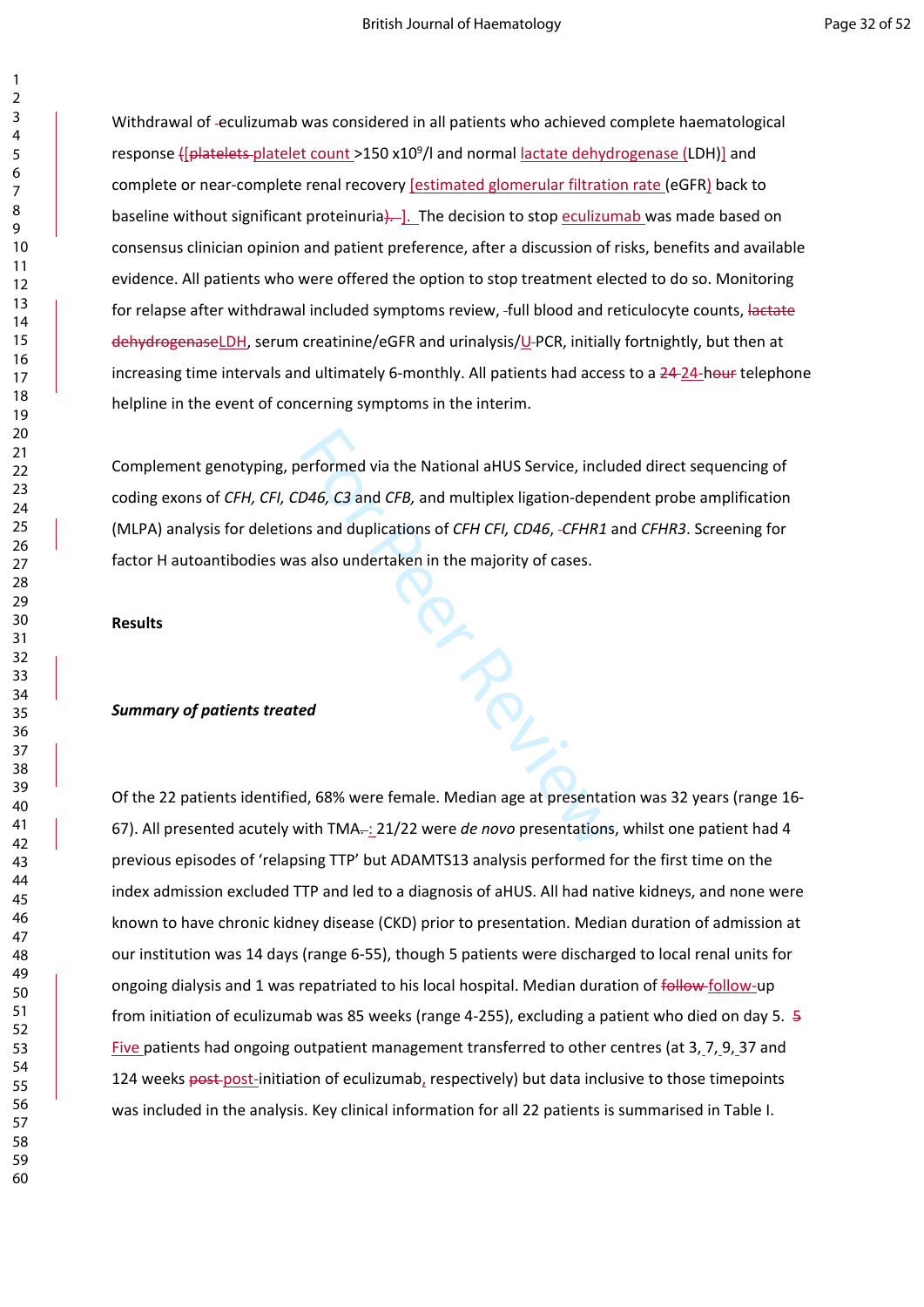Withdrawal of eculizumab was considered in all patients who achieved complete haematological response [platelet count >150 x10$^9$/l and normal lactate dehydrogenase (LDH)] and complete or near-complete renal recovery [estimated glomerular filtration rate (eGFR) back to baseline without significant proteinuria]. The decision to stop eculizumab was made based on consensus clinician opinion and patient preference, after a discussion of risks, benefits and available evidence. All patients who were offered the option to stop treatment elected to do so. Monitoring for relapse after withdrawal included symptoms review, full blood and reticulocyte counts, LDH, serum creatinine/eGFR and urinalysis/U-PCR, initially fortnightly, but then at increasing time intervals and ultimately 6-monthly. All patients had access to a 24-hour telephone helpline in the event of concerning symptoms in the interim.

Complement genotyping, performed via the National aHUS Service, included direct sequencing of coding exons of *CFH, CFI, CD46, C3* and *CFB,* and multiplex ligation-dependent probe amplification (MLPA) analysis for deletions and duplications of *CFH CFI, CD46*, *CFHR1* and *CFHR3*. Screening for factor H autoantibodies was also undertaken in the majority of cases.

## Results

### *Summary of patients treated*

Of the 22 patients identified, 68% were female. Median age at presentation was 32 years (range 16-67). All presented acutely with TMA: 21/22 were *de novo* presentations, whilst one patient had 4 previous episodes of 'relapsing TTP' but ADAMTS13 analysis performed for the first time on the index admission excluded TTP and led to a diagnosis of aHUS. All had native kidneys, and none were known to have chronic kidney disease (CKD) prior to presentation. Median duration of admission at our institution was 14 days (range 6-55), though 5 patients were discharged to local renal units for ongoing dialysis and 1 was repatriated to his local hospital. Median duration of follow-up from initiation of eculizumab was 85 weeks (range 4-255), excluding a patient who died on day 5. Five patients had ongoing outpatient management transferred to other centres (at 3, 7, 9, 37 and 124 weeks post-initiation of eculizumab, respectively) but data inclusive to those timepoints was included in the analysis. Key clinical information for all 22 patients is summarised in Table I.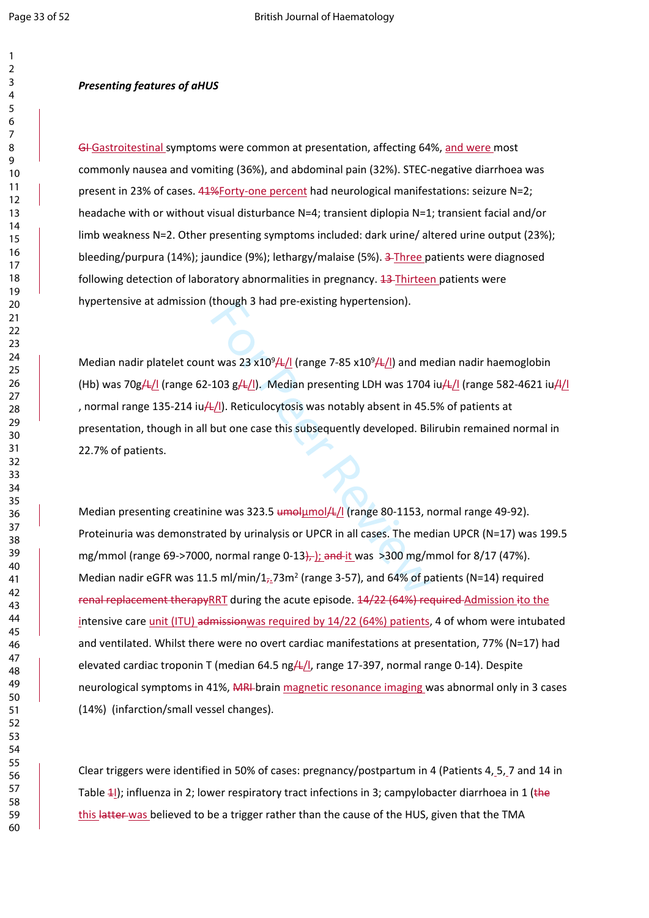***Presenting features of aHUS***

Gastrointestinal symptoms were common at presentation, affecting 64%, and were most commonly nausea and vomiting (36%), and abdominal pain (32%). STEC-negative diarrhoea was present in 23% of cases. Forty-one percent had neurological manifestations: seizure N=2; headache with or without visual disturbance N=4; transient diplopia N=1; transient facial and/or limb weakness N=2. Other presenting symptoms included: dark urine/ altered urine output (23%); bleeding/purpura (14%); jaundice (9%); lethargy/malaise (5%). Three patients were diagnosed following detection of laboratory abnormalities in pregnancy. Thirteen patients were hypertensive at admission (though 3 had pre-existing hypertension).

Median nadir platelet count was 23 x$10^9$/l (range 7-85 x$10^9$/l) and median nadir haemoglobin (Hb) was 70g/l (range 62-103 g/l). Median presenting LDH was 1704 iu/l (range 582-4621 iu/l, normal range 135-214 iu/l). Reticulocytosis was notably absent in 45.5% of patients at presentation, though in all but one case this subsequently developed. Bilirubin remained normal in 22.7% of patients.

Median presenting creatinine was 323.5 µmol/l (range 80-1153, normal range 49-92). Proteinuria was demonstrated by urinalysis or UPCR in all cases. The median UPCR (N=17) was 199.5 mg/mmol (range 69->7000, normal range 0-13); it was >300 mg/mmol for 8/17 (47%). Median nadir eGFR was 11.5 ml/min/1.73m$^2$ (range 3-57), and 64% of patients (N=14) required RRT during the acute episode. Admission to the intensive care unit (ITU) was required by 14/22 (64%) patients, 4 of whom were intubated and ventilated. Whilst there were no overt cardiac manifestations at presentation, 77% (N=17) had elevated cardiac troponin T (median 64.5 ng/l, range 17-397, normal range 0-14). Despite neurological symptoms in 41%, brain magnetic resonance imaging was abnormal only in 3 cases (14%) (infarction/small vessel changes).

Clear triggers were identified in 50% of cases: pregnancy/postpartum in 4 (Patients 4, 5, 7 and 14 in Table I); influenza in 2; lower respiratory tract infections in 3; campylobacter diarrhoea in 1 (this was believed to be a trigger rather than the cause of the HUS, given that the TMA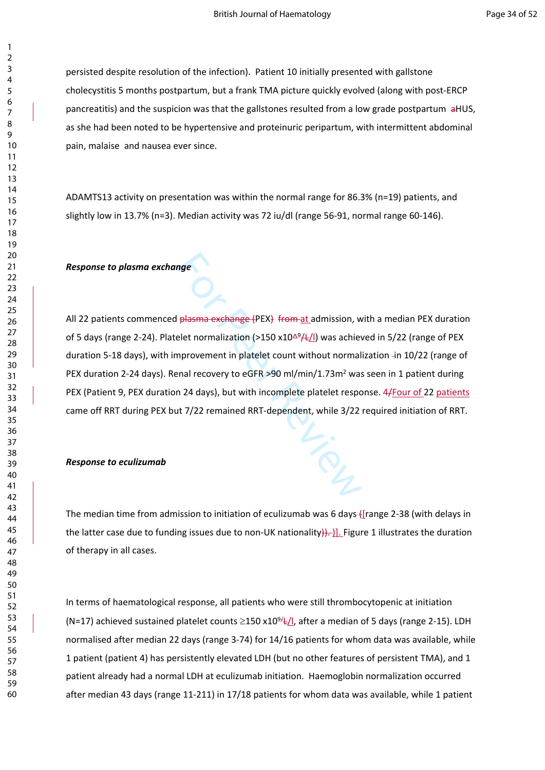persisted despite resolution of the infection). Patient 10 initially presented with gallstone cholecystitis 5 months postpartum, but a frank TMA picture quickly evolved (along with post-ERCP pancreatitis) and the suspicion was that the gallstones resulted from a low grade postpartum aHUS, as she had been noted to be hypertensive and proteinuric peripartum, with intermittent abdominal pain, malaise and nausea ever since.

ADAMTS13 activity on presentation was within the normal range for 86.3% (n=19) patients, and slightly low in 13.7% (n=3). Median activity was 72 iu/dl (range 56-91, normal range 60-146).

***Response to plasma exchange***

All 22 patients commenced plasma exchange (PEX) from at admission, with a median PEX duration of 5 days (range 2-24). Platelet normalization (>150 $x10^9$/l) was achieved in 5/22 (range of PEX duration 5-18 days), with improvement in platelet count without normalization in 10/22 (range of PEX duration 2-24 days). Renal recovery to eGFR >90 ml/min/1.73m$^2$ was seen in 1 patient during PEX (Patient 9, PEX duration 24 days), but with incomplete platelet response. Four of 22 patients came off RRT during PEX but 7/22 remained RRT-dependent, while 3/22 required initiation of RRT.

***Response to eculizumab***

The median time from admission to initiation of eculizumab was 6 days [range 2-38 (with delays in the latter case due to funding issues due to non-UK nationality)]. Figure 1 illustrates the duration of therapy in all cases.

In terms of haematological response, all patients who were still thrombocytopenic at initiation (N=17) achieved sustained platelet counts ≥150 $x10^9$/l, after a median of 5 days (range 2-15). LDH normalised after median 22 days (range 3-74) for 14/16 patients for whom data was available, while 1 patient (patient 4) has persistently elevated LDH (but no other features of persistent TMA), and 1 patient already had a normal LDH at eculizumab initiation. Haemoglobin normalization occurred after median 43 days (range 11-211) in 17/18 patients for whom data was available, while 1 patient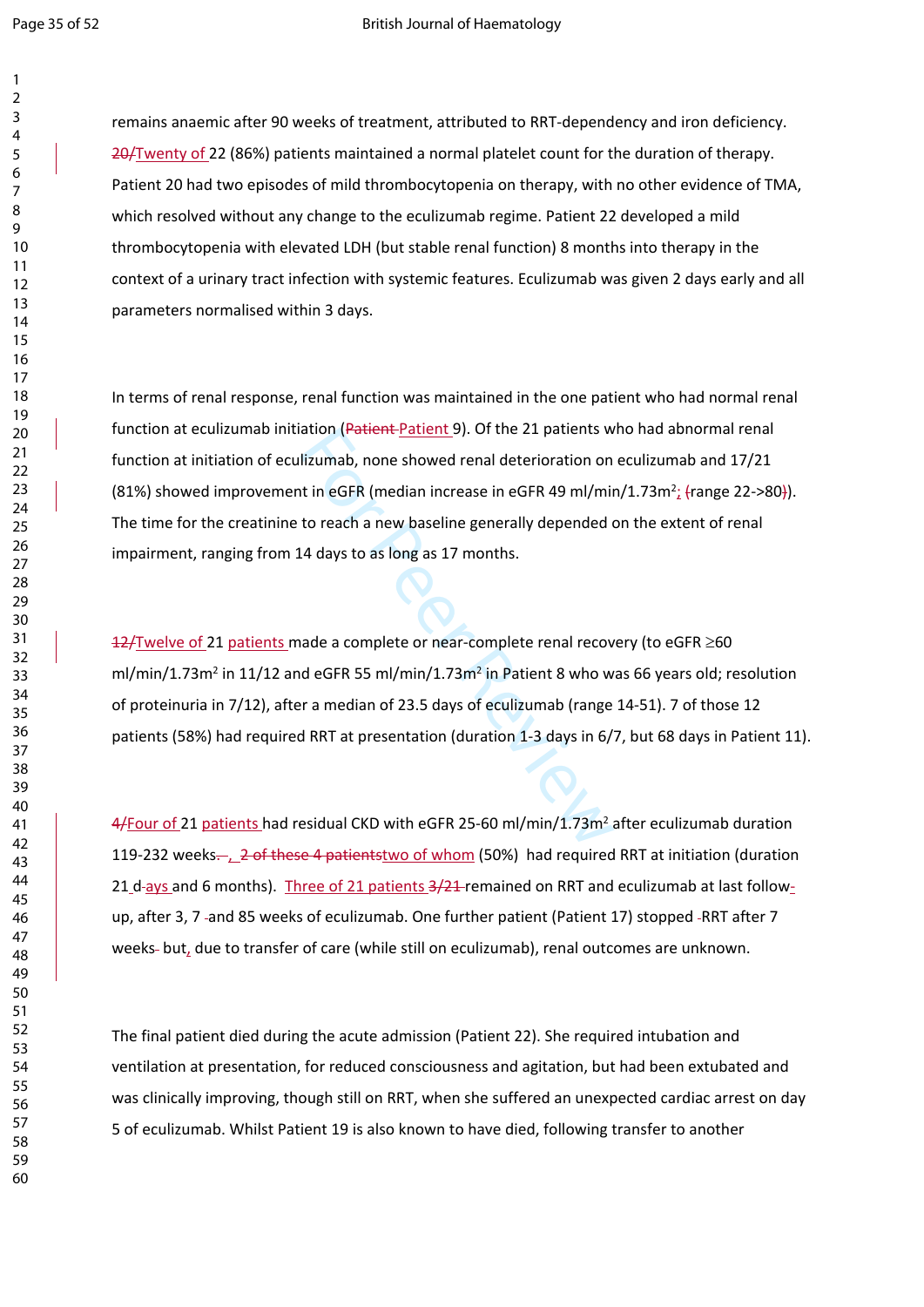remains anaemic after 90 weeks of treatment, attributed to RRT-dependency and iron deficiency. Twenty of 22 (86%) patients maintained a normal platelet count for the duration of therapy. Patient 20 had two episodes of mild thrombocytopenia on therapy, with no other evidence of TMA, which resolved without any change to the eculizumab regime. Patient 22 developed a mild thrombocytopenia with elevated LDH (but stable renal function) 8 months into therapy in the context of a urinary tract infection with systemic features. Eculizumab was given 2 days early and all parameters normalised within 3 days.

In terms of renal response, renal function was maintained in the one patient who had normal renal function at eculizumab initiation (Patient 9). Of the 21 patients who had abnormal renal function at initiation of eculizumab, none showed renal deterioration on eculizumab and 17/21 (81%) showed improvement in eGFR (median increase in eGFR 49 ml/min/1.73m$^2$; range 22->80). The time for the creatinine to reach a new baseline generally depended on the extent of renal impairment, ranging from 14 days to as long as 17 months.

Twelve of 21 patients made a complete or near-complete renal recovery (to eGFR ≥60 ml/min/1.73m$^2$ in 11/12 and eGFR 55 ml/min/1.73m$^2$ in Patient 8 who was 66 years old; resolution of proteinuria in 7/12), after a median of 23.5 days of eculizumab (range 14-51). 7 of those 12 patients (58%) had required RRT at presentation (duration 1-3 days in 6/7, but 68 days in Patient 11).

Four of 21 patients had residual CKD with eGFR 25-60 ml/min/1.73m$^2$ after eculizumab duration 119-232 weeks, two of whom (50%) had required RRT at initiation (duration 21 days and 6 months). Three of 21 patients remained on RRT and eculizumab at last follow-up, after 3, 7 and 85 weeks of eculizumab. One further patient (Patient 17) stopped RRT after 7 weeks but, due to transfer of care (while still on eculizumab), renal outcomes are unknown.

The final patient died during the acute admission (Patient 22). She required intubation and ventilation at presentation, for reduced consciousness and agitation, but had been extubated and was clinically improving, though still on RRT, when she suffered an unexpected cardiac arrest on day 5 of eculizumab. Whilst Patient 19 is also known to have died, following transfer to another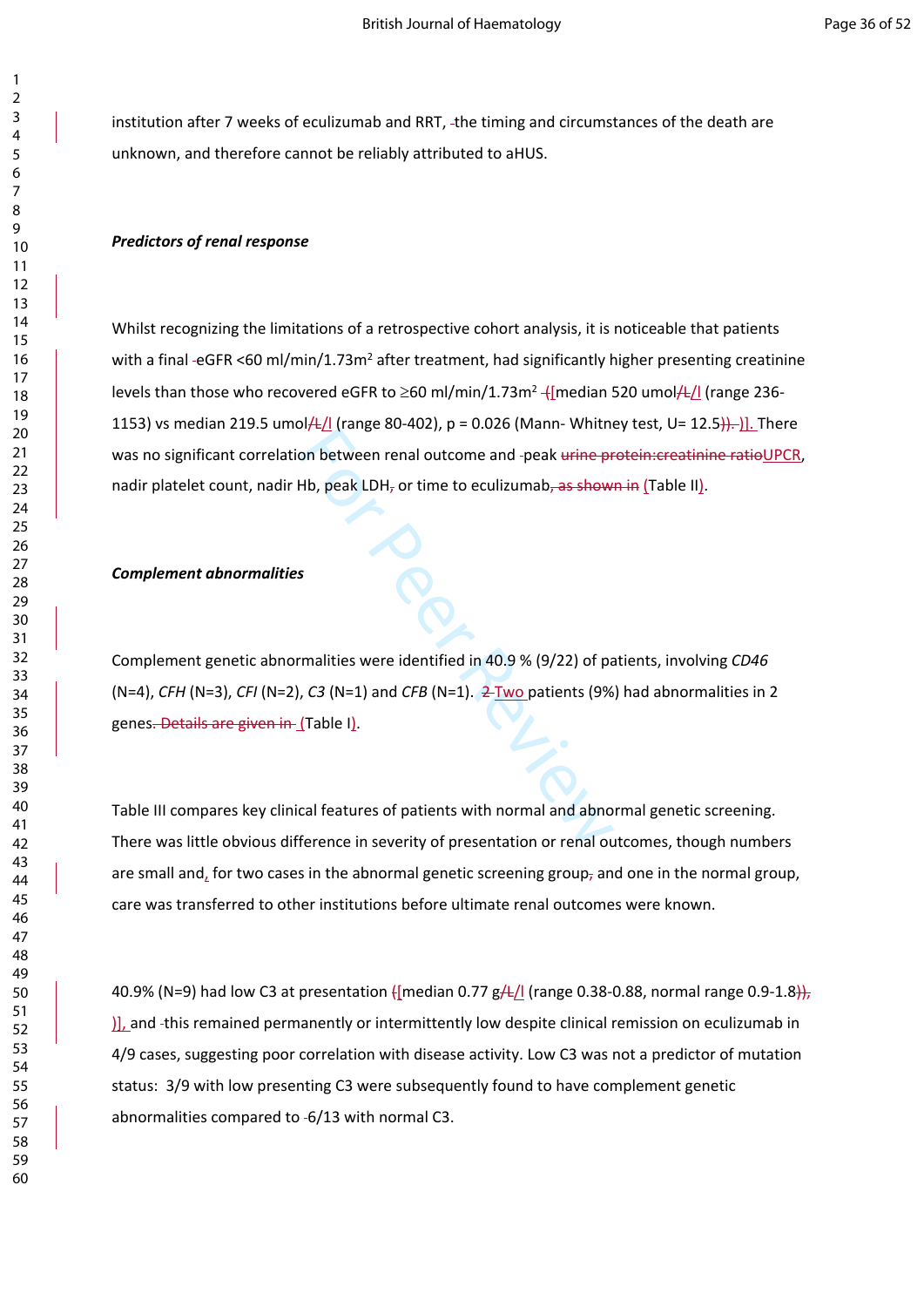institution after 7 weeks of eculizumab and RRT, the timing and circumstances of the death are unknown, and therefore cannot be reliably attributed to aHUS.

***Predictors of renal response***

Whilst recognizing the limitations of a retrospective cohort analysis, it is noticeable that patients with a final eGFR <60 ml/min/1.73m$^2$ after treatment, had significantly higher presenting creatinine levels than those who recovered eGFR to ≥60 ml/min/1.73m$^2$ [median 520 umol/l (range 236-1153) vs median 219.5 umol/l (range 80-402), p = 0.026 (Mann- Whitney test, U= 12.5)]. There was no significant correlation between renal outcome and peak UPCR, nadir platelet count, nadir Hb, peak LDH or time to eculizumab (Table II).

***Complement abnormalities***

Complement genetic abnormalities were identified in 40.9 % (9/22) of patients, involving *CD46* (N=4), *CFH* (N=3), *CFI* (N=2), *C3* (N=1) and *CFB* (N=1). Two patients (9%) had abnormalities in 2 genes (Table I).

Table III compares key clinical features of patients with normal and abnormal genetic screening. There was little obvious difference in severity of presentation or renal outcomes, though numbers are small and, for two cases in the abnormal genetic screening group and one in the normal group, care was transferred to other institutions before ultimate renal outcomes were known.

40.9% (N=9) had low C3 at presentation [median 0.77 g/l (range 0.38-0.88, normal range 0.9-1.8)], and this remained permanently or intermittently low despite clinical remission on eculizumab in 4/9 cases, suggesting poor correlation with disease activity. Low C3 was not a predictor of mutation status: 3/9 with low presenting C3 were subsequently found to have complement genetic abnormalities compared to 6/13 with normal C3.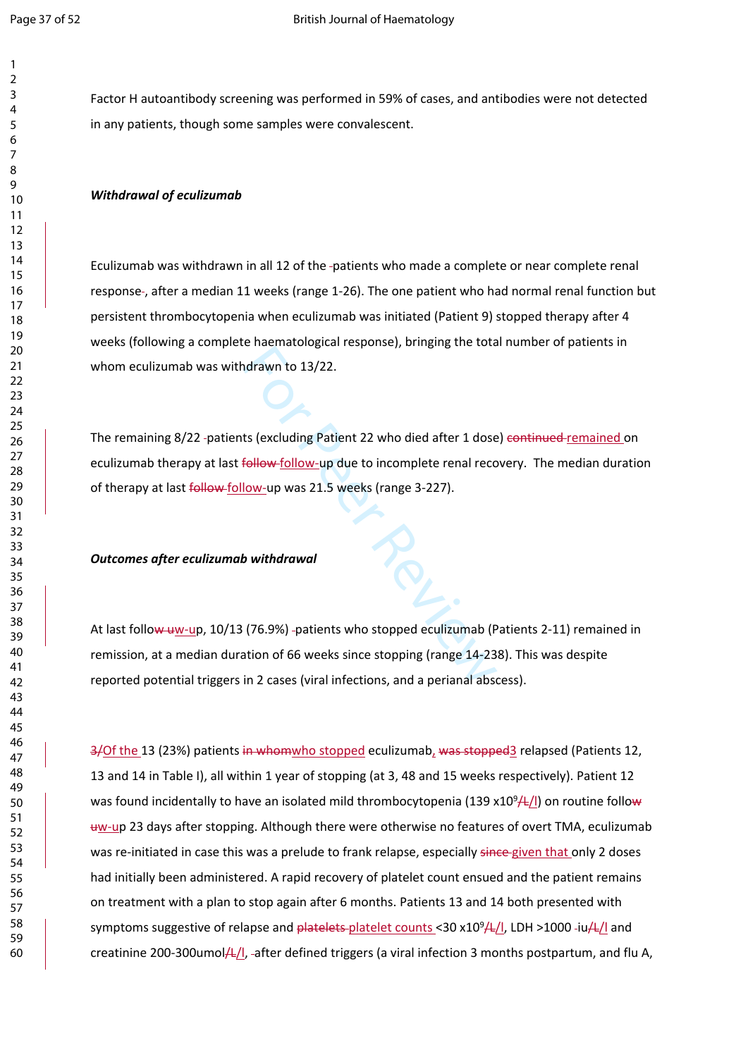Factor H autoantibody screening was performed in 59% of cases, and antibodies were not detected in any patients, though some samples were convalescent.

***Withdrawal of eculizumab***

Eculizumab was withdrawn in all 12 of the patients who made a complete or near complete renal response, after a median 11 weeks (range 1-26). The one patient who had normal renal function but persistent thrombocytopenia when eculizumab was initiated (Patient 9) stopped therapy after 4 weeks (following a complete haematological response), bringing the total number of patients in whom eculizumab was withdrawn to 13/22.

The remaining 8/22 patients (excluding Patient 22 who died after 1 dose) remained on eculizumab therapy at last follow-up due to incomplete renal recovery. The median duration of therapy at last follow-up was 21.5 weeks (range 3-227).

***Outcomes after eculizumab withdrawal***

At last follow-up, 10/13 (76.9%) patients who stopped eculizumab (Patients 2-11) remained in remission, at a median duration of 66 weeks since stopping (range 14-238). This was despite reported potential triggers in 2 cases (viral infections, and a perianal abscess).

Of the 13 (23%) patients who stopped eculizumab, 3 relapsed (Patients 12, 13 and 14 in Table I), all within 1 year of stopping (at 3, 48 and 15 weeks respectively). Patient 12 was found incidentally to have an isolated mild thrombocytopenia (139 x$10^9$/l) on routine follow-up 23 days after stopping. Although there were otherwise no features of overt TMA, eculizumab was re-initiated in case this was a prelude to frank relapse, especially given that only 2 doses had initially been administered. A rapid recovery of platelet count ensued and the patient remains on treatment with a plan to stop again after 6 months. Patients 13 and 14 both presented with symptoms suggestive of relapse and platelet counts <30 x$10^9$/l, LDH >1000 iu/l and creatinine 200-300umol/l, after defined triggers (a viral infection 3 months postpartum, and flu A,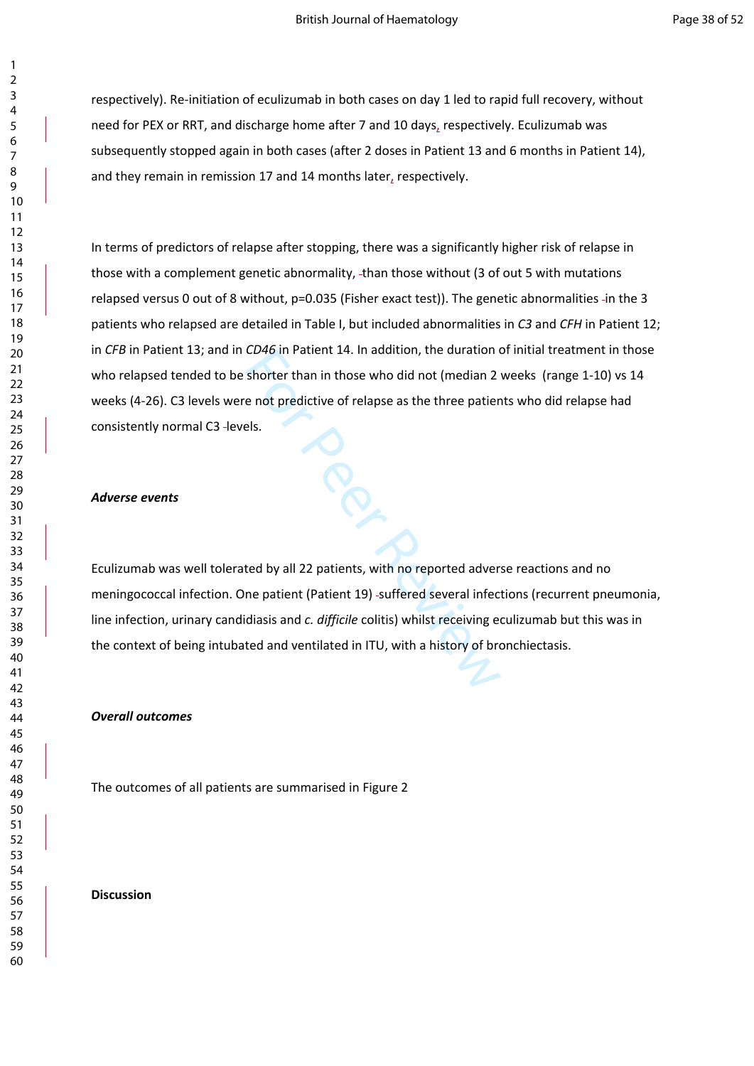respectively). Re-initiation of eculizumab in both cases on day 1 led to rapid full recovery, without need for PEX or RRT, and discharge home after 7 and 10 days, respectively. Eculizumab was subsequently stopped again in both cases (after 2 doses in Patient 13 and 6 months in Patient 14), and they remain in remission 17 and 14 months later, respectively.

In terms of predictors of relapse after stopping, there was a significantly higher risk of relapse in those with a complement genetic abnormality, than those without (3 of out 5 with mutations relapsed versus 0 out of 8 without, p=0.035 (Fisher exact test)). The genetic abnormalities in the 3 patients who relapsed are detailed in Table I, but included abnormalities in *C3* and *CFH* in Patient 12; in *CFB* in Patient 13; and in *CD46* in Patient 14. In addition, the duration of initial treatment in those who relapsed tended to be shorter than in those who did not (median 2 weeks (range 1-10) vs 14 weeks (4-26). C3 levels were not predictive of relapse as the three patients who did relapse had consistently normal C3 levels.

***Adverse events***

Eculizumab was well tolerated by all 22 patients, with no reported adverse reactions and no meningococcal infection. One patient (Patient 19) suffered several infections (recurrent pneumonia, line infection, urinary candidiasis and *c. difficile* colitis) whilst receiving eculizumab but this was in the context of being intubated and ventilated in ITU, with a history of bronchiectasis.

***Overall outcomes***

The outcomes of all patients are summarised in Figure 2

**Discussion**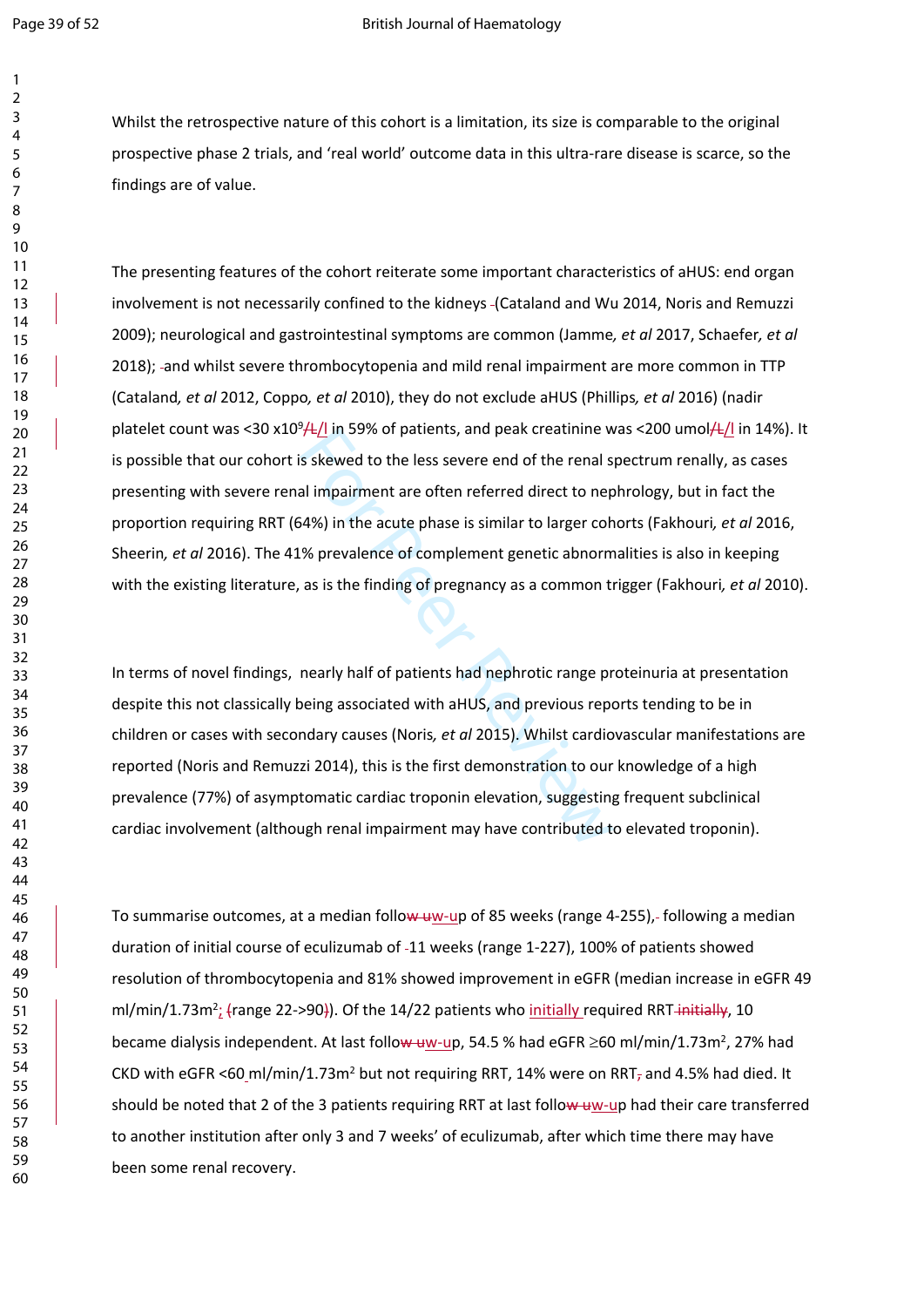Whilst the retrospective nature of this cohort is a limitation, its size is comparable to the original prospective phase 2 trials, and 'real world' outcome data in this ultra-rare disease is scarce, so the findings are of value.

The presenting features of the cohort reiterate some important characteristics of aHUS: end organ involvement is not necessarily confined to the kidneys (Cataland and Wu 2014, Noris and Remuzzi 2009); neurological and gastrointestinal symptoms are common (Jamme*, et al* 2017, Schaefer*, et al* 2018); and whilst severe thrombocytopenia and mild renal impairment are more common in TTP (Cataland*, et al* 2012, Coppo*, et al* 2010), they do not exclude aHUS (Phillips*, et al* 2016) (nadir platelet count was <30 x10$^9$/l in 59% of patients, and peak creatinine was <200 umol/l in 14%). It is possible that our cohort is skewed to the less severe end of the renal spectrum renally, as cases presenting with severe renal impairment are often referred direct to nephrology, but in fact the proportion requiring RRT (64%) in the acute phase is similar to larger cohorts (Fakhouri*, et al* 2016, Sheerin*, et al* 2016). The 41% prevalence of complement genetic abnormalities is also in keeping with the existing literature, as is the finding of pregnancy as a common trigger (Fakhouri*, et al* 2010).

In terms of novel findings, nearly half of patients had nephrotic range proteinuria at presentation despite this not classically being associated with aHUS, and previous reports tending to be in children or cases with secondary causes (Noris*, et al* 2015). Whilst cardiovascular manifestations are reported (Noris and Remuzzi 2014), this is the first demonstration to our knowledge of a high prevalence (77%) of asymptomatic cardiac troponin elevation, suggesting frequent subclinical cardiac involvement (although renal impairment may have contributed to elevated troponin).

To summarise outcomes, at a median follow-up of 85 weeks (range 4-255), following a median duration of initial course of eculizumab of 11 weeks (range 1-227), 100% of patients showed resolution of thrombocytopenia and 81% showed improvement in eGFR (median increase in eGFR 49 ml/min/1.73m$^2$; range 22->90). Of the 14/22 patients who initially required RRT, 10 became dialysis independent. At last follow-up, 54.5 % had eGFR ≥60 ml/min/1.73m$^2$, 27% had CKD with eGFR <60 ml/min/1.73m$^2$ but not requiring RRT, 14% were on RRT and 4.5% had died. It should be noted that 2 of the 3 patients requiring RRT at last follow-up had their care transferred to another institution after only 3 and 7 weeks' of eculizumab, after which time there may have been some renal recovery.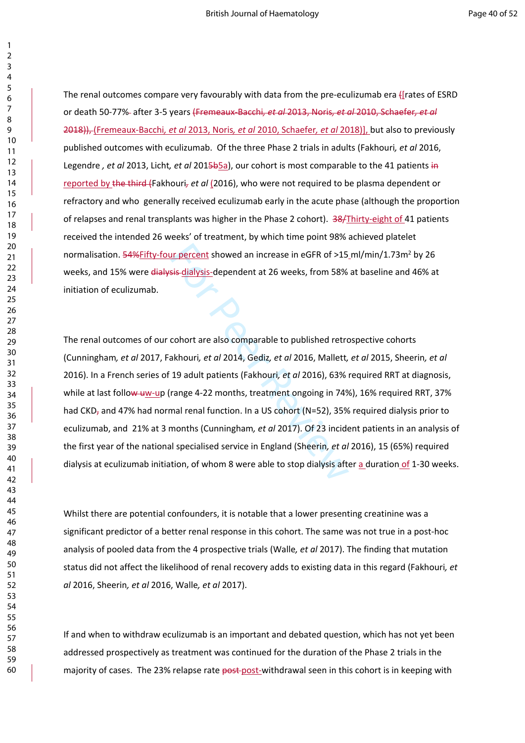The renal outcomes compare very favourably with data from the pre-eculizumab era ~~(~~[rates of ESRD or death 50-77%~~ ~~ after 3-5 years ~~(Fremeaux-Bacchi, *et al* 2013, Noris, *et al* 2010, Schaefer, *et al* 2018)),~~ (Fremeaux-Bacchi, *et al* 2013, Noris, *et al* 2010, Schaefer, *et al* 2018)], but also to previously published outcomes with eculizumab. Of the three Phase 2 trials in adults (Fakhouri, *et al* 2016, Legendre , *et al* 2013, Licht, *et al* 201~~5b~~5a), our cohort is most comparable to the 41 patients ~~in~~ reported by ~~the third (~~Fakhouri~~,~~ *et al* (2016), who were not required to be plasma dependent or refractory and who generally received eculizumab early in the acute phase (although the proportion of relapses and renal transplants was higher in the Phase 2 cohort). ~~38/~~Thirty-eight of 41 patients received the intended 26 weeks' of treatment, by which time point 98% achieved platelet normalisation. ~~54%~~Fifty-four percent showed an increase in eGFR of >15 ml/min/1.73m$^2$ by 26 weeks, and 15% were ~~dialysis-~~dialysis-dependent at 26 weeks, from 58% at baseline and 46% at initiation of eculizumab.

The renal outcomes of our cohort are also comparable to published retrospective cohorts (Cunningham, *et al* 2017, Fakhouri, *et al* 2014, Gediz, *et al* 2016, Mallett, *et al* 2015, Sheerin, *et al* 2016). In a French series of 19 adult patients (Fakhouri, *et al* 2016), 63% required RRT at diagnosis, while at last follo~~w-u~~w-up (range 4-22 months, treatment ongoing in 74%), 16% required RRT, 37% had CKD~~,~~ and 47% had normal renal function. In a US cohort (N=52), 35% required dialysis prior to eculizumab, and 21% at 3 months (Cunningham, *et al* 2017). Of 23 incident patients in an analysis of the first year of the national specialised service in England (Sheerin, *et al* 2016), 15 (65%) required dialysis at eculizumab initiation, of whom 8 were able to stop dialysis after a duration of 1-30 weeks.

Whilst there are potential confounders, it is notable that a lower presenting creatinine was a significant predictor of a better renal response in this cohort. The same was not true in a post-hoc analysis of pooled data from the 4 prospective trials (Walle, *et al* 2017). The finding that mutation status did not affect the likelihood of renal recovery adds to existing data in this regard (Fakhouri, *et al* 2016, Sheerin, *et al* 2016, Walle, *et al* 2017).

If and when to withdraw eculizumab is an important and debated question, which has not yet been addressed prospectively as treatment was continued for the duration of the Phase 2 trials in the majority of cases. The 23% relapse rate ~~post-~~post-withdrawal seen in this cohort is in keeping with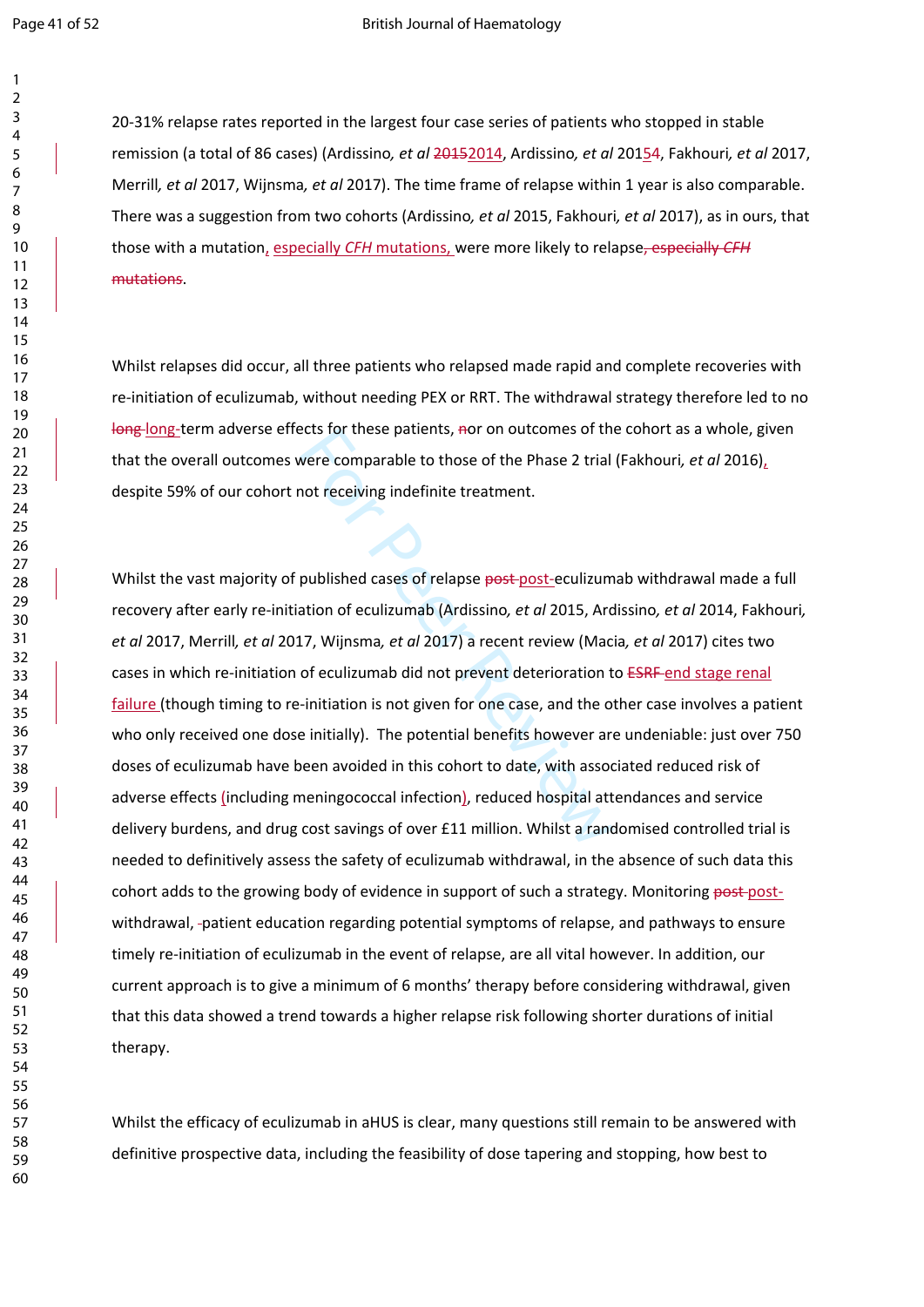20-31% relapse rates reported in the largest four case series of patients who stopped in stable remission (a total of 86 cases) (Ardissino*, et al* 2014, Ardissino*, et al* 2014, Fakhouri*, et al* 2017, Merrill*, et al* 2017, Wijnsma*, et al* 2017). The time frame of relapse within 1 year is also comparable. There was a suggestion from two cohorts (Ardissino*, et al* 2015, Fakhouri*, et al* 2017), as in ours, that those with a mutation, especially *CFH* mutations, were more likely to relapse.

Whilst relapses did occur, all three patients who relapsed made rapid and complete recoveries with re-initiation of eculizumab, without needing PEX or RRT. The withdrawal strategy therefore led to no long-term adverse effects for these patients, or on outcomes of the cohort as a whole, given that the overall outcomes were comparable to those of the Phase 2 trial (Fakhouri*, et al* 2016), despite 59% of our cohort not receiving indefinite treatment.

Whilst the vast majority of published cases of relapse post-eculizumab withdrawal made a full recovery after early re-initiation of eculizumab (Ardissino*, et al* 2015, Ardissino*, et al* 2014, Fakhouri*, et al* 2017, Merrill*, et al* 2017, Wijnsma*, et al* 2017) a recent review (Macia*, et al* 2017) cites two cases in which re-initiation of eculizumab did not prevent deterioration to end stage renal failure (though timing to re-initiation is not given for one case, and the other case involves a patient who only received one dose initially). The potential benefits however are undeniable: just over 750 doses of eculizumab have been avoided in this cohort to date, with associated reduced risk of adverse effects (including meningococcal infection), reduced hospital attendances and service delivery burdens, and drug cost savings of over £11 million. Whilst a randomised controlled trial is needed to definitively assess the safety of eculizumab withdrawal, in the absence of such data this cohort adds to the growing body of evidence in support of such a strategy. Monitoring post-withdrawal, patient education regarding potential symptoms of relapse, and pathways to ensure timely re-initiation of eculizumab in the event of relapse, are all vital however. In addition, our current approach is to give a minimum of 6 months' therapy before considering withdrawal, given that this data showed a trend towards a higher relapse risk following shorter durations of initial therapy.

Whilst the efficacy of eculizumab in aHUS is clear, many questions still remain to be answered with definitive prospective data, including the feasibility of dose tapering and stopping, how best to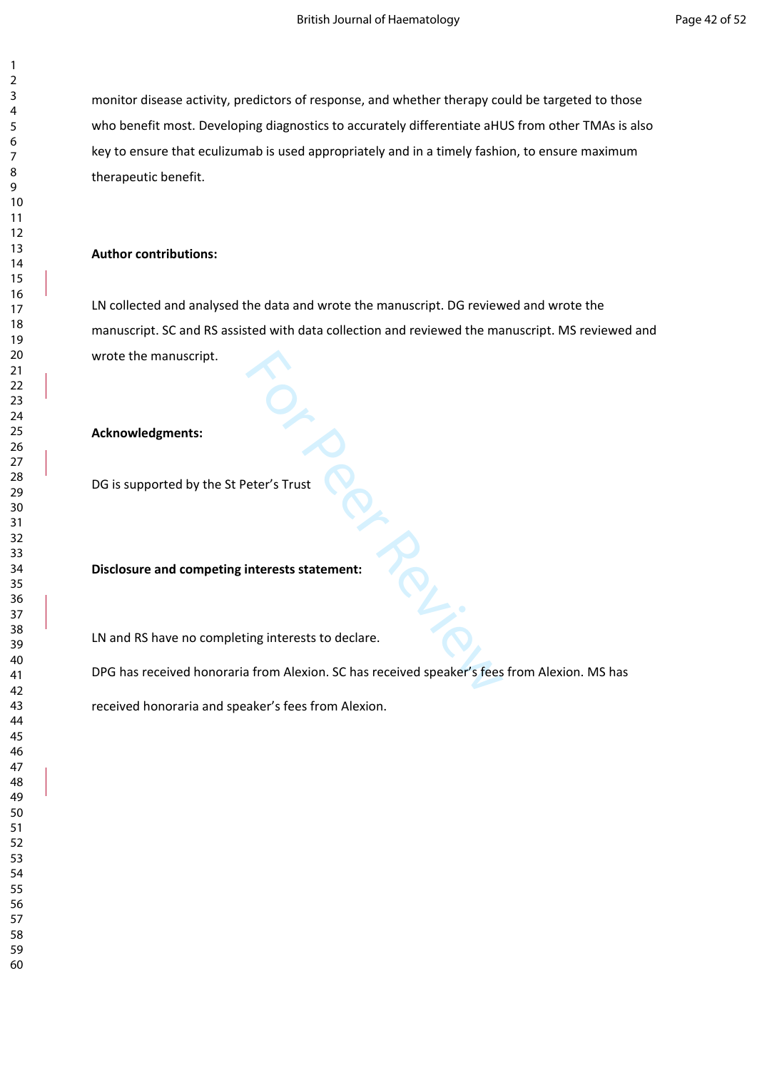monitor disease activity, predictors of response, and whether therapy could be targeted to those who benefit most. Developing diagnostics to accurately differentiate aHUS from other TMAs is also key to ensure that eculizumab is used appropriately and in a timely fashion, to ensure maximum therapeutic benefit.

**Author contributions:**

LN collected and analysed the data and wrote the manuscript. DG reviewed and wrote the manuscript. SC and RS assisted with data collection and reviewed the manuscript. MS reviewed and wrote the manuscript.

**Acknowledgments:**

DG is supported by the St Peter's Trust

**Disclosure and competing interests statement:**

LN and RS have no completing interests to declare.

DPG has received honoraria from Alexion. SC has received speaker's fees from Alexion. MS has received honoraria and speaker's fees from Alexion.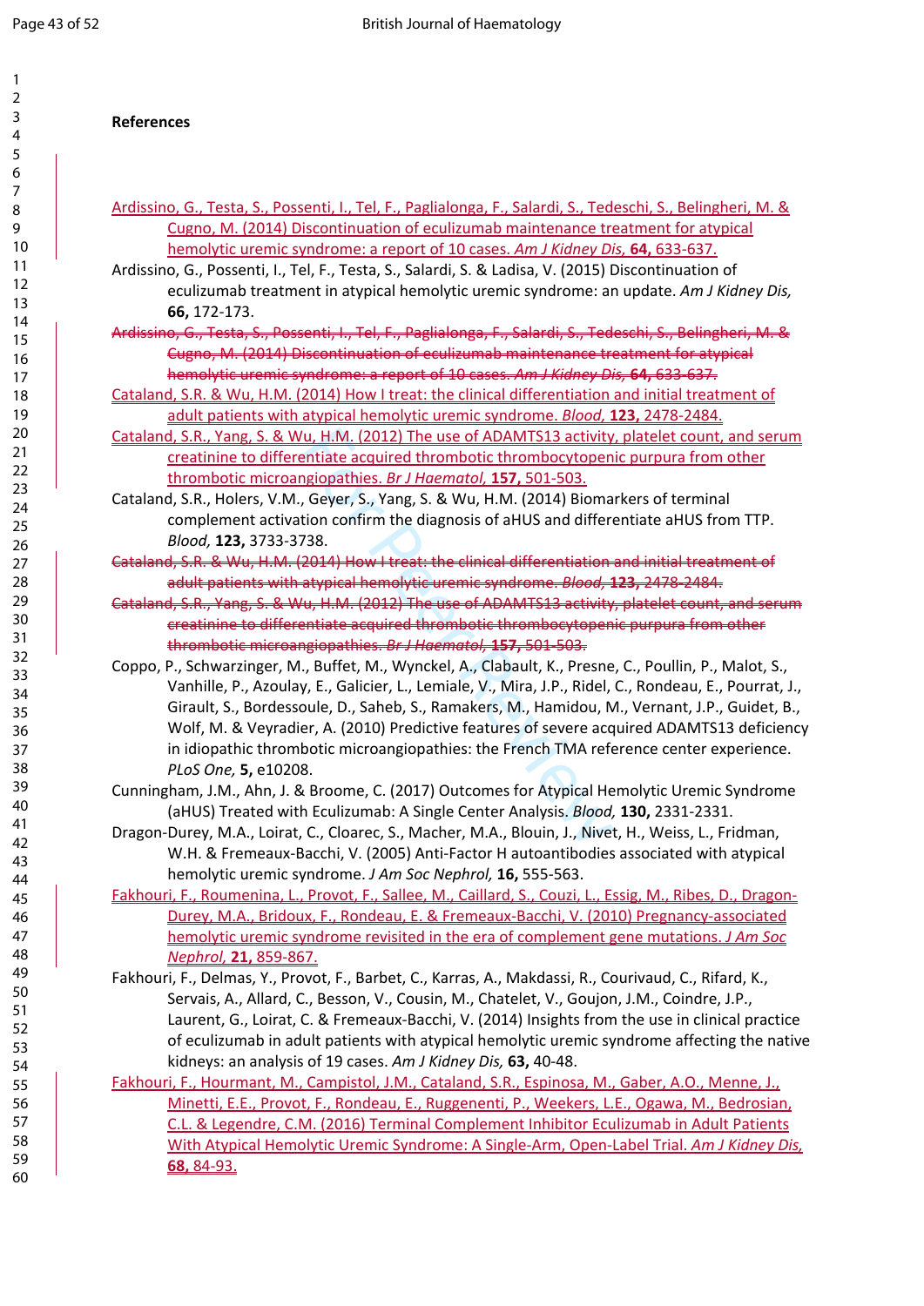**References**

Ardissino, G., Testa, S., Possenti, I., Tel, F., Paglialonga, F., Salardi, S., Tedeschi, S., Belingheri, M. & Cugno, M. (2014) Discontinuation of eculizumab maintenance treatment for atypical hemolytic uremic syndrome: a report of 10 cases. *Am J Kidney Dis,* **64,** 633-637.

Ardissino, G., Possenti, I., Tel, F., Testa, S., Salardi, S. & Ladisa, V. (2015) Discontinuation of eculizumab treatment in atypical hemolytic uremic syndrome: an update. *Am J Kidney Dis,* **66,** 172-173.

~~Ardissino, G., Testa, S., Possenti, I., Tel, F., Paglialonga, F., Salardi, S., Tedeschi, S., Belingheri, M. & Cugno, M. (2014) Discontinuation of eculizumab maintenance treatment for atypical hemolytic uremic syndrome: a report of 10 cases. *Am J Kidney Dis,* **64,** 633-637.~~

Cataland, S.R. & Wu, H.M. (2014) How I treat: the clinical differentiation and initial treatment of adult patients with atypical hemolytic uremic syndrome. *Blood,* **123,** 2478-2484.

Cataland, S.R., Yang, S. & Wu, H.M. (2012) The use of ADAMTS13 activity, platelet count, and serum creatinine to differentiate acquired thrombotic thrombocytopenic purpura from other thrombotic microangiopathies. *Br J Haematol,* **157,** 501-503.

Cataland, S.R., Holers, V.M., Geyer, S., Yang, S. & Wu, H.M. (2014) Biomarkers of terminal complement activation confirm the diagnosis of aHUS and differentiate aHUS from TTP. *Blood,* **123,** 3733-3738.

~~Cataland, S.R. & Wu, H.M. (2014) How I treat: the clinical differentiation and initial treatment of adult patients with atypical hemolytic uremic syndrome. *Blood,* **123,** 2478-2484.~~

~~Cataland, S.R., Yang, S. & Wu, H.M. (2012) The use of ADAMTS13 activity, platelet count, and serum creatinine to differentiate acquired thrombotic thrombocytopenic purpura from other thrombotic microangiopathies. *Br J Haematol,* **157,** 501-503.~~

Coppo, P., Schwarzinger, M., Buffet, M., Wynckel, A., Clabault, K., Presne, C., Poullin, P., Malot, S., Vanhille, P., Azoulay, E., Galicier, L., Lemiale, V., Mira, J.P., Ridel, C., Rondeau, E., Pourrat, J., Girault, S., Bordessoule, D., Saheb, S., Ramakers, M., Hamidou, M., Vernant, J.P., Guidet, B., Wolf, M. & Veyradier, A. (2010) Predictive features of severe acquired ADAMTS13 deficiency in idiopathic thrombotic microangiopathies: the French TMA reference center experience. *PLoS One,* **5,** e10208.

Cunningham, J.M., Ahn, J. & Broome, C. (2017) Outcomes for Atypical Hemolytic Uremic Syndrome (aHUS) Treated with Eculizumab: A Single Center Analysis. *Blood,* **130,** 2331-2331.

Dragon-Durey, M.A., Loirat, C., Cloarec, S., Macher, M.A., Blouin, J., Nivet, H., Weiss, L., Fridman, W.H. & Fremeaux-Bacchi, V. (2005) Anti-Factor H autoantibodies associated with atypical hemolytic uremic syndrome. *J Am Soc Nephrol,* **16,** 555-563.

Fakhouri, F., Roumenina, L., Provot, F., Sallee, M., Caillard, S., Couzi, L., Essig, M., Ribes, D., Dragon-Durey, M.A., Bridoux, F., Rondeau, E. & Fremeaux-Bacchi, V. (2010) Pregnancy-associated hemolytic uremic syndrome revisited in the era of complement gene mutations. *J Am Soc Nephrol,* **21,** 859-867.

Fakhouri, F., Delmas, Y., Provot, F., Barbet, C., Karras, A., Makdassi, R., Courivaud, C., Rifard, K., Servais, A., Allard, C., Besson, V., Cousin, M., Chatelet, V., Goujon, J.M., Coindre, J.P., Laurent, G., Loirat, C. & Fremeaux-Bacchi, V. (2014) Insights from the use in clinical practice of eculizumab in adult patients with atypical hemolytic uremic syndrome affecting the native kidneys: an analysis of 19 cases. *Am J Kidney Dis,* **63,** 40-48.

Fakhouri, F., Hourmant, M., Campistol, J.M., Cataland, S.R., Espinosa, M., Gaber, A.O., Menne, J., Minetti, E.E., Provot, F., Rondeau, E., Ruggenenti, P., Weekers, L.E., Ogawa, M., Bedrosian, C.L. & Legendre, C.M. (2016) Terminal Complement Inhibitor Eculizumab in Adult Patients With Atypical Hemolytic Uremic Syndrome: A Single-Arm, Open-Label Trial. *Am J Kidney Dis,* **68,** 84-93.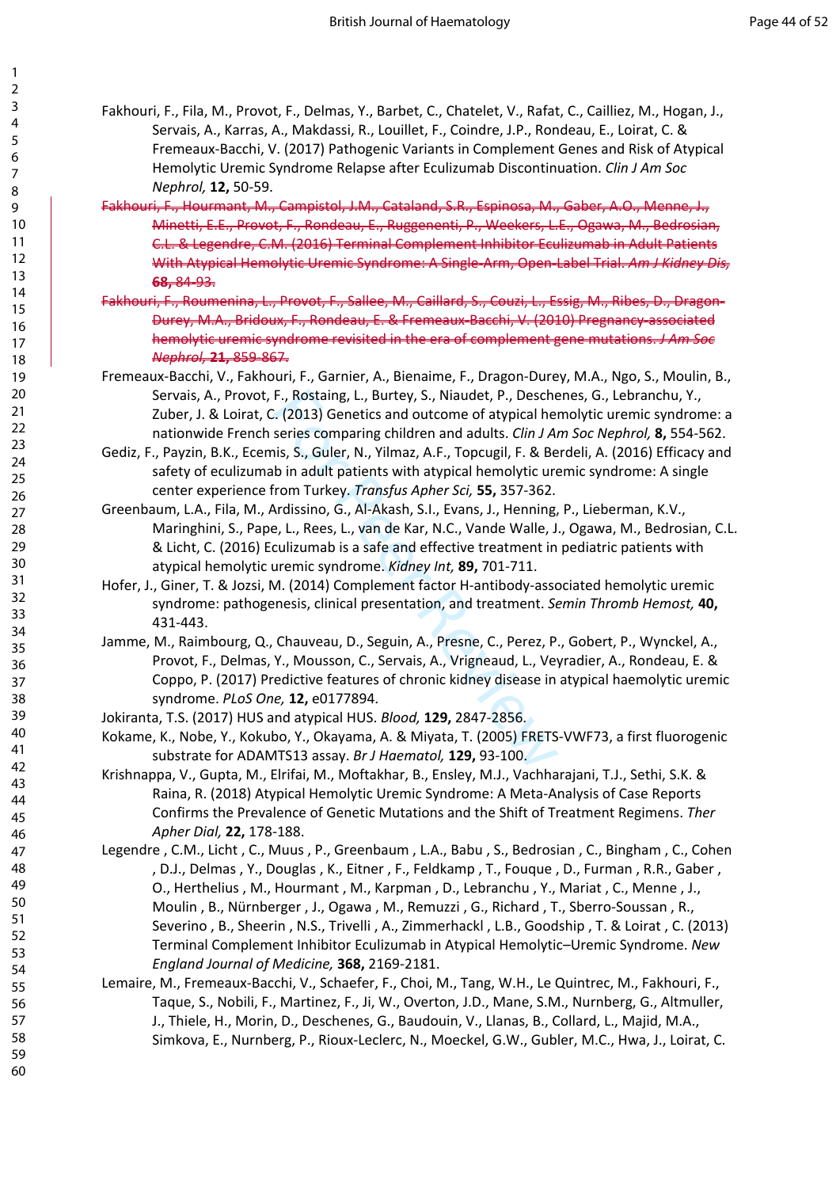Fakhouri, F., Fila, M., Provot, F., Delmas, Y., Barbet, C., Chatelet, V., Rafat, C., Cailliez, M., Hogan, J., Servais, A., Karras, A., Makdassi, R., Louillet, F., Coindre, J.P., Rondeau, E., Loirat, C. & Fremeaux-Bacchi, V. (2017) Pathogenic Variants in Complement Genes and Risk of Atypical Hemolytic Uremic Syndrome Relapse after Eculizumab Discontinuation. *Clin J Am Soc Nephrol,* **12,** 50-59.

~~Fakhouri, F., Hourmant, M., Campistol, J.M., Cataland, S.R., Espinosa, M., Gaber, A.O., Menne, J., Minetti, E.E., Provot, F., Rondeau, E., Ruggenenti, P., Weekers, L.E., Ogawa, M., Bedrosian, C.L. & Legendre, C.M. (2016) Terminal Complement Inhibitor Eculizumab in Adult Patients With Atypical Hemolytic Uremic Syndrome: A Single-Arm, Open-Label Trial. *Am J Kidney Dis,* **68,** 84-93.~~

~~Fakhouri, F., Roumenina, L., Provot, F., Sallee, M., Caillard, S., Couzi, L., Essig, M., Ribes, D., Dragon-Durey, M.A., Bridoux, F., Rondeau, E. & Fremeaux-Bacchi, V. (2010) Pregnancy-associated hemolytic uremic syndrome revisited in the era of complement gene mutations. *J Am Soc Nephrol,* **21,** 859-867.~~

Fremeaux-Bacchi, V., Fakhouri, F., Garnier, A., Bienaime, F., Dragon-Durey, M.A., Ngo, S., Moulin, B., Servais, A., Provot, F., Rostaing, L., Burtey, S., Niaudet, P., Deschenes, G., Lebranchu, Y., Zuber, J. & Loirat, C. (2013) Genetics and outcome of atypical hemolytic uremic syndrome: a nationwide French series comparing children and adults. *Clin J Am Soc Nephrol,* **8,** 554-562.

Gediz, F., Payzin, B.K., Ecemis, S., Guler, N., Yilmaz, A.F., Topcugil, F. & Berdeli, A. (2016) Efficacy and safety of eculizumab in adult patients with atypical hemolytic uremic syndrome: A single center experience from Turkey. *Transfus Apher Sci,* **55,** 357-362.

Greenbaum, L.A., Fila, M., Ardissino, G., Al-Akash, S.I., Evans, J., Henning, P., Lieberman, K.V., Maringhini, S., Pape, L., Rees, L., van de Kar, N.C., Vande Walle, J., Ogawa, M., Bedrosian, C.L. & Licht, C. (2016) Eculizumab is a safe and effective treatment in pediatric patients with atypical hemolytic uremic syndrome. *Kidney Int,* **89,** 701-711.

Hofer, J., Giner, T. & Jozsi, M. (2014) Complement factor H-antibody-associated hemolytic uremic syndrome: pathogenesis, clinical presentation, and treatment. *Semin Thromb Hemost,* **40,** 431-443.

Jamme, M., Raimbourg, Q., Chauveau, D., Seguin, A., Presne, C., Perez, P., Gobert, P., Wynckel, A., Provot, F., Delmas, Y., Mousson, C., Servais, A., Vrigneaud, L., Veyradier, A., Rondeau, E. & Coppo, P. (2017) Predictive features of chronic kidney disease in atypical haemolytic uremic syndrome. *PLoS One,* **12,** e0177894.

Jokiranta, T.S. (2017) HUS and atypical HUS. *Blood,* **129,** 2847-2856.

Kokame, K., Nobe, Y., Kokubo, Y., Okayama, A. & Miyata, T. (2005) FRETS-VWF73, a first fluorogenic substrate for ADAMTS13 assay. *Br J Haematol,* **129,** 93-100.

Krishnappa, V., Gupta, M., Elrifai, M., Moftakhar, B., Ensley, M.J., Vachharajani, T.J., Sethi, S.K. & Raina, R. (2018) Atypical Hemolytic Uremic Syndrome: A Meta-Analysis of Case Reports Confirms the Prevalence of Genetic Mutations and the Shift of Treatment Regimens. *Ther Apher Dial,* **22,** 178-188.

Legendre , C.M., Licht , C., Muus , P., Greenbaum , L.A., Babu , S., Bedrosian , C., Bingham , C., Cohen , D.J., Delmas , Y., Douglas , K., Eitner , F., Feldkamp , T., Fouque , D., Furman , R.R., Gaber , O., Herthelius , M., Hourmant , M., Karpman , D., Lebranchu , Y., Mariat , C., Menne , J., Moulin , B., Nürnberger , J., Ogawa , M., Remuzzi , G., Richard , T., Sberro-Soussan , R., Severino , B., Sheerin , N.S., Trivelli , A., Zimmerhackl , L.B., Goodship , T. & Loirat , C. (2013) Terminal Complement Inhibitor Eculizumab in Atypical Hemolytic–Uremic Syndrome. *New England Journal of Medicine,* **368,** 2169-2181.

Lemaire, M., Fremeaux-Bacchi, V., Schaefer, F., Choi, M., Tang, W.H., Le Quintrec, M., Fakhouri, F., Taque, S., Nobili, F., Martinez, F., Ji, W., Overton, J.D., Mane, S.M., Nurnberg, G., Altmuller, J., Thiele, H., Morin, D., Deschenes, G., Baudouin, V., Llanas, B., Collard, L., Majid, M.A., Simkova, E., Nurnberg, P., Rioux-Leclerc, N., Moeckel, G.W., Gubler, M.C., Hwa, J., Loirat, C.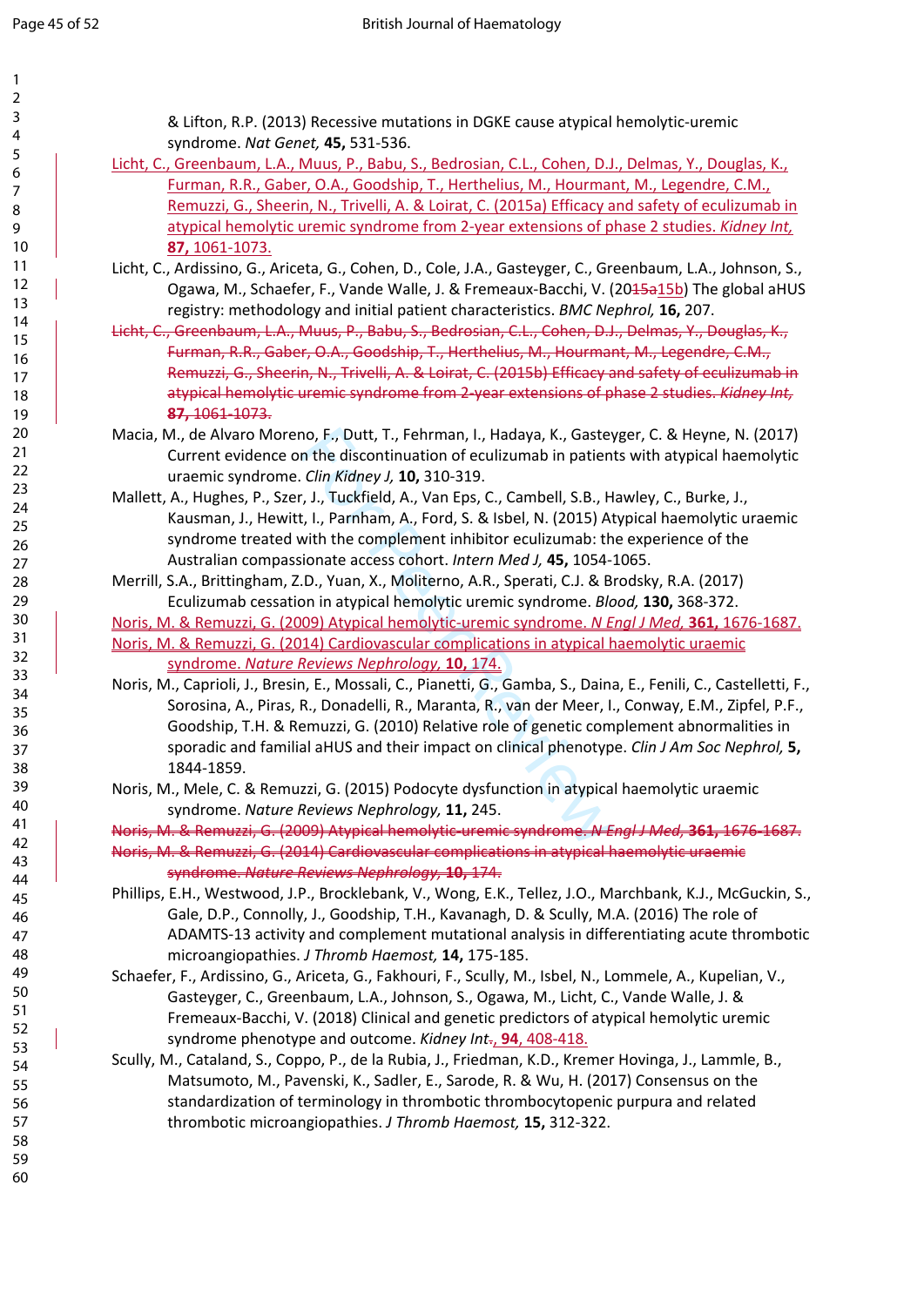& Lifton, R.P. (2013) Recessive mutations in DGKE cause atypical hemolytic-uremic syndrome. *Nat Genet,* **45,** 531-536.

Licht, C., Greenbaum, L.A., Muus, P., Babu, S., Bedrosian, C.L., Cohen, D.J., Delmas, Y., Douglas, K., Furman, R.R., Gaber, O.A., Goodship, T., Herthelius, M., Hourmant, M., Legendre, C.M., Remuzzi, G., Sheerin, N., Trivelli, A. & Loirat, C. (2015a) Efficacy and safety of eculizumab in atypical hemolytic uremic syndrome from 2-year extensions of phase 2 studies. *Kidney Int,* **87,** 1061-1073.

Licht, C., Ardissino, G., Ariceta, G., Cohen, D., Cole, J.A., Gasteyger, C., Greenbaum, L.A., Johnson, S., Ogawa, M., Schaefer, F., Vande Walle, J. & Fremeaux-Bacchi, V. (20~~15a~~15b) The global aHUS registry: methodology and initial patient characteristics. *BMC Nephrol,* **16,** 207.

~~Licht, C., Greenbaum, L.A., Muus, P., Babu, S., Bedrosian, C.L., Cohen, D.J., Delmas, Y., Douglas, K., Furman, R.R., Gaber, O.A., Goodship, T., Herthelius, M., Hourmant, M., Legendre, C.M., Remuzzi, G., Sheerin, N., Trivelli, A. & Loirat, C. (2015b) Efficacy and safety of eculizumab in atypical hemolytic uremic syndrome from 2-year extensions of phase 2 studies. *Kidney Int,* **87,** 1061-1073.~~

Macia, M., de Alvaro Moreno, F., Dutt, T., Fehrman, I., Hadaya, K., Gasteyger, C. & Heyne, N. (2017) Current evidence on the discontinuation of eculizumab in patients with atypical haemolytic uraemic syndrome. *Clin Kidney J,* **10,** 310-319.

Mallett, A., Hughes, P., Szer, J., Tuckfield, A., Van Eps, C., Cambell, S.B., Hawley, C., Burke, J., Kausman, J., Hewitt, I., Parnham, A., Ford, S. & Isbel, N. (2015) Atypical haemolytic uraemic syndrome treated with the complement inhibitor eculizumab: the experience of the Australian compassionate access cohort. *Intern Med J,* **45,** 1054-1065.

Merrill, S.A., Brittingham, Z.D., Yuan, X., Moliterno, A.R., Sperati, C.J. & Brodsky, R.A. (2017) Eculizumab cessation in atypical hemolytic uremic syndrome. *Blood,* **130,** 368-372.

Noris, M. & Remuzzi, G. (2009) Atypical hemolytic-uremic syndrome. *N Engl J Med,* **361,** 1676-1687.

Noris, M. & Remuzzi, G. (2014) Cardiovascular complications in atypical haemolytic uraemic syndrome. *Nature Reviews Nephrology,* **10,** 174.

Noris, M., Caprioli, J., Bresin, E., Mossali, C., Pianetti, G., Gamba, S., Daina, E., Fenili, C., Castelletti, F., Sorosina, A., Piras, R., Donadelli, R., Maranta, R., van der Meer, I., Conway, E.M., Zipfel, P.F., Goodship, T.H. & Remuzzi, G. (2010) Relative role of genetic complement abnormalities in sporadic and familial aHUS and their impact on clinical phenotype. *Clin J Am Soc Nephrol,* **5,** 1844-1859.

Noris, M., Mele, C. & Remuzzi, G. (2015) Podocyte dysfunction in atypical haemolytic uraemic syndrome. *Nature Reviews Nephrology,* **11,** 245.

~~Noris, M. & Remuzzi, G. (2009) Atypical hemolytic-uremic syndrome. *N Engl J Med,* **361,** 1676-1687.~~

~~Noris, M. & Remuzzi, G. (2014) Cardiovascular complications in atypical haemolytic uraemic syndrome. *Nature Reviews Nephrology,* **10,** 174.~~

Phillips, E.H., Westwood, J.P., Brocklebank, V., Wong, E.K., Tellez, J.O., Marchbank, K.J., McGuckin, S., Gale, D.P., Connolly, J., Goodship, T.H., Kavanagh, D. & Scully, M.A. (2016) The role of ADAMTS-13 activity and complement mutational analysis in differentiating acute thrombotic microangiopathies. *J Thromb Haemost,* **14,** 175-185.

Schaefer, F., Ardissino, G., Ariceta, G., Fakhouri, F., Scully, M., Isbel, N., Lommele, A., Kupelian, V., Gasteyger, C., Greenbaum, L.A., Johnson, S., Ogawa, M., Licht, C., Vande Walle, J. & Fremeaux-Bacchi, V. (2018) Clinical and genetic predictors of atypical hemolytic uremic syndrome phenotype and outcome. *Kidney Int*~~.~~, **94**, 408-418.

Scully, M., Cataland, S., Coppo, P., de la Rubia, J., Friedman, K.D., Kremer Hovinga, J., Lammle, B., Matsumoto, M., Pavenski, K., Sadler, E., Sarode, R. & Wu, H. (2017) Consensus on the standardization of terminology in thrombotic thrombocytopenic purpura and related thrombotic microangiopathies. *J Thromb Haemost,* **15,** 312-322.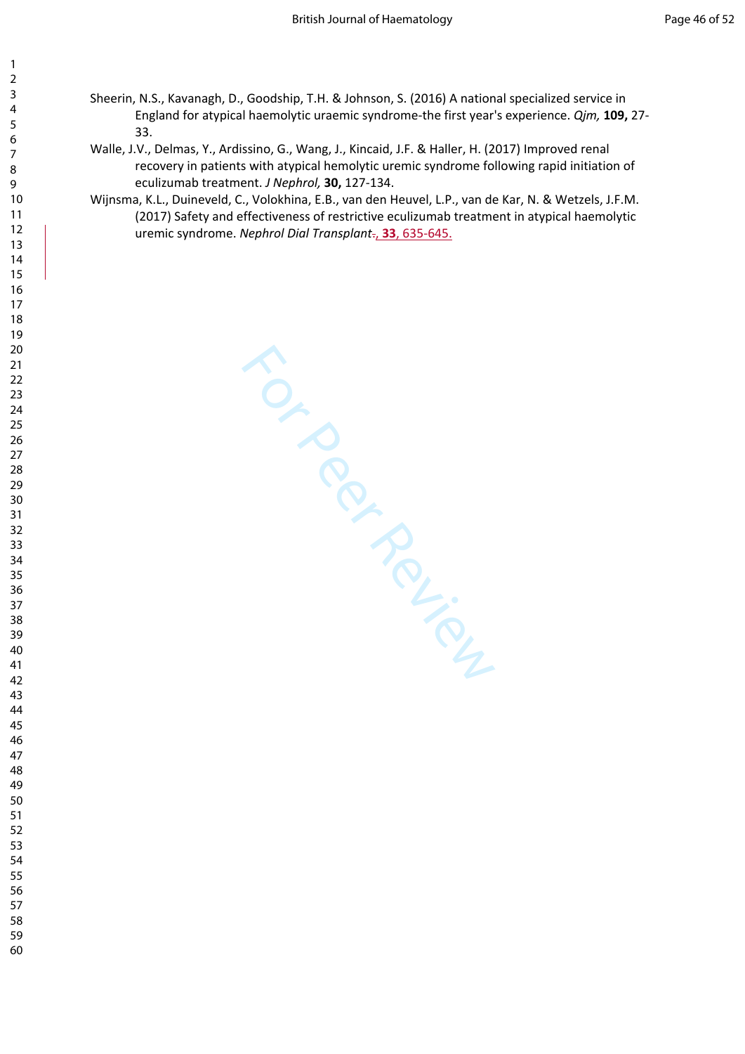Sheerin, N.S., Kavanagh, D., Goodship, T.H. & Johnson, S. (2016) A national specialized service in England for atypical haemolytic uraemic syndrome-the first year's experience. *Qjm,* **109,** 27-33.

Walle, J.V., Delmas, Y., Ardissino, G., Wang, J., Kincaid, J.F. & Haller, H. (2017) Improved renal recovery in patients with atypical hemolytic uremic syndrome following rapid initiation of eculizumab treatment. *J Nephrol,* **30,** 127-134.

Wijnsma, K.L., Duineveld, C., Volokhina, E.B., van den Heuvel, L.P., van de Kar, N. & Wetzels, J.F.M. (2017) Safety and effectiveness of restrictive eculizumab treatment in atypical haemolytic uremic syndrome. *Nephrol Dial Transplant*, **33**, 635-645.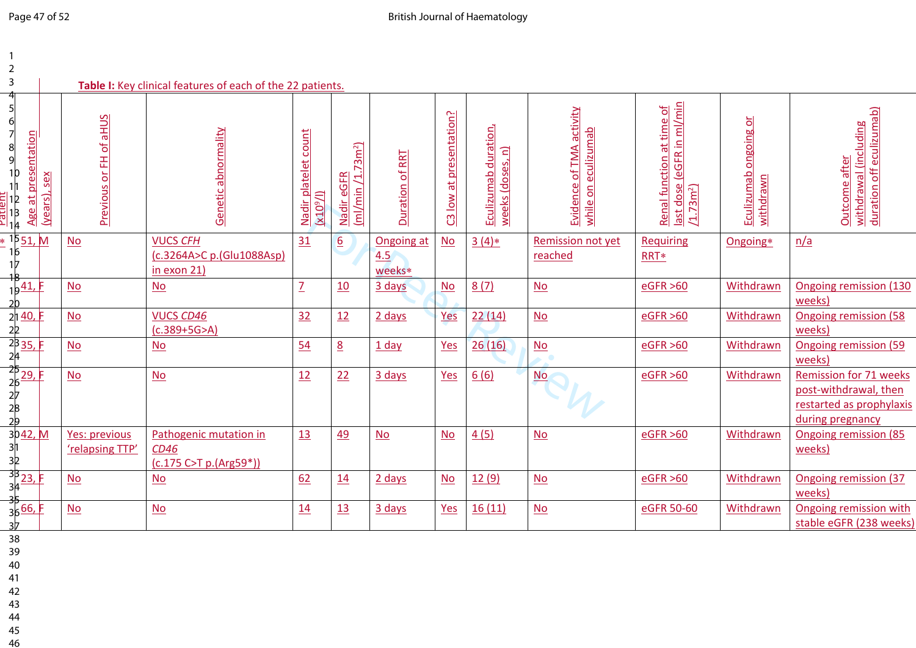**Table I:** Key clinical features of each of the 22 patients.

| Patient | Age at presentation (years), sex | Previous or FH of aHUS | Genetic abnormality | Nadir platelet count (x10$^9$/l) | Nadir eGFR (ml/min /1.73m$^2$) | Duration of RRT | C3 low at presentation? | Eculizumab duration, weeks (doses, n) | Evidence of TMA activity while on eculizumab | Renal function at time of last dose (eGFR in ml/min /1.73m$^2$) | Eculizumab ongoing or withdrawn | Outcome after withdrawal (including duration off eculizumab) |
|---|---|---|---|---|---|---|---|---|---|---|---|---|
| 1* | 51, M | No | VUCS *CFH* (c.3264A>C p.(Glu1088Asp) in exon 21) | 31 | 6 | Ongoing at 4.5 weeks* | No | 3 (4)* | Remission not yet reached | Requiring RRT* | Ongoing* | n/a |
| | 41, F | No | No | 7 | 10 | 3 days | No | 8 (7) | No | eGFR >60 | Withdrawn | Ongoing remission (130 weeks) |
| | 40, F | No | VUCS *CD46* (c.389+5G>A) | 32 | 12 | 2 days | Yes | 22 (14) | No | eGFR >60 | Withdrawn | Ongoing remission (58 weeks) |
| | 35, F | No | No | 54 | 8 | 1 day | Yes | 26 (16) | No | eGFR >60 | Withdrawn | Ongoing remission (59 weeks) |
| | 29, F | No | No | 12 | 22 | 3 days | Yes | 6 (6) | No | eGFR >60 | Withdrawn | Remission for 71 weeks post-withdrawal, then restarted as prophylaxis during pregnancy |
| | 42, M | Yes: previous 'relapsing TTP' | Pathogenic mutation in *CD46* (c.175 C>T p.(Arg59*)) | 13 | 49 | No | No | 4 (5) | No | eGFR >60 | Withdrawn | Ongoing remission (85 weeks) |
| | 23, F | No | No | 62 | 14 | 2 days | No | 12 (9) | No | eGFR >60 | Withdrawn | Ongoing remission (37 weeks) |
| | 66, F | No | No | 14 | 13 | 3 days | Yes | 16 (11) | No | eGFR 50-60 | Withdrawn | Ongoing remission with stable eGFR (238 weeks) |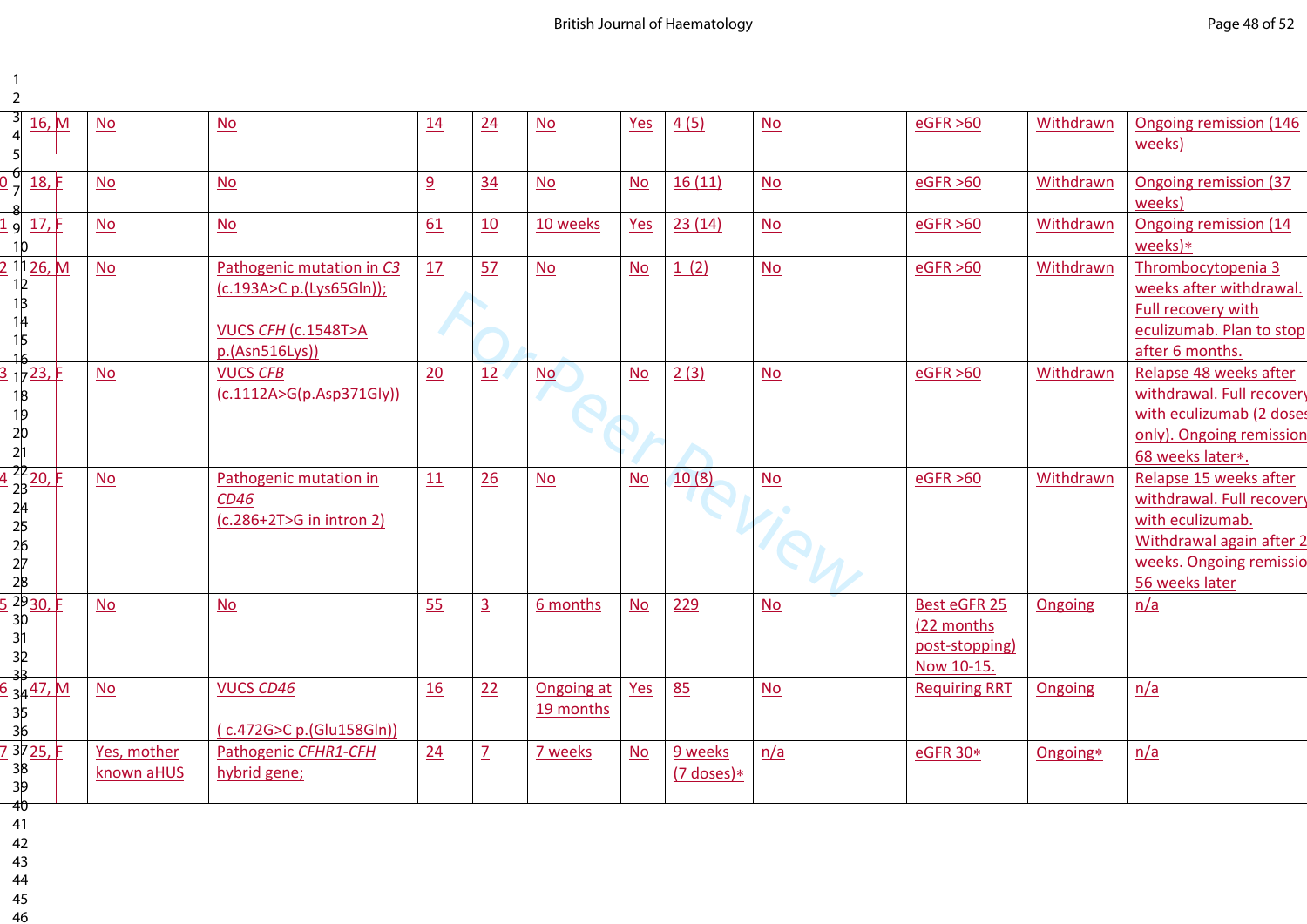| | | | | | | | | | | | | |
|---|---|---|---|---|---|---|---|---|---|---|---|---|
| 16, M | No | No | 14 | 24 | No | Yes | 4 (5) | No | eGFR >60 | Withdrawn | Ongoing remission (146 weeks) |
| 18, F | No | No | 9 | 34 | No | No | 16 (11) | No | eGFR >60 | Withdrawn | Ongoing remission (37 weeks) |
| 17, F | No | No | 61 | 10 | 10 weeks | Yes | 23 (14) | No | eGFR >60 | Withdrawn | Ongoing remission (14 weeks)* |
| 26, M | No | Pathogenic mutation in *C3* (c.193A>C p.(Lys65Gln)); VUCS *CFH* (c.1548T>A p.(Asn516Lys)) | 17 | 57 | No | No | 1 (2) | No | eGFR >60 | Withdrawn | Thrombocytopenia 3 weeks after withdrawal. Full recovery with eculizumab. Plan to stop after 6 months. |
| 23, F | No | VUCS *CFB* (c.1112A>G(p.Asp371Gly)) | 20 | 12 | No | No | 2 (3) | No | eGFR >60 | Withdrawn | Relapse 48 weeks after withdrawal. Full recovery with eculizumab (2 doses only). Ongoing remission 68 weeks later*. |
| 20, F | No | Pathogenic mutation in *CD46* (c.286+2T>G in intron 2) | 11 | 26 | No | No | 10 (8) | No | eGFR >60 | Withdrawn | Relapse 15 weeks after withdrawal. Full recovery with eculizumab. Withdrawal again after 2 weeks. Ongoing remission 56 weeks later |
| 30, F | No | No | 55 | 3 | 6 months | No | 229 | No | Best eGFR 25 (22 months post-stopping) Now 10-15. | Ongoing | n/a |
| 47, M | No | VUCS *CD46* ( c.472G>C p.(Glu158Gln)) | 16 | 22 | Ongoing at 19 months | Yes | 85 | No | Requiring RRT | Ongoing | n/a |
| 25, F | Yes, mother known aHUS | Pathogenic *CFHR1-CFH* hybrid gene; | 24 | 7 | 7 weeks | No | 9 weeks (7 doses)* | n/a | eGFR 30* | Ongoing* | n/a |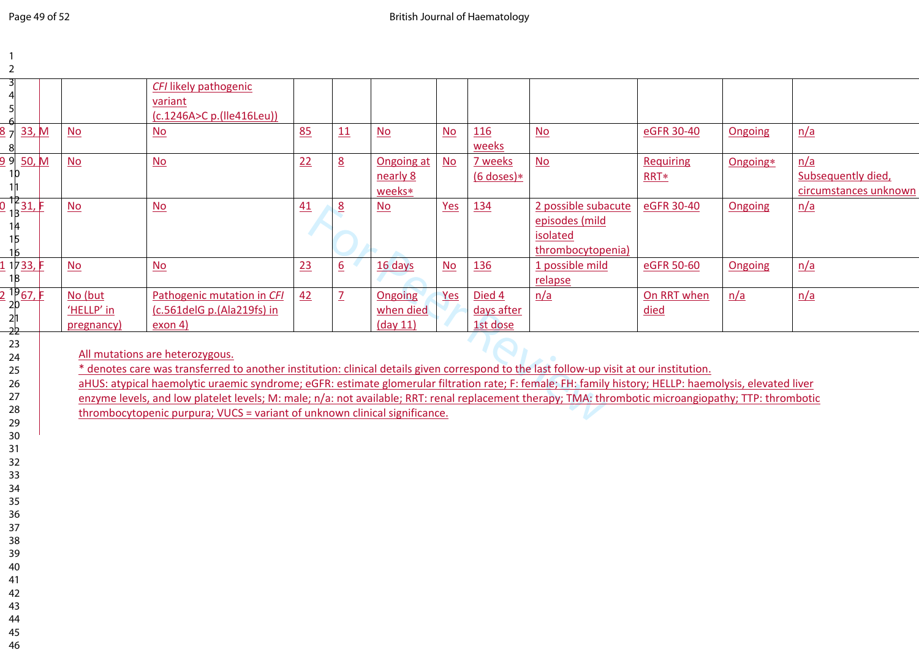|  |  |  |  |  |  |  |  |  |  |  |  |
|---|---|---|---|---|---|---|---|---|---|---|---|
|  |  | *CFI* likely pathogenic variant (c.1246A>C p.(Ile416Leu)) |  |  |  |  |  |  |  |  |  |
| 33, M | No | No | 85 | 11 | No | No | 116 weeks | No | eGFR 30-40 | Ongoing | n/a |
| 50, M | No | No | 22 | 8 | Ongoing at nearly 8 weeks* | No | 7 weeks (6 doses)* | No | Requiring RRT* | Ongoing* | n/a Subsequently died, circumstances unknown |
| 31, F | No | No | 41 | 8 | No | Yes | 134 | 2 possible subacute episodes (mild isolated thrombocytopenia) | eGFR 30-40 | Ongoing | n/a |
| 33, F | No | No | 23 | 6 | 16 days | No | 136 | 1 possible mild relapse | eGFR 50-60 | Ongoing | n/a |
| 67, F | No (but 'HELLP' in pregnancy) | Pathogenic mutation in *CFI* (c.561delG p.(Ala219fs) in exon 4) | 42 | 7 | Ongoing when died (day 11) | Yes | Died 4 days after 1st dose | n/a | On RRT when died | n/a | n/a |

All mutations are heterozygous.

* denotes care was transferred to another institution: clinical details given correspond to the last follow-up visit at our institution.

aHUS: atypical haemolytic uraemic syndrome; eGFR: estimate glomerular filtration rate; F: female; FH: family history; HELLP: haemolysis, elevated liver enzyme levels, and low platelet levels; M: male; n/a: not available; RRT: renal replacement therapy; TMA: thrombotic microangiopathy; TTP: thrombotic thrombocytopenic purpura; VUCS = variant of unknown clinical significance.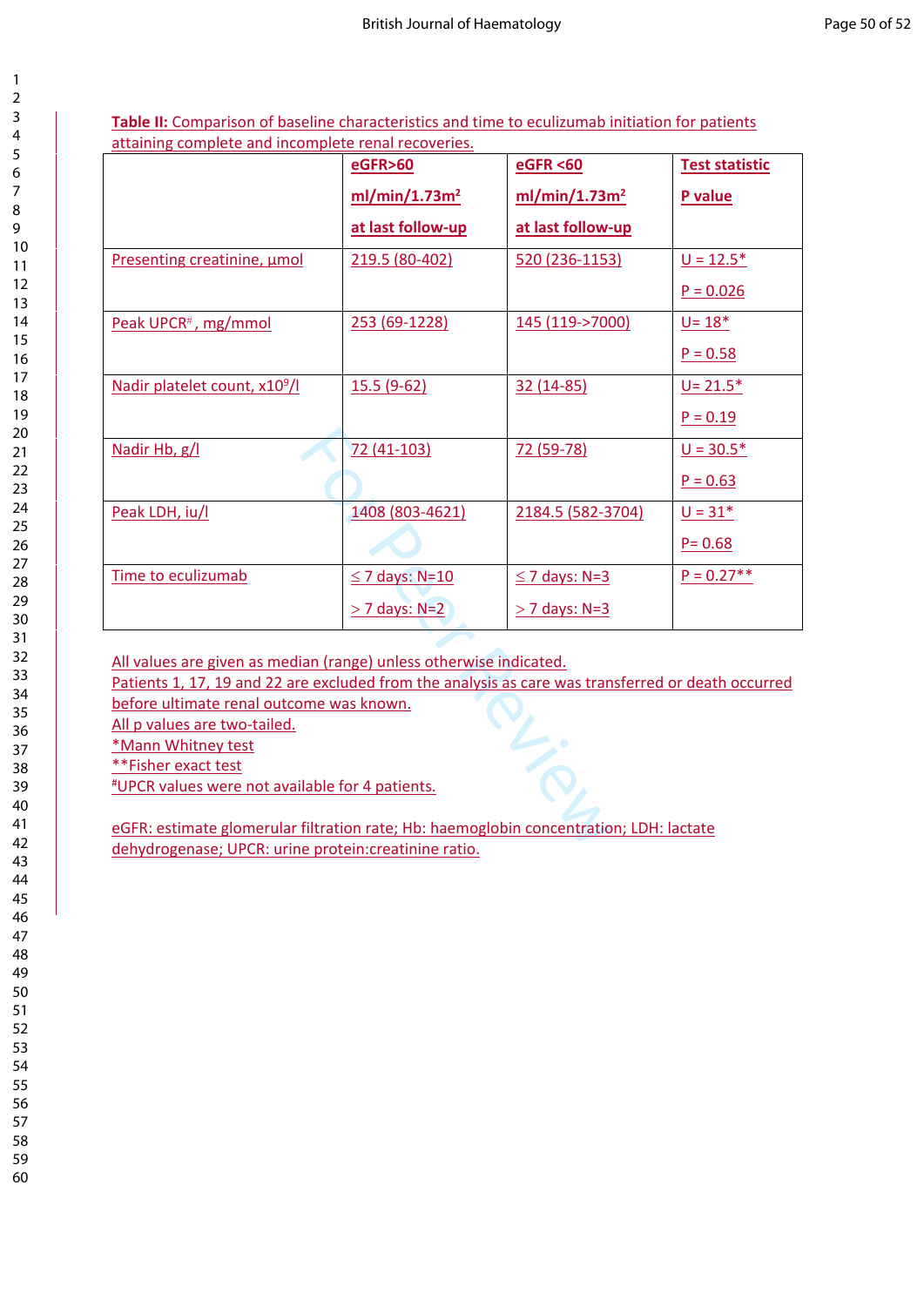**Table II:** Comparison of baseline characteristics and time to eculizumab initiation for patients attaining complete and incomplete renal recoveries.

| | **eGFR>60 ml/min/1.73m²** **at last follow-up** | **eGFR <60 ml/min/1.73m²** **at last follow-up** | **Test statistic** **P value** |
|---|---|---|---|
| Presenting creatinine, µmol | 219.5 (80-402) | 520 (236-1153) | U = 12.5* P = 0.026 |
| Peak UPCR[#], mg/mmol | 253 (69-1228) | 145 (119->7000) | U= 18* P = 0.58 |
| Nadir platelet count, x10⁹/l | 15.5 (9-62) | 32 (14-85) | U= 21.5* P = 0.19 |
| Nadir Hb, g/l | 72 (41-103) | 72 (59-78) | U = 30.5* P = 0.63 |
| Peak LDH, iu/l | 1408 (803-4621) | 2184.5 (582-3704) | U = 31* P= 0.68 |
| Time to eculizumab | ≤ 7 days: N=10 > 7 days: N=2 | ≤ 7 days: N=3 > 7 days: N=3 | P = 0.27** |

All values are given as median (range) unless otherwise indicated.
Patients 1, 17, 19 and 22 are excluded from the analysis as care was transferred or death occurred before ultimate renal outcome was known.
All p values are two-tailed.
*Mann Whitney test
**Fisher exact test
[#]UPCR values were not available for 4 patients.

eGFR: estimate glomerular filtration rate; Hb: haemoglobin concentration; LDH: lactate dehydrogenase; UPCR: urine protein:creatinine ratio.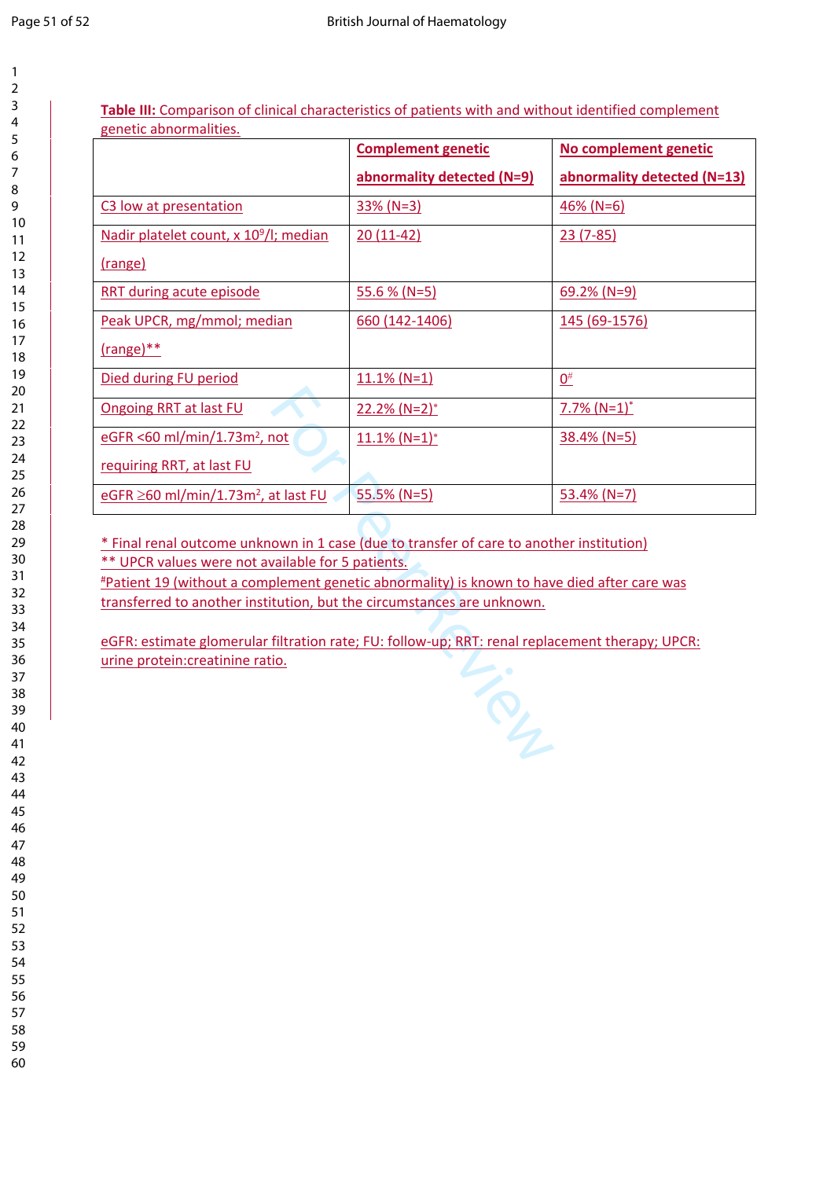**Table III:** Comparison of clinical characteristics of patients with and without identified complement genetic abnormalities.

| | **Complement genetic abnormality detected (N=9)** | **No complement genetic abnormality detected (N=13)** |
|---|---|---|
| C3 low at presentation | 33% (N=3) | 46% (N=6) |
| Nadir platelet count, x $10^9$/l; median (range) | 20 (11-42) | 23 (7-85) |
| RRT during acute episode | 55.6 % (N=5) | 69.2% (N=9) |
| Peak UPCR, mg/mmol; median (range)** | 660 (142-1406) | 145 (69-1576) |
| Died during FU period | 11.1% (N=1) | 0# |
| Ongoing RRT at last FU | 22.2% (N=2)* | 7.7% (N=1)* |
| eGFR <60 ml/min/1.73m², not requiring RRT, at last FU | 11.1% (N=1)* | 38.4% (N=5) |
| eGFR ≥60 ml/min/1.73m², at last FU | 55.5% (N=5) | 53.4% (N=7) |

* Final renal outcome unknown in 1 case (due to transfer of care to another institution)
** UPCR values were not available for 5 patients.
#Patient 19 (without a complement genetic abnormality) is known to have died after care was transferred to another institution, but the circumstances are unknown.

eGFR: estimate glomerular filtration rate; FU: follow-up; RRT: renal replacement therapy; UPCR: urine protein:creatinine ratio.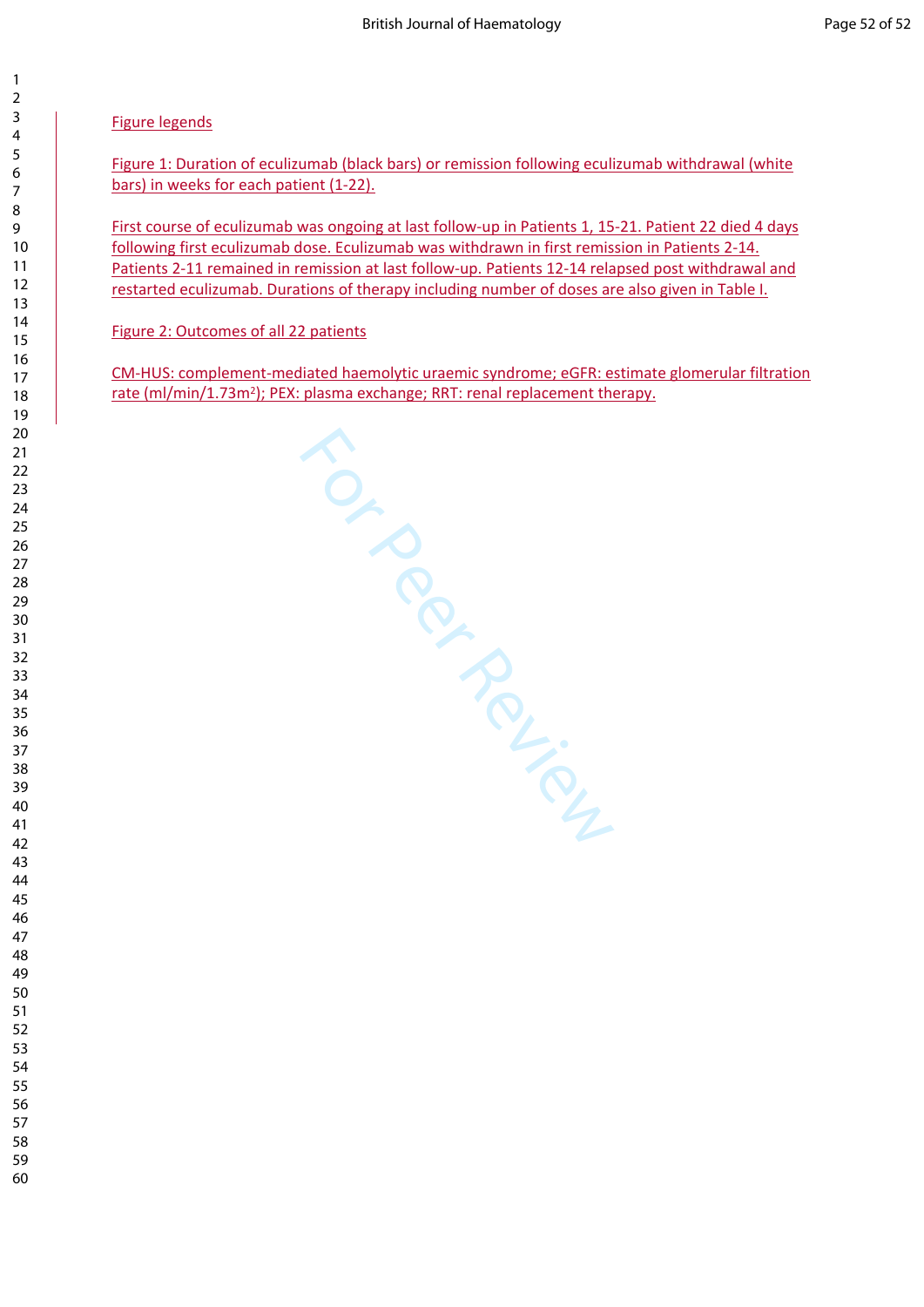## Figure legends

Figure 1: Duration of eculizumab (black bars) or remission following eculizumab withdrawal (white bars) in weeks for each patient (1-22).

First course of eculizumab was ongoing at last follow-up in Patients 1, 15-21. Patient 22 died 4 days following first eculizumab dose. Eculizumab was withdrawn in first remission in Patients 2-14. Patients 2-11 remained in remission at last follow-up. Patients 12-14 relapsed post withdrawal and restarted eculizumab. Durations of therapy including number of doses are also given in Table I.

Figure 2: Outcomes of all 22 patients

CM-HUS: complement-mediated haemolytic uraemic syndrome; eGFR: estimate glomerular filtration rate (ml/min/1.73m$^2$); PEX: plasma exchange; RRT: renal replacement therapy.